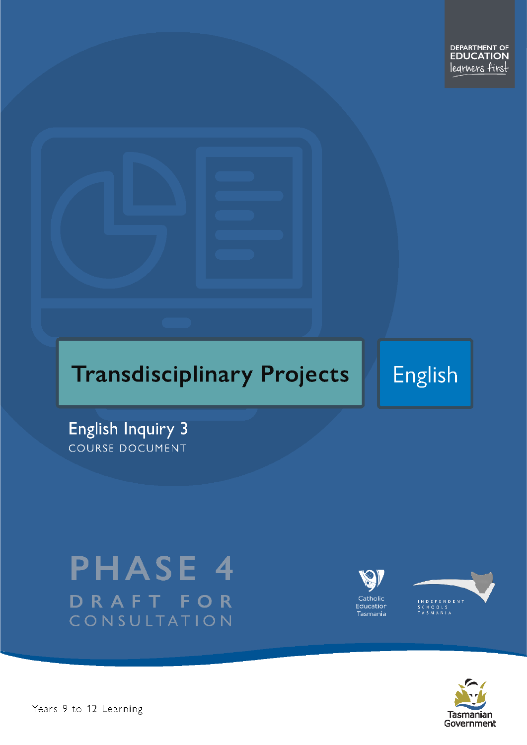DEPARTMENT OF EDUCATION

learners first

# Transdisciplinary Projects

English

## English Inquiry 3

COURSE DOCUMENT

PHASE 4

DRAFT FOR CONSULTATION

Catholic Education Tasmania

INDEPENDENT SCHOOLS TASMANIA

Years 9 to 12 Learning

Tasmanian Government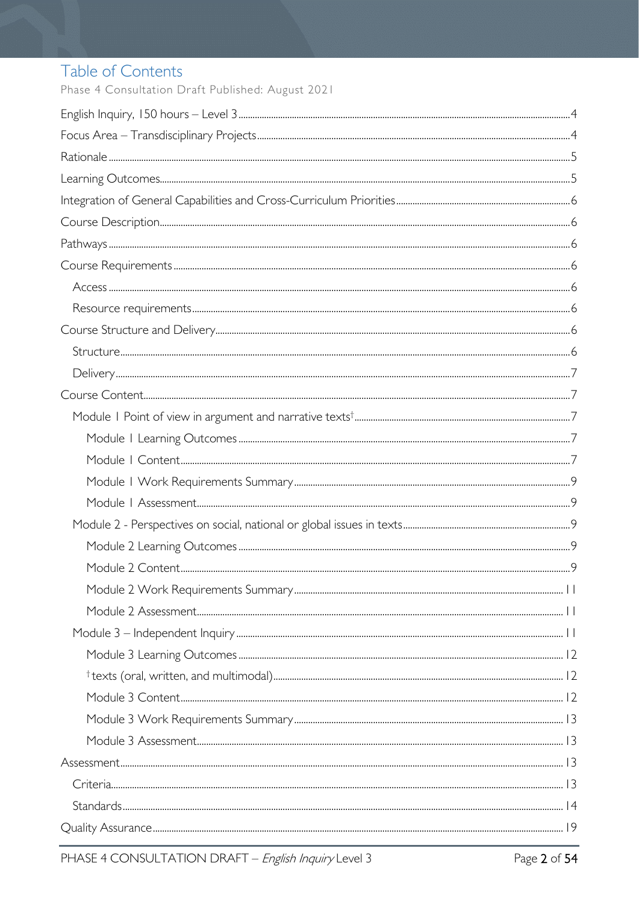# Table of Contents

Phase 4 Consultation Draft Published: August 2021

English Inquiry, 150 hours – Level 3 ..... 4
Focus Area – Transdisciplinary Projects ..... 4
Rationale ..... 5
Learning Outcomes ..... 5
Integration of General Capabilities and Cross-Curriculum Priorities ..... 6
Course Description ..... 6
Pathways ..... 6
Course Requirements ..... 6
- Access ..... 6
- Resource requirements ..... 6

Course Structure and Delivery ..... 6
- Structure ..... 6
- Delivery ..... 7

Course Content ..... 7
- Module 1 Point of view in argument and narrative texts† ..... 7
  - Module 1 Learning Outcomes ..... 7
  - Module 1 Content ..... 7
  - Module 1 Work Requirements Summary ..... 9
  - Module 1 Assessment ..... 9
- Module 2 - Perspectives on social, national or global issues in texts ..... 9
  - Module 2 Learning Outcomes ..... 9
  - Module 2 Content ..... 9
  - Module 2 Work Requirements Summary ..... 11
  - Module 2 Assessment ..... 11
- Module 3 – Independent Inquiry ..... 11
  - Module 3 Learning Outcomes ..... 12
  - †texts (oral, written, and multimodal) ..... 12
  - Module 3 Content ..... 12
  - Module 3 Work Requirements Summary ..... 13
  - Module 3 Assessment ..... 13

Assessment ..... 13
- Criteria ..... 13
- Standards ..... 14

Quality Assurance ..... 19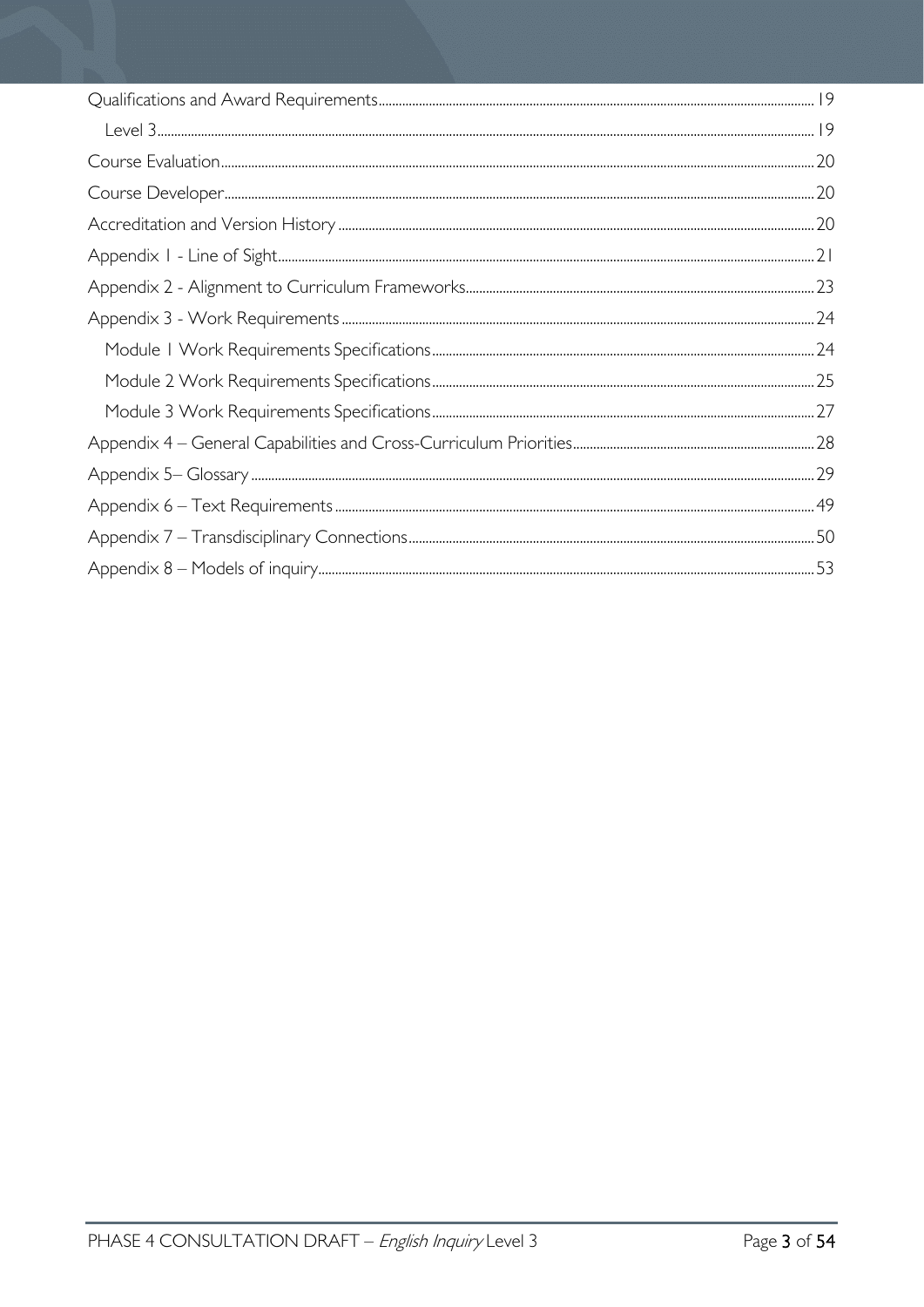Qualifications and Award Requirements ..... 19

- Level 3 ..... 19

Course Evaluation ..... 20

Course Developer ..... 20

Accreditation and Version History ..... 20

Appendix 1 - Line of Sight ..... 21

Appendix 2 - Alignment to Curriculum Frameworks ..... 23

Appendix 3 - Work Requirements ..... 24

- Module 1 Work Requirements Specifications ..... 24
- Module 2 Work Requirements Specifications ..... 25
- Module 3 Work Requirements Specifications ..... 27

Appendix 4 – General Capabilities and Cross-Curriculum Priorities ..... 28

Appendix 5– Glossary ..... 29

Appendix 6 – Text Requirements ..... 49

Appendix 7 – Transdisciplinary Connections ..... 50

Appendix 8 – Models of inquiry ..... 53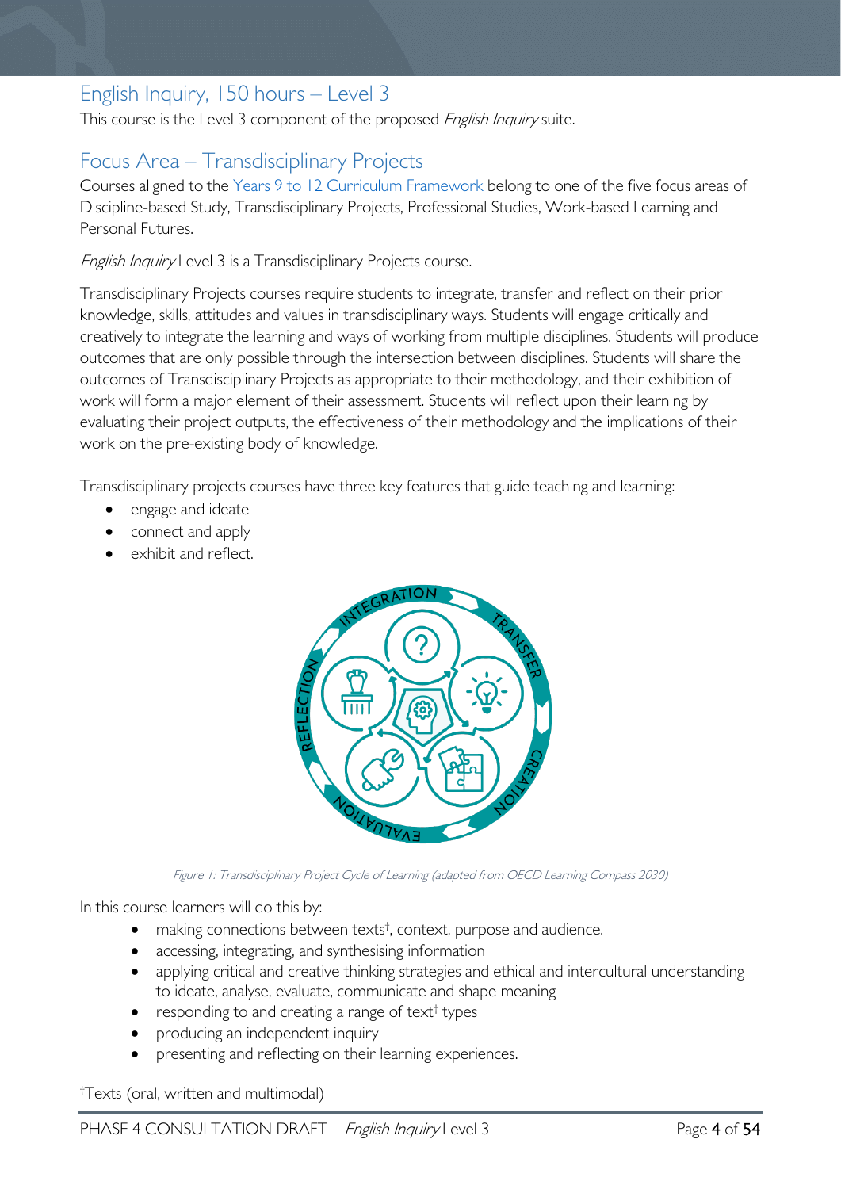## English Inquiry, 150 hours – Level 3

This course is the Level 3 component of the proposed *English Inquiry* suite.

## Focus Area – Transdisciplinary Projects

Courses aligned to the Years 9 to 12 Curriculum Framework belong to one of the five focus areas of Discipline-based Study, Transdisciplinary Projects, Professional Studies, Work-based Learning and Personal Futures.

*English Inquiry* Level 3 is a Transdisciplinary Projects course.

Transdisciplinary Projects courses require students to integrate, transfer and reflect on their prior knowledge, skills, attitudes and values in transdisciplinary ways. Students will engage critically and creatively to integrate the learning and ways of working from multiple disciplines. Students will produce outcomes that are only possible through the intersection between disciplines. Students will share the outcomes of Transdisciplinary Projects as appropriate to their methodology, and their exhibition of work will form a major element of their assessment. Students will reflect upon their learning by evaluating their project outputs, the effectiveness of their methodology and the implications of their work on the pre-existing body of knowledge.

Transdisciplinary projects courses have three key features that guide teaching and learning:

- engage and ideate
- connect and apply
- exhibit and reflect.

*Figure 1: Transdisciplinary Project Cycle of Learning (adapted from OECD Learning Compass 2030)*

In this course learners will do this by:

- making connections between texts†, context, purpose and audience.
- accessing, integrating, and synthesising information
- applying critical and creative thinking strategies and ethical and intercultural understanding to ideate, analyse, evaluate, communicate and shape meaning
- responding to and creating a range of text† types
- producing an independent inquiry
- presenting and reflecting on their learning experiences.

†Texts (oral, written and multimodal)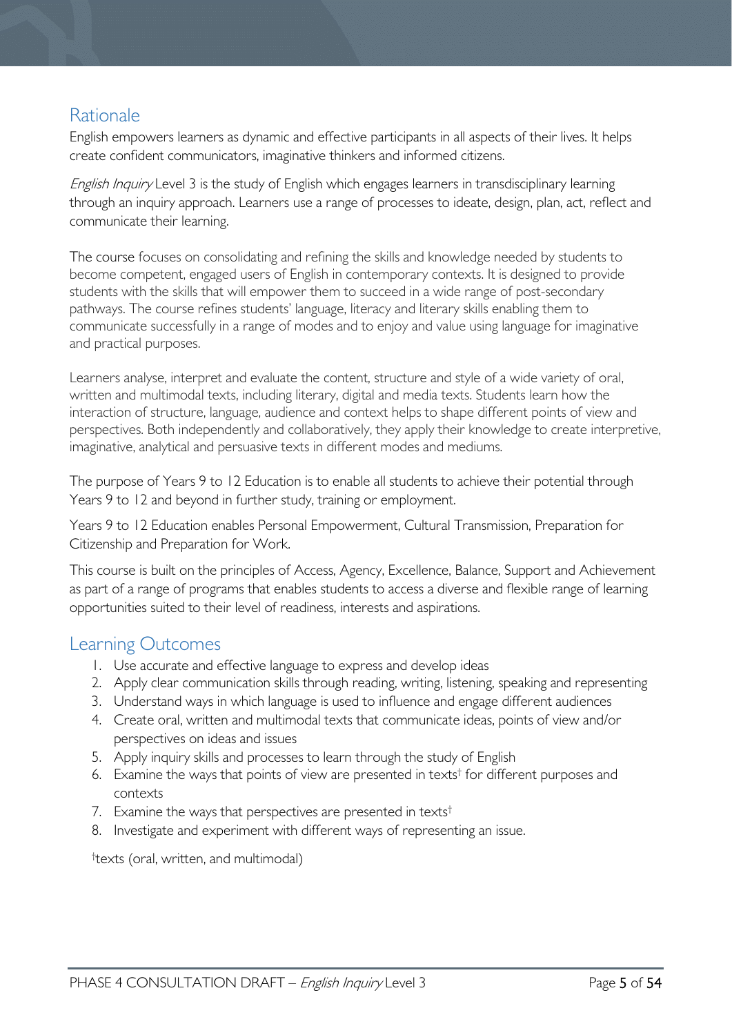## Rationale

English empowers learners as dynamic and effective participants in all aspects of their lives. It helps create confident communicators, imaginative thinkers and informed citizens.

*English Inquiry* Level 3 is the study of English which engages learners in transdisciplinary learning through an inquiry approach. Learners use a range of processes to ideate, design, plan, act, reflect and communicate their learning.

The course focuses on consolidating and refining the skills and knowledge needed by students to become competent, engaged users of English in contemporary contexts. It is designed to provide students with the skills that will empower them to succeed in a wide range of post-secondary pathways. The course refines students' language, literacy and literary skills enabling them to communicate successfully in a range of modes and to enjoy and value using language for imaginative and practical purposes.

Learners analyse, interpret and evaluate the content, structure and style of a wide variety of oral, written and multimodal texts, including literary, digital and media texts. Students learn how the interaction of structure, language, audience and context helps to shape different points of view and perspectives. Both independently and collaboratively, they apply their knowledge to create interpretive, imaginative, analytical and persuasive texts in different modes and mediums.

The purpose of Years 9 to 12 Education is to enable all students to achieve their potential through Years 9 to 12 and beyond in further study, training or employment.

Years 9 to 12 Education enables Personal Empowerment, Cultural Transmission, Preparation for Citizenship and Preparation for Work.

This course is built on the principles of Access, Agency, Excellence, Balance, Support and Achievement as part of a range of programs that enables students to access a diverse and flexible range of learning opportunities suited to their level of readiness, interests and aspirations.

## Learning Outcomes

1. Use accurate and effective language to express and develop ideas
2. Apply clear communication skills through reading, writing, listening, speaking and representing
3. Understand ways in which language is used to influence and engage different audiences
4. Create oral, written and multimodal texts that communicate ideas, points of view and/or perspectives on ideas and issues
5. Apply inquiry skills and processes to learn through the study of English
6. Examine the ways that points of view are presented in texts† for different purposes and contexts
7. Examine the ways that perspectives are presented in texts†
8. Investigate and experiment with different ways of representing an issue.

†texts (oral, written, and multimodal)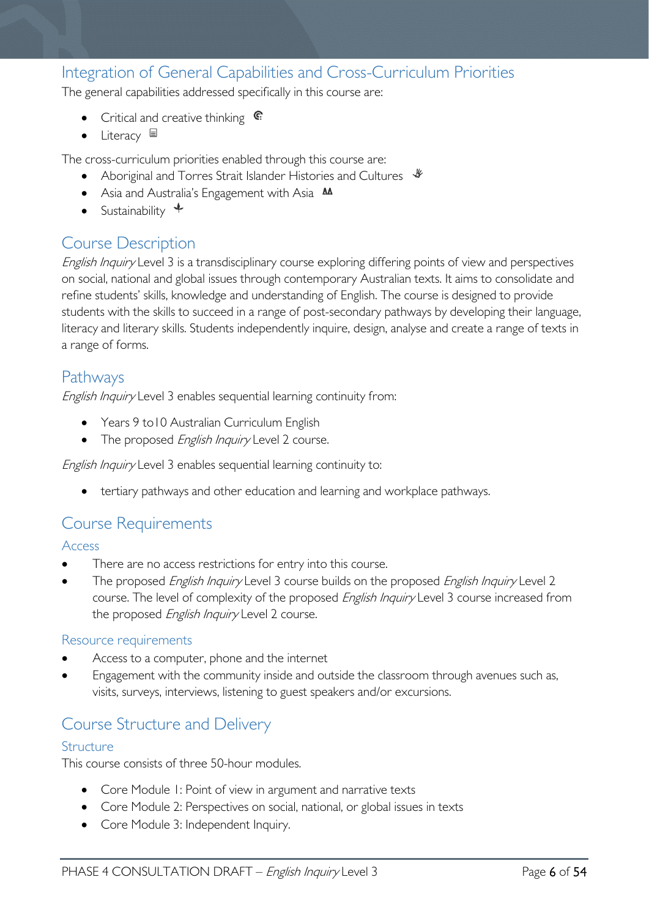## Integration of General Capabilities and Cross-Curriculum Priorities

The general capabilities addressed specifically in this course are:

- Critical and creative thinking
- Literacy

The cross-curriculum priorities enabled through this course are:

- Aboriginal and Torres Strait Islander Histories and Cultures
- Asia and Australia's Engagement with Asia
- Sustainability

## Course Description

*English Inquiry* Level 3 is a transdisciplinary course exploring differing points of view and perspectives on social, national and global issues through contemporary Australian texts. It aims to consolidate and refine students' skills, knowledge and understanding of English. The course is designed to provide students with the skills to succeed in a range of post-secondary pathways by developing their language, literacy and literary skills. Students independently inquire, design, analyse and create a range of texts in a range of forms.

## Pathways

*English Inquiry* Level 3 enables sequential learning continuity from:

- Years 9 to10 Australian Curriculum English
- The proposed *English Inquiry* Level 2 course.

*English Inquiry* Level 3 enables sequential learning continuity to:

- tertiary pathways and other education and learning and workplace pathways.

## Course Requirements

### Access

- There are no access restrictions for entry into this course.
- The proposed *English Inquiry* Level 3 course builds on the proposed *English Inquiry* Level 2 course. The level of complexity of the proposed *English Inquiry* Level 3 course increased from the proposed *English Inquiry* Level 2 course.

### Resource requirements

- Access to a computer, phone and the internet
- Engagement with the community inside and outside the classroom through avenues such as, visits, surveys, interviews, listening to guest speakers and/or excursions.

## Course Structure and Delivery

### Structure

This course consists of three 50-hour modules.

- Core Module 1: Point of view in argument and narrative texts
- Core Module 2: Perspectives on social, national, or global issues in texts
- Core Module 3: Independent Inquiry.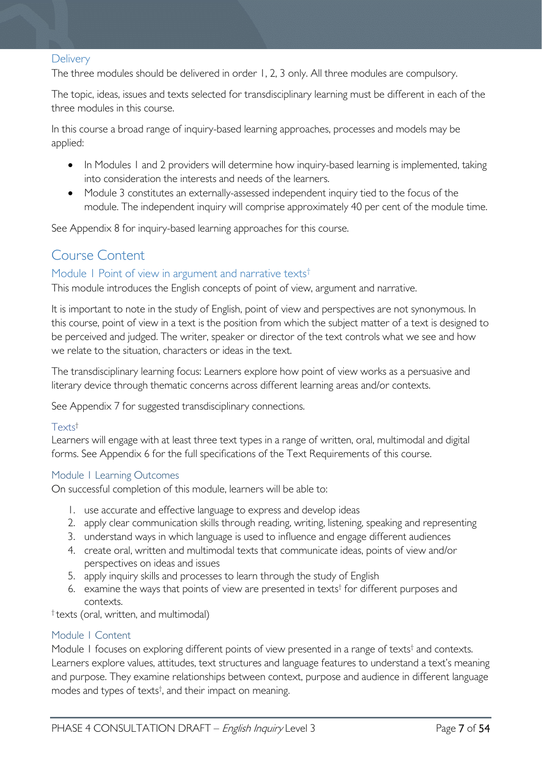### Delivery

The three modules should be delivered in order 1, 2, 3 only. All three modules are compulsory.

The topic, ideas, issues and texts selected for transdisciplinary learning must be different in each of the three modules in this course.

In this course a broad range of inquiry-based learning approaches, processes and models may be applied:

- In Modules 1 and 2 providers will determine how inquiry-based learning is implemented, taking into consideration the interests and needs of the learners.
- Module 3 constitutes an externally-assessed independent inquiry tied to the focus of the module. The independent inquiry will comprise approximately 40 per cent of the module time.

See Appendix 8 for inquiry-based learning approaches for this course.

## Course Content

### Module 1 Point of view in argument and narrative texts†

This module introduces the English concepts of point of view, argument and narrative.

It is important to note in the study of English, point of view and perspectives are not synonymous. In this course, point of view in a text is the position from which the subject matter of a text is designed to be perceived and judged. The writer, speaker or director of the text controls what we see and how we relate to the situation, characters or ideas in the text.

The transdisciplinary learning focus: Learners explore how point of view works as a persuasive and literary device through thematic concerns across different learning areas and/or contexts.

See Appendix 7 for suggested transdisciplinary connections.

#### Texts†

Learners will engage with at least three text types in a range of written, oral, multimodal and digital forms. See Appendix 6 for the full specifications of the Text Requirements of this course.

#### Module 1 Learning Outcomes

On successful completion of this module, learners will be able to:

1. use accurate and effective language to express and develop ideas
2. apply clear communication skills through reading, writing, listening, speaking and representing
3. understand ways in which language is used to influence and engage different audiences
4. create oral, written and multimodal texts that communicate ideas, points of view and/or perspectives on ideas and issues
5. apply inquiry skills and processes to learn through the study of English
6. examine the ways that points of view are presented in texts† for different purposes and contexts.

† texts (oral, written, and multimodal)

#### Module 1 Content

Module 1 focuses on exploring different points of view presented in a range of texts† and contexts. Learners explore values, attitudes, text structures and language features to understand a text's meaning and purpose. They examine relationships between context, purpose and audience in different language modes and types of texts†, and their impact on meaning.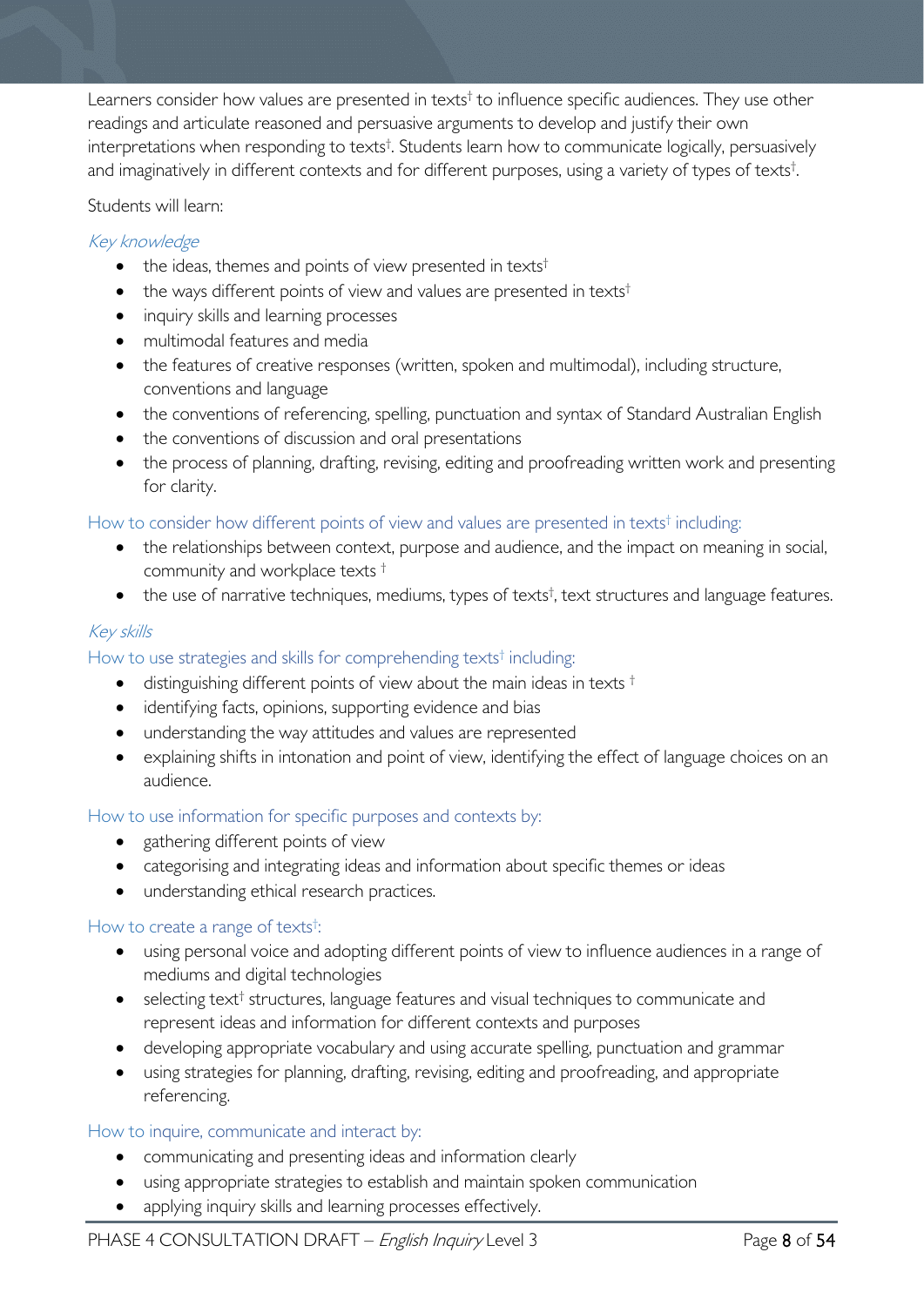Learners consider how values are presented in texts[†] to influence specific audiences. They use other readings and articulate reasoned and persuasive arguments to develop and justify their own interpretations when responding to texts[†]. Students learn how to communicate logically, persuasively and imaginatively in different contexts and for different purposes, using a variety of types of texts[†].

Students will learn:

*Key knowledge*

- the ideas, themes and points of view presented in texts[†]
- the ways different points of view and values are presented in texts[†]
- inquiry skills and learning processes
- multimodal features and media
- the features of creative responses (written, spoken and multimodal), including structure, conventions and language
- the conventions of referencing, spelling, punctuation and syntax of Standard Australian English
- the conventions of discussion and oral presentations
- the process of planning, drafting, revising, editing and proofreading written work and presenting for clarity.

How to consider how different points of view and values are presented in texts[†] including:

- the relationships between context, purpose and audience, and the impact on meaning in social, community and workplace texts [†]
- the use of narrative techniques, mediums, types of texts[†], text structures and language features.

*Key skills*

How to use strategies and skills for comprehending texts[†] including:

- distinguishing different points of view about the main ideas in texts [†]
- identifying facts, opinions, supporting evidence and bias
- understanding the way attitudes and values are represented
- explaining shifts in intonation and point of view, identifying the effect of language choices on an audience.

How to use information for specific purposes and contexts by:

- gathering different points of view
- categorising and integrating ideas and information about specific themes or ideas
- understanding ethical research practices.

How to create a range of texts[†]:

- using personal voice and adopting different points of view to influence audiences in a range of mediums and digital technologies
- selecting text[†] structures, language features and visual techniques to communicate and represent ideas and information for different contexts and purposes
- developing appropriate vocabulary and using accurate spelling, punctuation and grammar
- using strategies for planning, drafting, revising, editing and proofreading, and appropriate referencing.

How to inquire, communicate and interact by:

- communicating and presenting ideas and information clearly
- using appropriate strategies to establish and maintain spoken communication
- applying inquiry skills and learning processes effectively.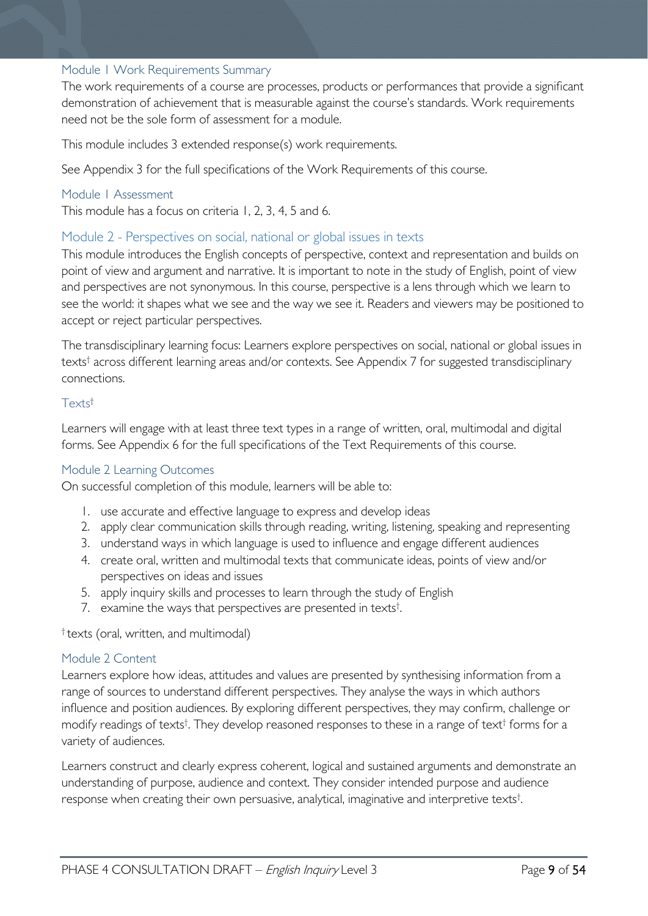### Module 1 Work Requirements Summary

The work requirements of a course are processes, products or performances that provide a significant demonstration of achievement that is measurable against the course's standards. Work requirements need not be the sole form of assessment for a module.

This module includes 3 extended response(s) work requirements.

See Appendix 3 for the full specifications of the Work Requirements of this course.

### Module 1 Assessment

This module has a focus on criteria 1, 2, 3, 4, 5 and 6.

## Module 2 - Perspectives on social, national or global issues in texts

This module introduces the English concepts of perspective, context and representation and builds on point of view and argument and narrative. It is important to note in the study of English, point of view and perspectives are not synonymous. In this course, perspective is a lens through which we learn to see the world: it shapes what we see and the way we see it. Readers and viewers may be positioned to accept or reject particular perspectives.

The transdisciplinary learning focus: Learners explore perspectives on social, national or global issues in texts† across different learning areas and/or contexts. See Appendix 7 for suggested transdisciplinary connections.

### Texts†

Learners will engage with at least three text types in a range of written, oral, multimodal and digital forms. See Appendix 6 for the full specifications of the Text Requirements of this course.

### Module 2 Learning Outcomes

On successful completion of this module, learners will be able to:

1. use accurate and effective language to express and develop ideas
2. apply clear communication skills through reading, writing, listening, speaking and representing
3. understand ways in which language is used to influence and engage different audiences
4. create oral, written and multimodal texts that communicate ideas, points of view and/or perspectives on ideas and issues
5. apply inquiry skills and processes to learn through the study of English
7. examine the ways that perspectives are presented in texts†.

† texts (oral, written, and multimodal)

### Module 2 Content

Learners explore how ideas, attitudes and values are presented by synthesising information from a range of sources to understand different perspectives. They analyse the ways in which authors influence and position audiences. By exploring different perspectives, they may confirm, challenge or modify readings of texts†. They develop reasoned responses to these in a range of text† forms for a variety of audiences.

Learners construct and clearly express coherent, logical and sustained arguments and demonstrate an understanding of purpose, audience and context. They consider intended purpose and audience response when creating their own persuasive, analytical, imaginative and interpretive texts†.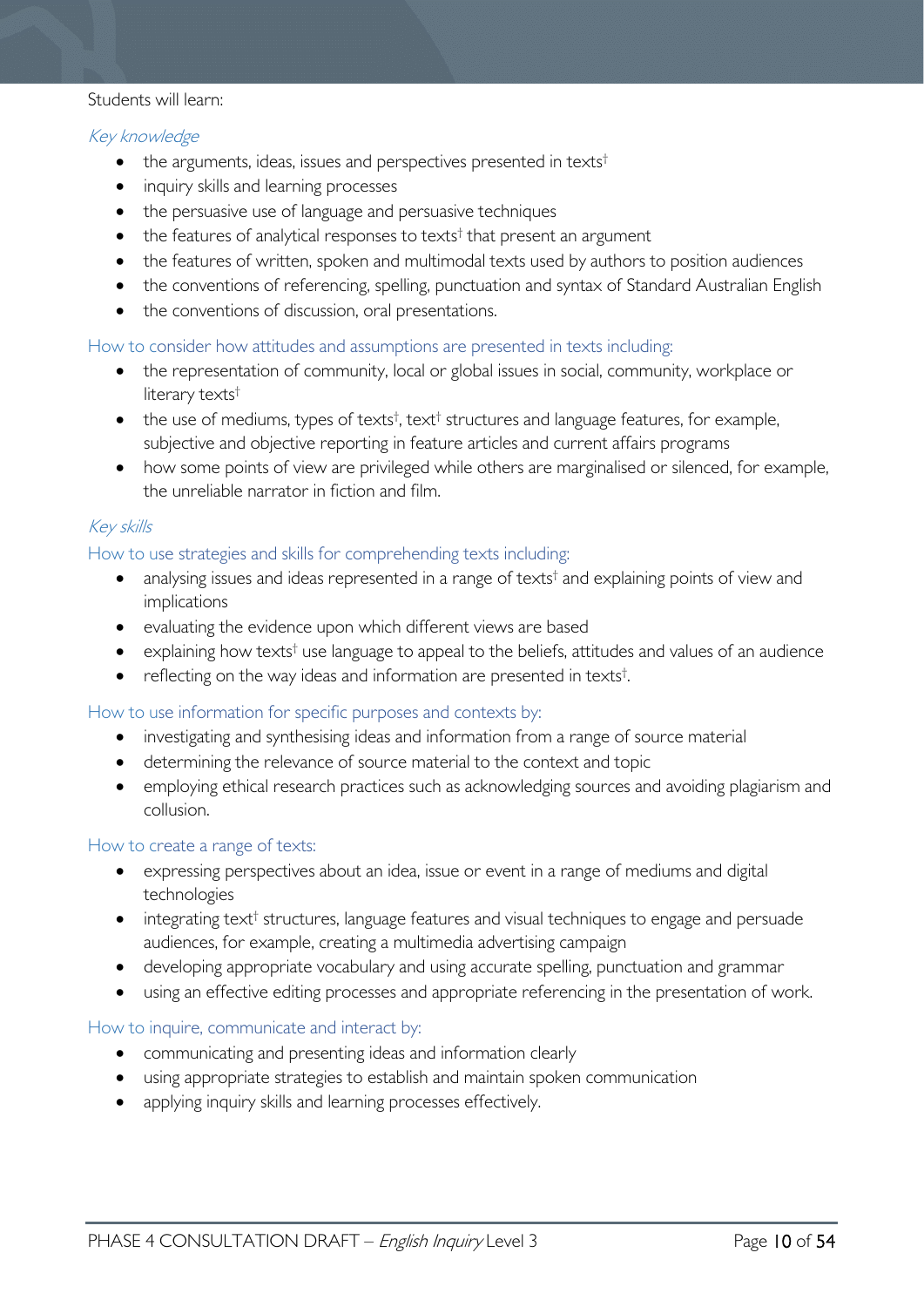Students will learn:

*Key knowledge*

- the arguments, ideas, issues and perspectives presented in texts†
- inquiry skills and learning processes
- the persuasive use of language and persuasive techniques
- the features of analytical responses to texts† that present an argument
- the features of written, spoken and multimodal texts used by authors to position audiences
- the conventions of referencing, spelling, punctuation and syntax of Standard Australian English
- the conventions of discussion, oral presentations.

How to consider how attitudes and assumptions are presented in texts including:

- the representation of community, local or global issues in social, community, workplace or literary texts†
- the use of mediums, types of texts†, text† structures and language features, for example, subjective and objective reporting in feature articles and current affairs programs
- how some points of view are privileged while others are marginalised or silenced, for example, the unreliable narrator in fiction and film.

*Key skills*

How to use strategies and skills for comprehending texts including:

- analysing issues and ideas represented in a range of texts† and explaining points of view and implications
- evaluating the evidence upon which different views are based
- explaining how texts† use language to appeal to the beliefs, attitudes and values of an audience
- reflecting on the way ideas and information are presented in texts†.

How to use information for specific purposes and contexts by:

- investigating and synthesising ideas and information from a range of source material
- determining the relevance of source material to the context and topic
- employing ethical research practices such as acknowledging sources and avoiding plagiarism and collusion.

How to create a range of texts:

- expressing perspectives about an idea, issue or event in a range of mediums and digital technologies
- integrating text† structures, language features and visual techniques to engage and persuade audiences, for example, creating a multimedia advertising campaign
- developing appropriate vocabulary and using accurate spelling, punctuation and grammar
- using an effective editing processes and appropriate referencing in the presentation of work.

How to inquire, communicate and interact by:

- communicating and presenting ideas and information clearly
- using appropriate strategies to establish and maintain spoken communication
- applying inquiry skills and learning processes effectively.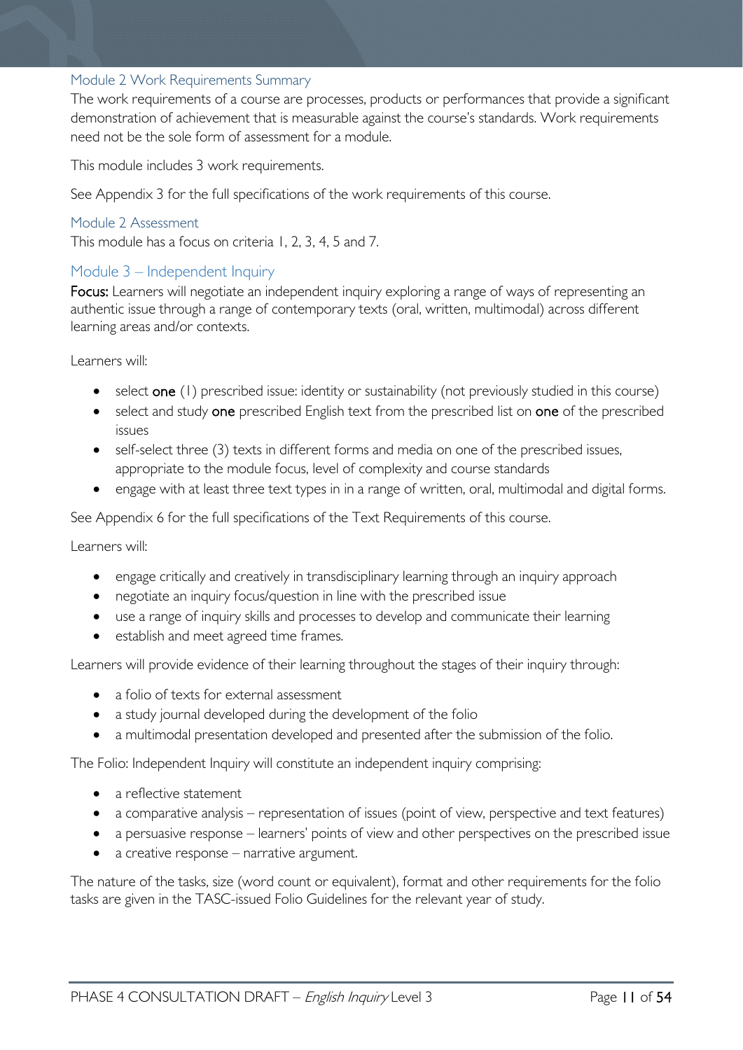### Module 2 Work Requirements Summary

The work requirements of a course are processes, products or performances that provide a significant demonstration of achievement that is measurable against the course's standards. Work requirements need not be the sole form of assessment for a module.

This module includes 3 work requirements.

See Appendix 3 for the full specifications of the work requirements of this course.

### Module 2 Assessment

This module has a focus on criteria 1, 2, 3, 4, 5 and 7.

## Module 3 – Independent Inquiry

**Focus:** Learners will negotiate an independent inquiry exploring a range of ways of representing an authentic issue through a range of contemporary texts (oral, written, multimodal) across different learning areas and/or contexts.

Learners will:

- select **one** (1) prescribed issue: identity or sustainability (not previously studied in this course)
- select and study **one** prescribed English text from the prescribed list on **one** of the prescribed issues
- self-select three (3) texts in different forms and media on one of the prescribed issues, appropriate to the module focus, level of complexity and course standards
- engage with at least three text types in in a range of written, oral, multimodal and digital forms.

See Appendix 6 for the full specifications of the Text Requirements of this course.

Learners will:

- engage critically and creatively in transdisciplinary learning through an inquiry approach
- negotiate an inquiry focus/question in line with the prescribed issue
- use a range of inquiry skills and processes to develop and communicate their learning
- establish and meet agreed time frames.

Learners will provide evidence of their learning throughout the stages of their inquiry through:

- a folio of texts for external assessment
- a study journal developed during the development of the folio
- a multimodal presentation developed and presented after the submission of the folio.

The Folio: Independent Inquiry will constitute an independent inquiry comprising:

- a reflective statement
- a comparative analysis – representation of issues (point of view, perspective and text features)
- a persuasive response – learners' points of view and other perspectives on the prescribed issue
- a creative response – narrative argument.

The nature of the tasks, size (word count or equivalent), format and other requirements for the folio tasks are given in the TASC-issued Folio Guidelines for the relevant year of study.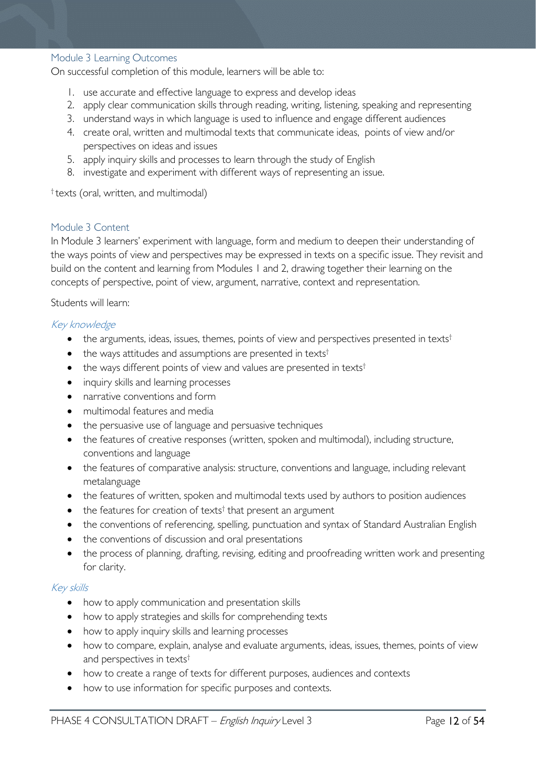### Module 3 Learning Outcomes

On successful completion of this module, learners will be able to:

1. use accurate and effective language to express and develop ideas
2. apply clear communication skills through reading, writing, listening, speaking and representing
3. understand ways in which language is used to influence and engage different audiences
4. create oral, written and multimodal texts that communicate ideas, points of view and/or perspectives on ideas and issues
5. apply inquiry skills and processes to learn through the study of English
8. investigate and experiment with different ways of representing an issue.

† texts (oral, written, and multimodal)

### Module 3 Content

In Module 3 learners' experiment with language, form and medium to deepen their understanding of the ways points of view and perspectives may be expressed in texts on a specific issue. They revisit and build on the content and learning from Modules 1 and 2, drawing together their learning on the concepts of perspective, point of view, argument, narrative, context and representation.

Students will learn:

#### *Key knowledge*

- the arguments, ideas, issues, themes, points of view and perspectives presented in texts†
- the ways attitudes and assumptions are presented in texts†
- the ways different points of view and values are presented in texts†
- inquiry skills and learning processes
- narrative conventions and form
- multimodal features and media
- the persuasive use of language and persuasive techniques
- the features of creative responses (written, spoken and multimodal), including structure, conventions and language
- the features of comparative analysis: structure, conventions and language, including relevant metalanguage
- the features of written, spoken and multimodal texts used by authors to position audiences
- the features for creation of texts† that present an argument
- the conventions of referencing, spelling, punctuation and syntax of Standard Australian English
- the conventions of discussion and oral presentations
- the process of planning, drafting, revising, editing and proofreading written work and presenting for clarity.

#### *Key skills*

- how to apply communication and presentation skills
- how to apply strategies and skills for comprehending texts
- how to apply inquiry skills and learning processes
- how to compare, explain, analyse and evaluate arguments, ideas, issues, themes, points of view and perspectives in texts†
- how to create a range of texts for different purposes, audiences and contexts
- how to use information for specific purposes and contexts.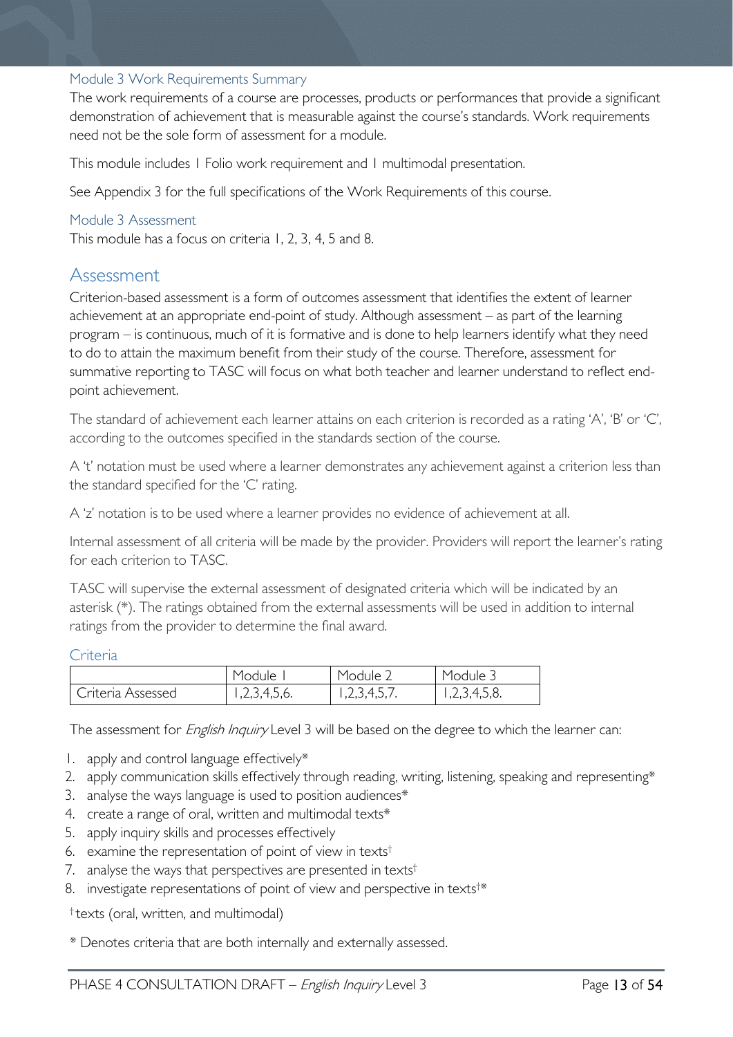### Module 3 Work Requirements Summary

The work requirements of a course are processes, products or performances that provide a significant demonstration of achievement that is measurable against the course's standards. Work requirements need not be the sole form of assessment for a module.

This module includes 1 Folio work requirement and 1 multimodal presentation.

See Appendix 3 for the full specifications of the Work Requirements of this course.

### Module 3 Assessment

This module has a focus on criteria 1, 2, 3, 4, 5 and 8.

## Assessment

Criterion-based assessment is a form of outcomes assessment that identifies the extent of learner achievement at an appropriate end-point of study. Although assessment – as part of the learning program – is continuous, much of it is formative and is done to help learners identify what they need to do to attain the maximum benefit from their study of the course. Therefore, assessment for summative reporting to TASC will focus on what both teacher and learner understand to reflect end-point achievement.

The standard of achievement each learner attains on each criterion is recorded as a rating 'A', 'B' or 'C', according to the outcomes specified in the standards section of the course.

A 't' notation must be used where a learner demonstrates any achievement against a criterion less than the standard specified for the 'C' rating.

A 'z' notation is to be used where a learner provides no evidence of achievement at all.

Internal assessment of all criteria will be made by the provider. Providers will report the learner's rating for each criterion to TASC.

TASC will supervise the external assessment of designated criteria which will be indicated by an asterisk (*). The ratings obtained from the external assessments will be used in addition to internal ratings from the provider to determine the final award.

### Criteria

| | Module 1 | Module 2 | Module 3 |
|---|---|---|---|
| Criteria Assessed | 1,2,3,4,5,6. | 1,2,3,4,5,7. | 1,2,3,4,5,8. |

The assessment for *English Inquiry* Level 3 will be based on the degree to which the learner can:

1. apply and control language effectively*
2. apply communication skills effectively through reading, writing, listening, speaking and representing*
3. analyse the ways language is used to position audiences*
4. create a range of oral, written and multimodal texts*
5. apply inquiry skills and processes effectively
6. examine the representation of point of view in texts†
7. analyse the ways that perspectives are presented in texts†
8. investigate representations of point of view and perspective in texts†*

† texts (oral, written, and multimodal)

* Denotes criteria that are both internally and externally assessed.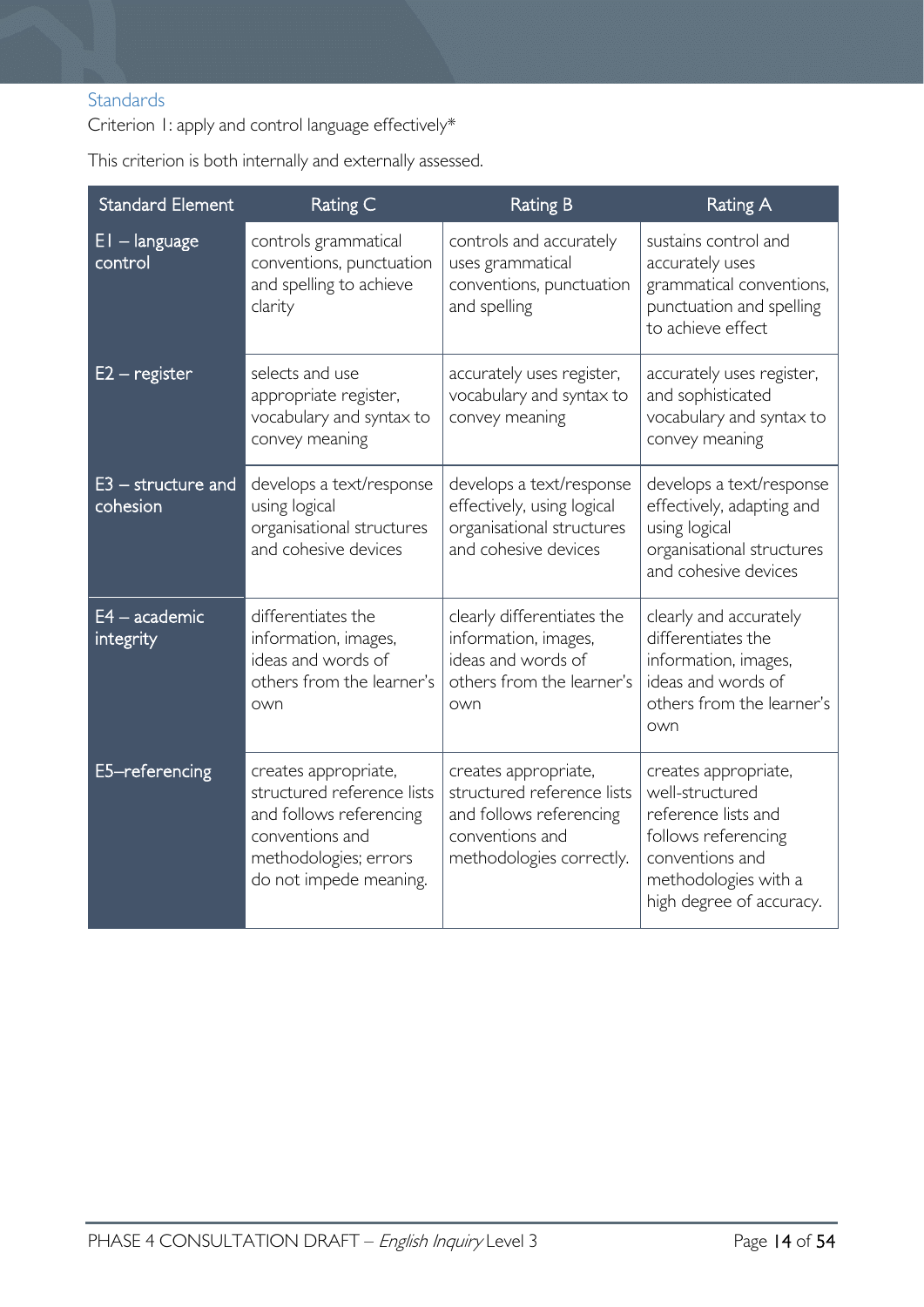### Standards

Criterion 1: apply and control language effectively*

This criterion is both internally and externally assessed.

| Standard Element | Rating C | Rating B | Rating A |
|---|---|---|---|
| E1 – language control | controls grammatical conventions, punctuation and spelling to achieve clarity | controls and accurately uses grammatical conventions, punctuation and spelling | sustains control and accurately uses grammatical conventions, punctuation and spelling to achieve effect |
| E2 – register | selects and use appropriate register, vocabulary and syntax to convey meaning | accurately uses register, vocabulary and syntax to convey meaning | accurately uses register, and sophisticated vocabulary and syntax to convey meaning |
| E3 – structure and cohesion | develops a text/response using logical organisational structures and cohesive devices | develops a text/response effectively, using logical organisational structures and cohesive devices | develops a text/response effectively, adapting and using logical organisational structures and cohesive devices |
| E4 – academic integrity | differentiates the information, images, ideas and words of others from the learner's own | clearly differentiates the information, images, ideas and words of others from the learner's own | clearly and accurately differentiates the information, images, ideas and words of others from the learner's own |
| E5–referencing | creates appropriate, structured reference lists and follows referencing conventions and methodologies; errors do not impede meaning. | creates appropriate, structured reference lists and follows referencing conventions and methodologies correctly. | creates appropriate, well-structured reference lists and follows referencing conventions and methodologies with a high degree of accuracy. |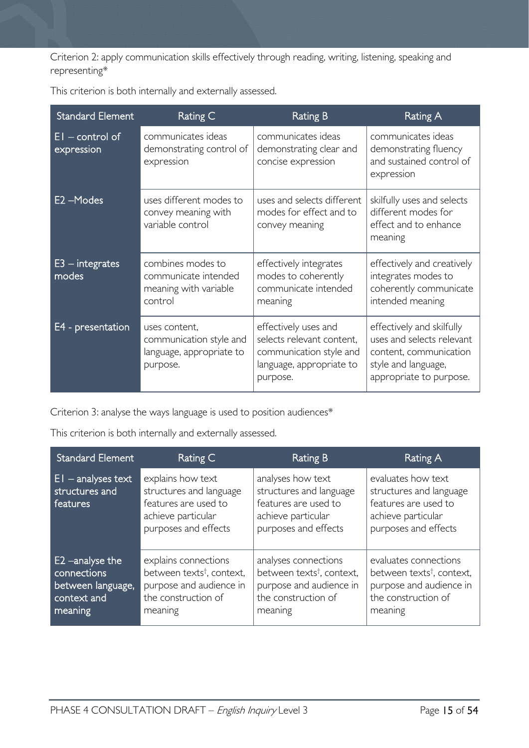Criterion 2: apply communication skills effectively through reading, writing, listening, speaking and representing*

This criterion is both internally and externally assessed.

| Standard Element | Rating C | Rating B | Rating A |
|---|---|---|---|
| E1 – control of expression | communicates ideas demonstrating control of expression | communicates ideas demonstrating clear and concise expression | communicates ideas demonstrating fluency and sustained control of expression |
| E2 –Modes | uses different modes to convey meaning with variable control | uses and selects different modes for effect and to convey meaning | skilfully uses and selects different modes for effect and to enhance meaning |
| E3 – integrates modes | combines modes to communicate intended meaning with variable control | effectively integrates modes to coherently communicate intended meaning | effectively and creatively integrates modes to coherently communicate intended meaning |
| E4 - presentation | uses content, communication style and language, appropriate to purpose. | effectively uses and selects relevant content, communication style and language, appropriate to purpose. | effectively and skilfully uses and selects relevant content, communication style and language, appropriate to purpose. |

Criterion 3: analyse the ways language is used to position audiences*

This criterion is both internally and externally assessed.

| Standard Element | Rating C | Rating B | Rating A |
|---|---|---|---|
| E1 – analyses text structures and features | explains how text structures and language features are used to achieve particular purposes and effects | analyses how text structures and language features are used to achieve particular purposes and effects | evaluates how text structures and language features are used to achieve particular purposes and effects |
| E2 –analyse the connections between language, context and meaning | explains connections between texts†, context, purpose and audience in the construction of meaning | analyses connections between texts†, context, purpose and audience in the construction of meaning | evaluates connections between texts†, context, purpose and audience in the construction of meaning |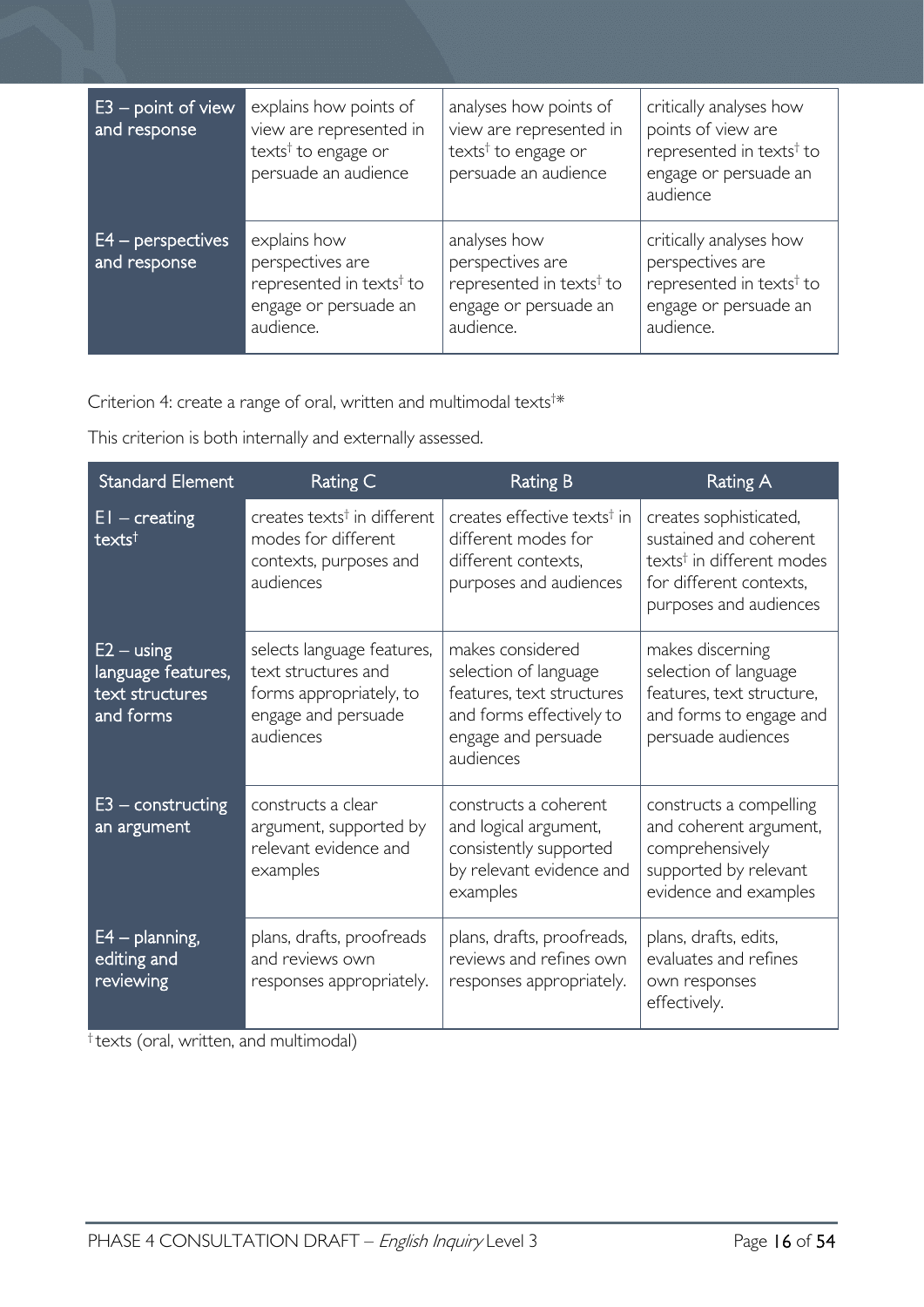| | | | |
|---|---|---|---|
| E3 – point of view and response | explains how points of view are represented in texts† to engage or persuade an audience | analyses how points of view are represented in texts† to engage or persuade an audience | critically analyses how points of view are represented in texts† to engage or persuade an audience |
| E4 – perspectives and response | explains how perspectives are represented in texts† to engage or persuade an audience. | analyses how perspectives are represented in texts† to engage or persuade an audience. | critically analyses how perspectives are represented in texts† to engage or persuade an audience. |

Criterion 4: create a range of oral, written and multimodal texts†*

This criterion is both internally and externally assessed.

| Standard Element | Rating C | Rating B | Rating A |
|---|---|---|---|
| E1 – creating texts† | creates texts† in different modes for different contexts, purposes and audiences | creates effective texts† in different modes for different contexts, purposes and audiences | creates sophisticated, sustained and coherent texts† in different modes for different contexts, purposes and audiences |
| E2 – using language features, text structures and forms | selects language features, text structures and forms appropriately, to engage and persuade audiences | makes considered selection of language features, text structures and forms effectively to engage and persuade audiences | makes discerning selection of language features, text structure, and forms to engage and persuade audiences |
| E3 – constructing an argument | constructs a clear argument, supported by relevant evidence and examples | constructs a coherent and logical argument, consistently supported by relevant evidence and examples | constructs a compelling and coherent argument, comprehensively supported by relevant evidence and examples |
| E4 – planning, editing and reviewing | plans, drafts, proofreads and reviews own responses appropriately. | plans, drafts, proofreads, reviews and refines own responses appropriately. | plans, drafts, edits, evaluates and refines own responses effectively. |

† texts (oral, written, and multimodal)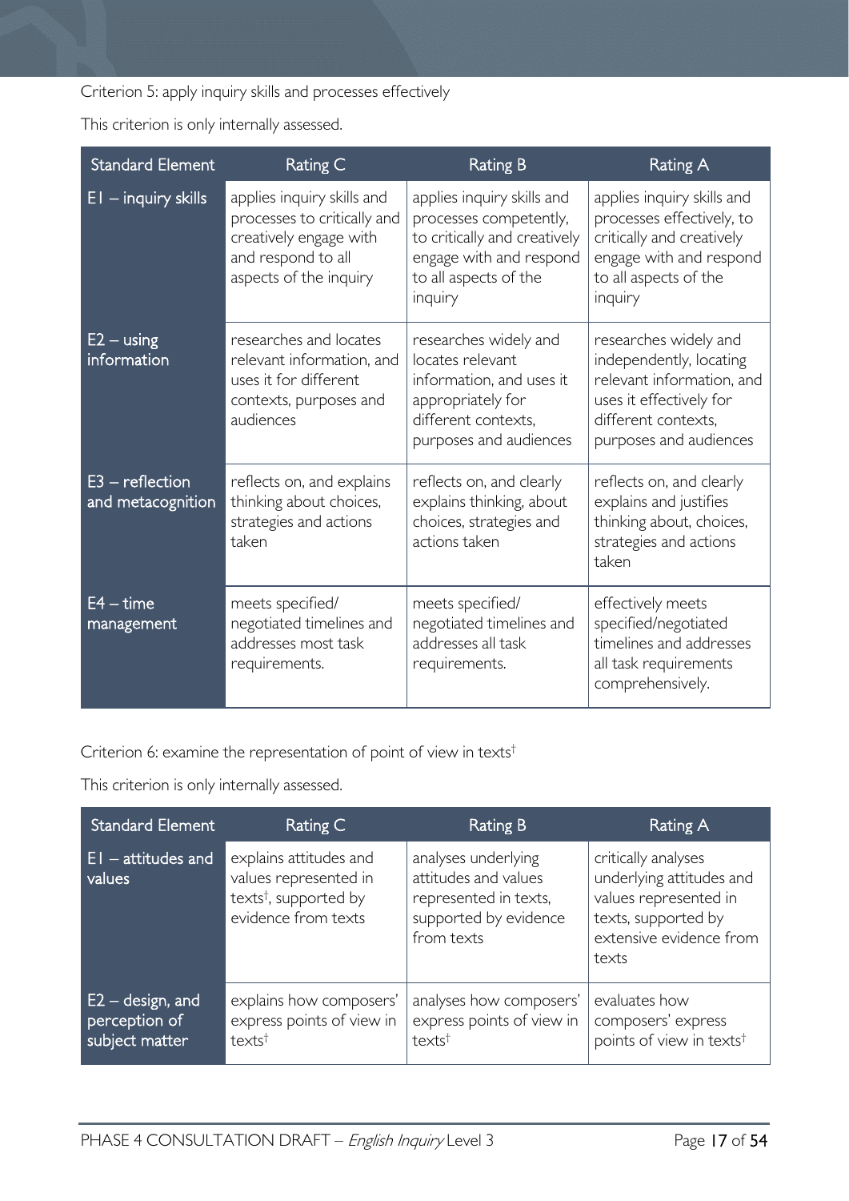Criterion 5: apply inquiry skills and processes effectively

This criterion is only internally assessed.

| Standard Element | Rating C | Rating B | Rating A |
| --- | --- | --- | --- |
| E1 – inquiry skills | applies inquiry skills and processes to critically and creatively engage with and respond to all aspects of the inquiry | applies inquiry skills and processes competently, to critically and creatively engage with and respond to all aspects of the inquiry | applies inquiry skills and processes effectively, to critically and creatively engage with and respond to all aspects of the inquiry |
| E2 – using information | researches and locates relevant information, and uses it for different contexts, purposes and audiences | researches widely and locates relevant information, and uses it appropriately for different contexts, purposes and audiences | researches widely and independently, locating relevant information, and uses it effectively for different contexts, purposes and audiences |
| E3 – reflection and metacognition | reflects on, and explains thinking about choices, strategies and actions taken | reflects on, and clearly explains thinking, about choices, strategies and actions taken | reflects on, and clearly explains and justifies thinking about, choices, strategies and actions taken |
| E4 – time management | meets specified/negotiated timelines and addresses most task requirements. | meets specified/negotiated timelines and addresses all task requirements. | effectively meets specified/negotiated timelines and addresses all task requirements comprehensively. |

Criterion 6: examine the representation of point of view in texts†

This criterion is only internally assessed.

| Standard Element | Rating C | Rating B | Rating A |
| --- | --- | --- | --- |
| E1 – attitudes and values | explains attitudes and values represented in texts†, supported by evidence from texts | analyses underlying attitudes and values represented in texts, supported by evidence from texts | critically analyses underlying attitudes and values represented in texts, supported by extensive evidence from texts |
| E2 – design, and perception of subject matter | explains how composers' express points of view in texts† | analyses how composers' express points of view in texts† | evaluates how composers' express points of view in texts† |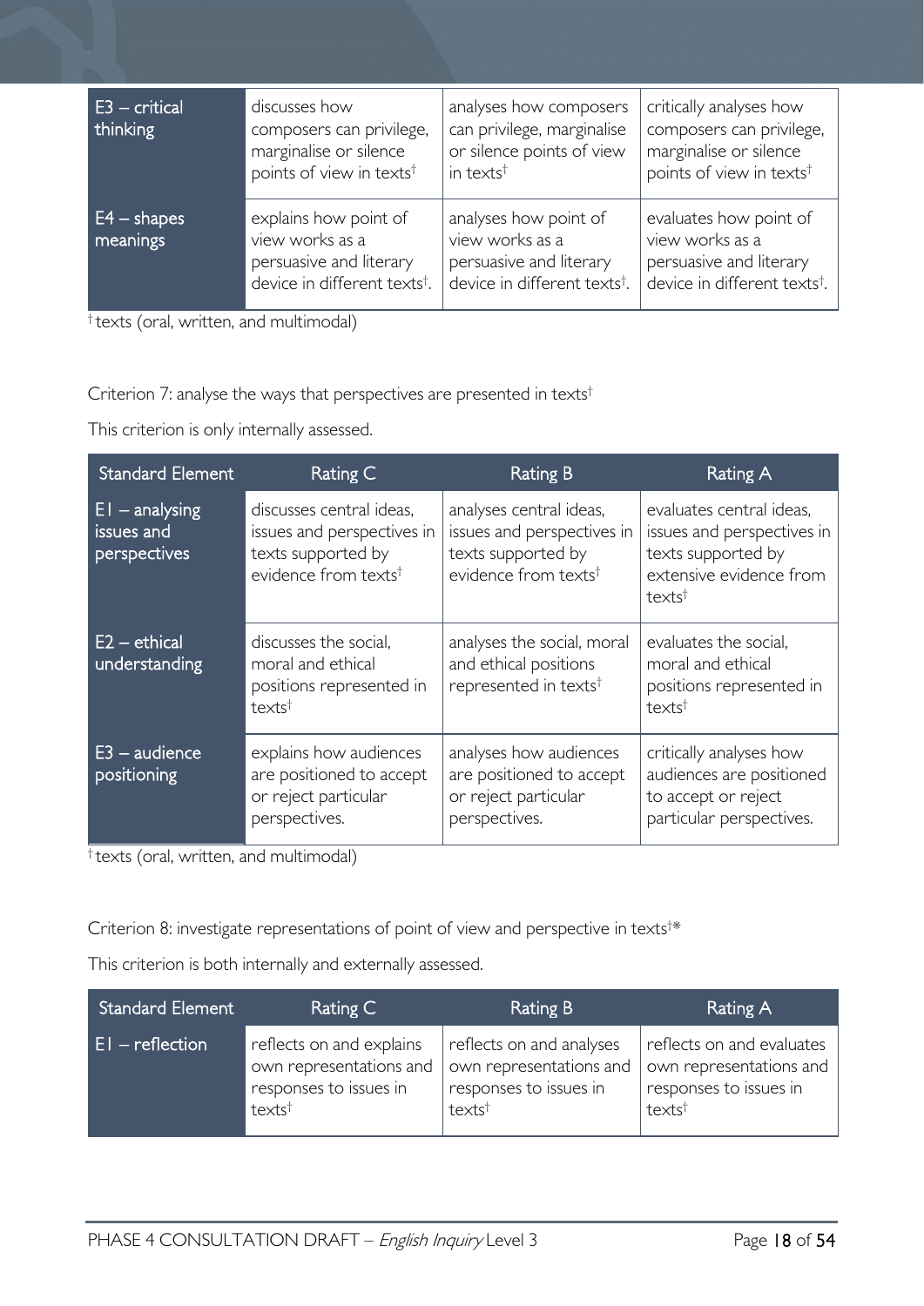| | | | |
|---|---|---|---|
| E3 – critical thinking | discusses how composers can privilege, marginalise or silence points of view in texts† | analyses how composers can privilege, marginalise or silence points of view in texts† | critically analyses how composers can privilege, marginalise or silence points of view in texts† |
| E4 – shapes meanings | explains how point of view works as a persuasive and literary device in different texts†. | analyses how point of view works as a persuasive and literary device in different texts†. | evaluates how point of view works as a persuasive and literary device in different texts†. |

† texts (oral, written, and multimodal)

Criterion 7: analyse the ways that perspectives are presented in texts†

This criterion is only internally assessed.

| Standard Element | Rating C | Rating B | Rating A |
|---|---|---|---|
| E1 – analysing issues and perspectives | discusses central ideas, issues and perspectives in texts supported by evidence from texts† | analyses central ideas, issues and perspectives in texts supported by evidence from texts† | evaluates central ideas, issues and perspectives in texts supported by extensive evidence from texts† |
| E2 – ethical understanding | discusses the social, moral and ethical positions represented in texts† | analyses the social, moral and ethical positions represented in texts† | evaluates the social, moral and ethical positions represented in texts† |
| E3 – audience positioning | explains how audiences are positioned to accept or reject particular perspectives. | analyses how audiences are positioned to accept or reject particular perspectives. | critically analyses how audiences are positioned to accept or reject particular perspectives. |

† texts (oral, written, and multimodal)

Criterion 8: investigate representations of point of view and perspective in texts†*

This criterion is both internally and externally assessed.

| Standard Element | Rating C | Rating B | Rating A |
|---|---|---|---|
| E1 – reflection | reflects on and explains own representations and responses to issues in texts† | reflects on and analyses own representations and responses to issues in texts† | reflects on and evaluates own representations and responses to issues in texts† |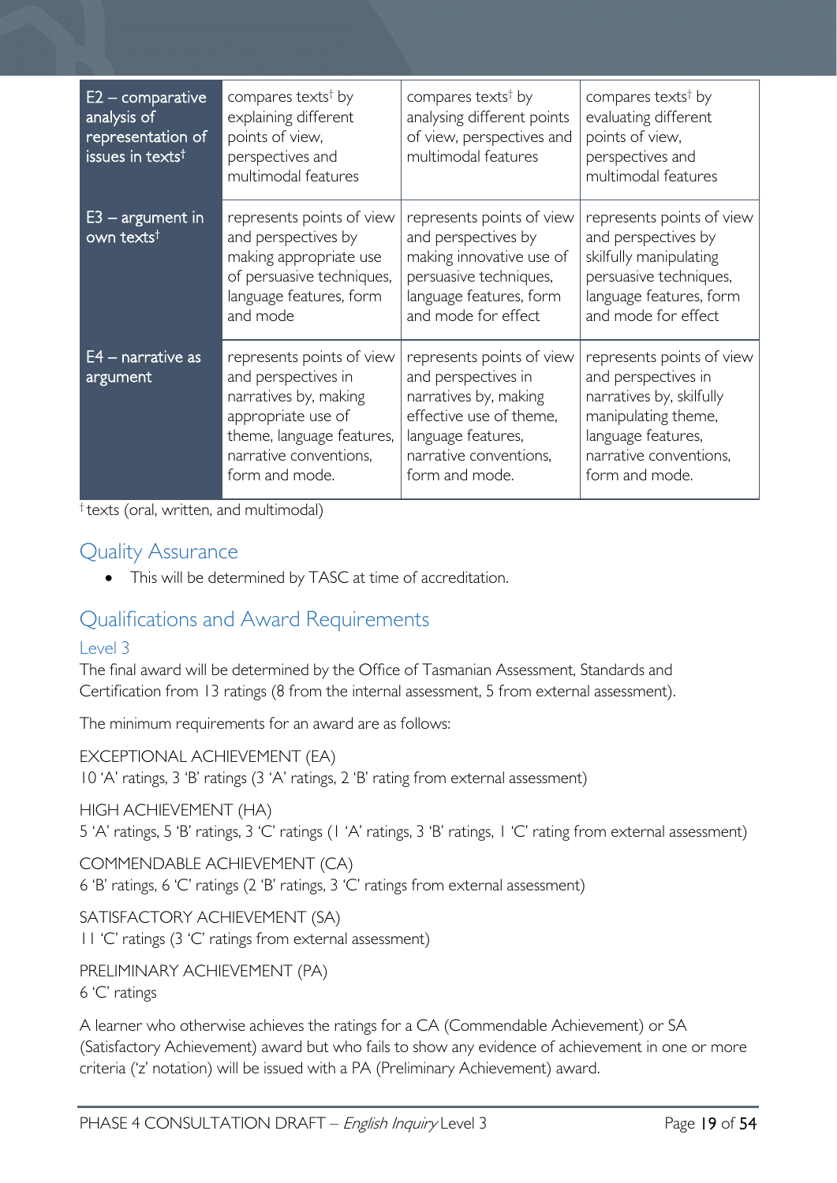| | | | |
|---|---|---|---|
| E2 – comparative analysis of representation of issues in texts† | compares texts† by explaining different points of view, perspectives and multimodal features | compares texts† by analysing different points of view, perspectives and multimodal features | compares texts† by evaluating different points of view, perspectives and multimodal features |
| E3 – argument in own texts† | represents points of view and perspectives by making appropriate use of persuasive techniques, language features, form and mode | represents points of view and perspectives by making innovative use of persuasive techniques, language features, form and mode for effect | represents points of view and perspectives by skilfully manipulating persuasive techniques, language features, form and mode for effect |
| E4 – narrative as argument | represents points of view and perspectives in narratives by, making appropriate use of theme, language features, narrative conventions, form and mode. | represents points of view and perspectives in narratives by, making effective use of theme, language features, narrative conventions, form and mode. | represents points of view and perspectives in narratives by, skilfully manipulating theme, language features, narrative conventions, form and mode. |

†texts (oral, written, and multimodal)

## Quality Assurance

- This will be determined by TASC at time of accreditation.

## Qualifications and Award Requirements

### Level 3

The final award will be determined by the Office of Tasmanian Assessment, Standards and Certification from 13 ratings (8 from the internal assessment, 5 from external assessment).

The minimum requirements for an award are as follows:

EXCEPTIONAL ACHIEVEMENT (EA)
10 'A' ratings, 3 'B' ratings (3 'A' ratings, 2 'B' rating from external assessment)

HIGH ACHIEVEMENT (HA)
5 'A' ratings, 5 'B' ratings, 3 'C' ratings (1 'A' ratings, 3 'B' ratings, 1 'C' rating from external assessment)

COMMENDABLE ACHIEVEMENT (CA)
6 'B' ratings, 6 'C' ratings (2 'B' ratings, 3 'C' ratings from external assessment)

SATISFACTORY ACHIEVEMENT (SA)
11 'C' ratings (3 'C' ratings from external assessment)

PRELIMINARY ACHIEVEMENT (PA)
6 'C' ratings

A learner who otherwise achieves the ratings for a CA (Commendable Achievement) or SA (Satisfactory Achievement) award but who fails to show any evidence of achievement in one or more criteria ('z' notation) will be issued with a PA (Preliminary Achievement) award.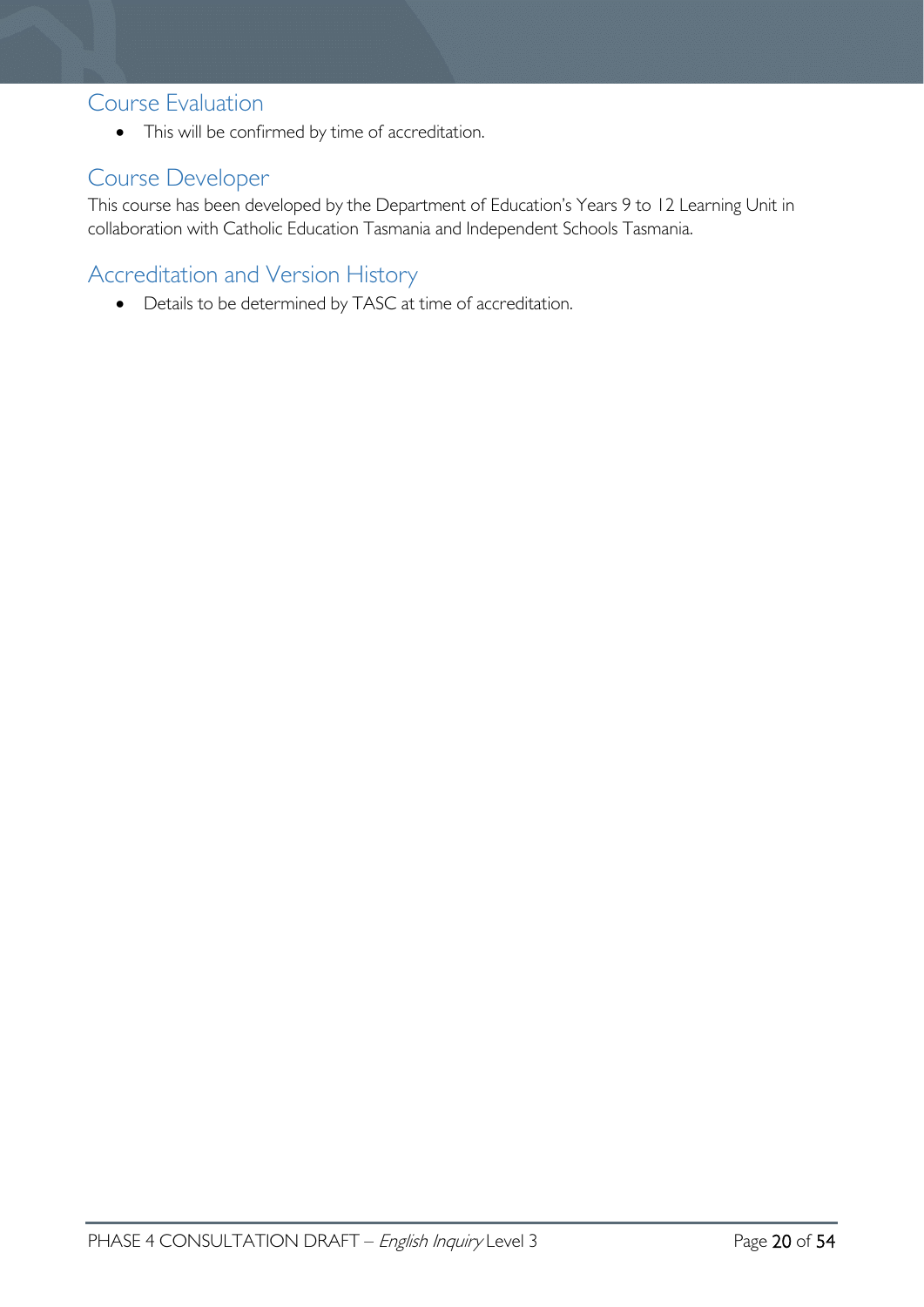## Course Evaluation

- This will be confirmed by time of accreditation.

## Course Developer

This course has been developed by the Department of Education's Years 9 to 12 Learning Unit in collaboration with Catholic Education Tasmania and Independent Schools Tasmania.

## Accreditation and Version History

- Details to be determined by TASC at time of accreditation.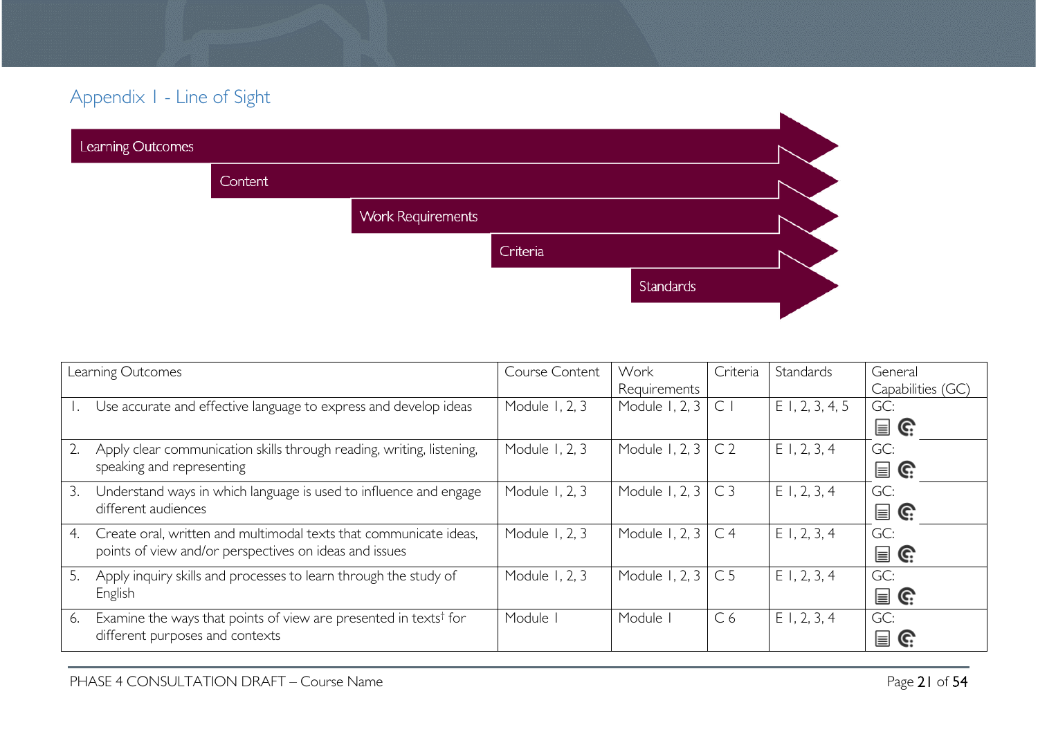## Appendix 1 - Line of Sight

Learning Outcomes

Content

Work Requirements

Criteria

Standards

| Learning Outcomes | Course Content | Work Requirements | Criteria | Standards | General Capabilities (GC) |
|---|---|---|---|---|---|
| 1. Use accurate and effective language to express and develop ideas | Module 1, 2, 3 | Module 1, 2, 3 | C 1 | E 1, 2, 3, 4, 5 | GC: |
| 2. Apply clear communication skills through reading, writing, listening, speaking and representing | Module 1, 2, 3 | Module 1, 2, 3 | C 2 | E 1, 2, 3, 4 | GC: |
| 3. Understand ways in which language is used to influence and engage different audiences | Module 1, 2, 3 | Module 1, 2, 3 | C 3 | E 1, 2, 3, 4 | GC: |
| 4. Create oral, written and multimodal texts that communicate ideas, points of view and/or perspectives on ideas and issues | Module 1, 2, 3 | Module 1, 2, 3 | C 4 | E 1, 2, 3, 4 | GC: |
| 5. Apply inquiry skills and processes to learn through the study of English | Module 1, 2, 3 | Module 1, 2, 3 | C 5 | E 1, 2, 3, 4 | GC: |
| 6. Examine the ways that points of view are presented in texts[†] for different purposes and contexts | Module 1 | Module 1 | C 6 | E 1, 2, 3, 4 | GC: |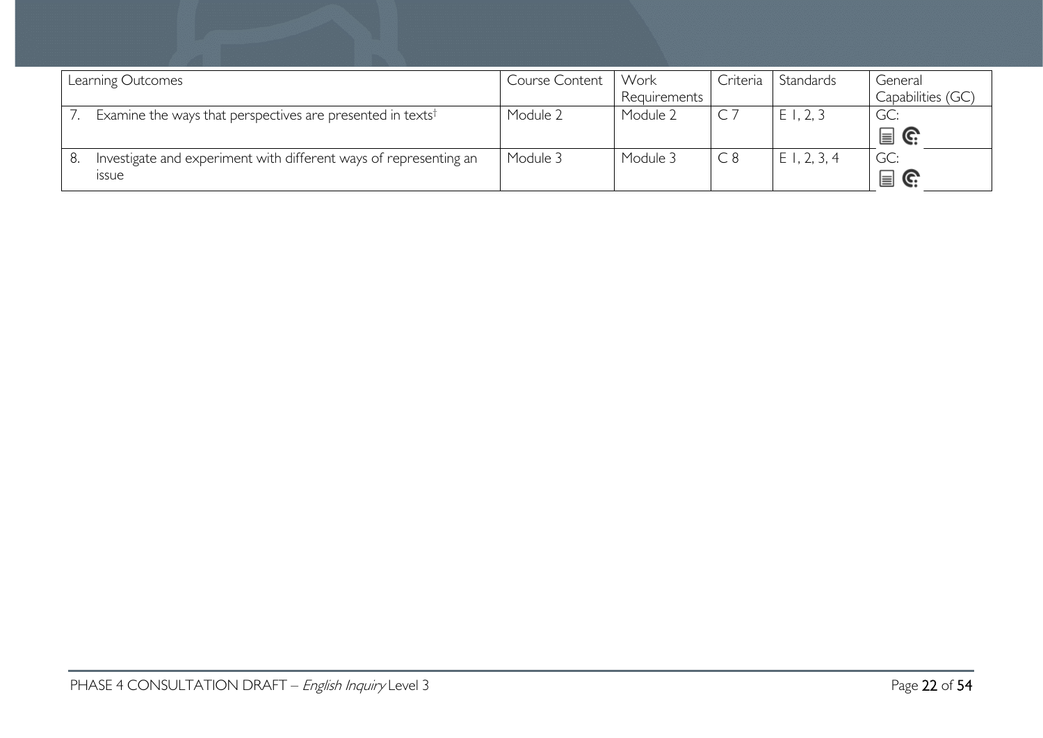| Learning Outcomes | Course Content | Work Requirements | Criteria | Standards | General Capabilities (GC) |
|---|---|---|---|---|---|
| 7. Examine the ways that perspectives are presented in texts[†] | Module 2 | Module 2 | C 7 | E 1, 2, 3 | GC: |
| 8. Investigate and experiment with different ways of representing an issue | Module 3 | Module 3 | C 8 | E 1, 2, 3, 4 | GC: |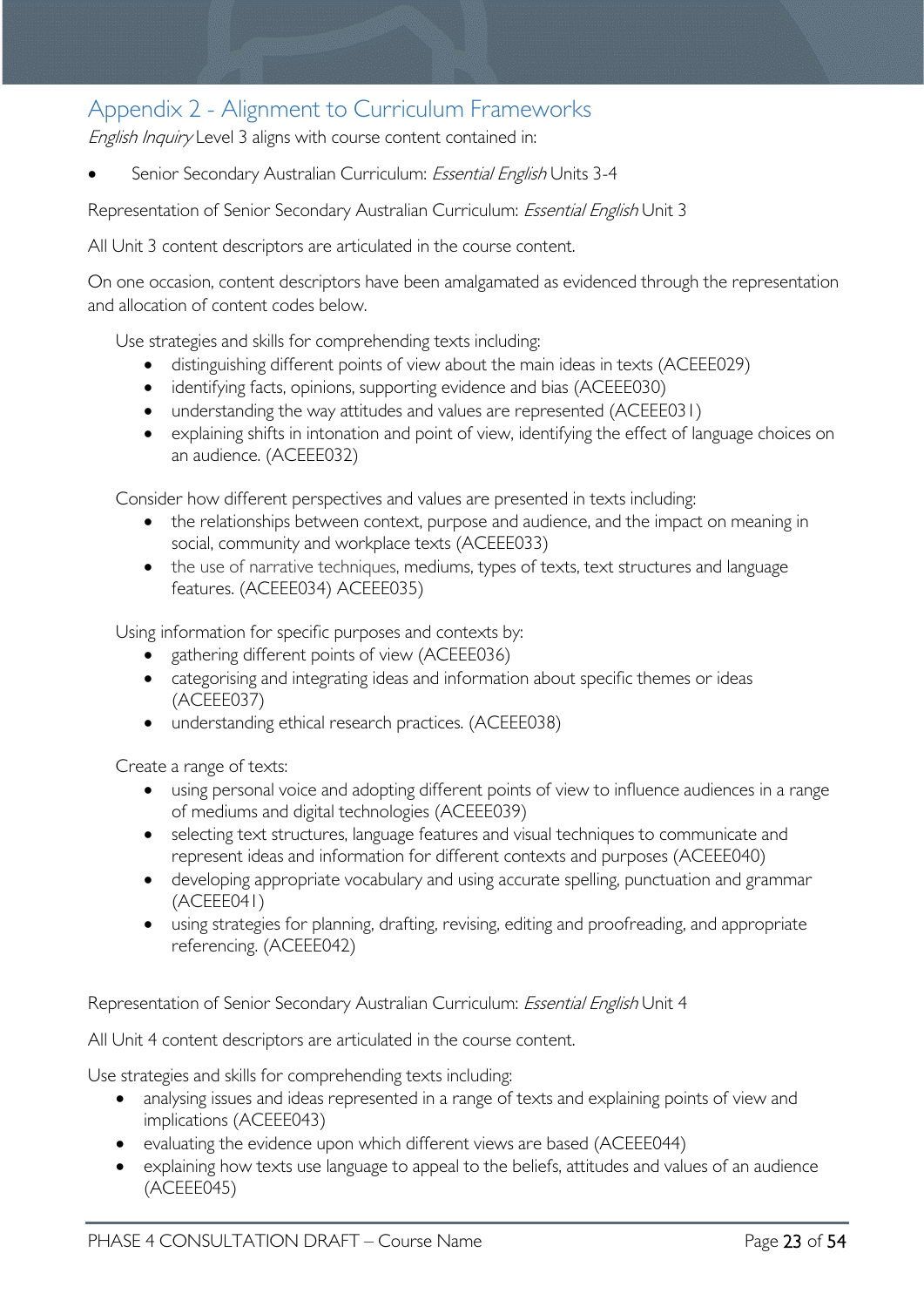## Appendix 2 - Alignment to Curriculum Frameworks

*English Inquiry* Level 3 aligns with course content contained in:

- Senior Secondary Australian Curriculum: *Essential English* Units 3-4

Representation of Senior Secondary Australian Curriculum: *Essential English* Unit 3

All Unit 3 content descriptors are articulated in the course content.

On one occasion, content descriptors have been amalgamated as evidenced through the representation and allocation of content codes below.

Use strategies and skills for comprehending texts including:

- distinguishing different points of view about the main ideas in texts (ACEEE029)
- identifying facts, opinions, supporting evidence and bias (ACEEE030)
- understanding the way attitudes and values are represented (ACEEE031)
- explaining shifts in intonation and point of view, identifying the effect of language choices on an audience. (ACEEE032)

Consider how different perspectives and values are presented in texts including:

- the relationships between context, purpose and audience, and the impact on meaning in social, community and workplace texts (ACEEE033)
- the use of narrative techniques, mediums, types of texts, text structures and language features. (ACEEE034) ACEEE035)

Using information for specific purposes and contexts by:

- gathering different points of view (ACEEE036)
- categorising and integrating ideas and information about specific themes or ideas (ACEEE037)
- understanding ethical research practices. (ACEEE038)

Create a range of texts:

- using personal voice and adopting different points of view to influence audiences in a range of mediums and digital technologies (ACEEE039)
- selecting text structures, language features and visual techniques to communicate and represent ideas and information for different contexts and purposes (ACEEE040)
- developing appropriate vocabulary and using accurate spelling, punctuation and grammar (ACEEE041)
- using strategies for planning, drafting, revising, editing and proofreading, and appropriate referencing. (ACEEE042)

Representation of Senior Secondary Australian Curriculum: *Essential English* Unit 4

All Unit 4 content descriptors are articulated in the course content.

Use strategies and skills for comprehending texts including:

- analysing issues and ideas represented in a range of texts and explaining points of view and implications (ACEEE043)
- evaluating the evidence upon which different views are based (ACEEE044)
- explaining how texts use language to appeal to the beliefs, attitudes and values of an audience (ACEEE045)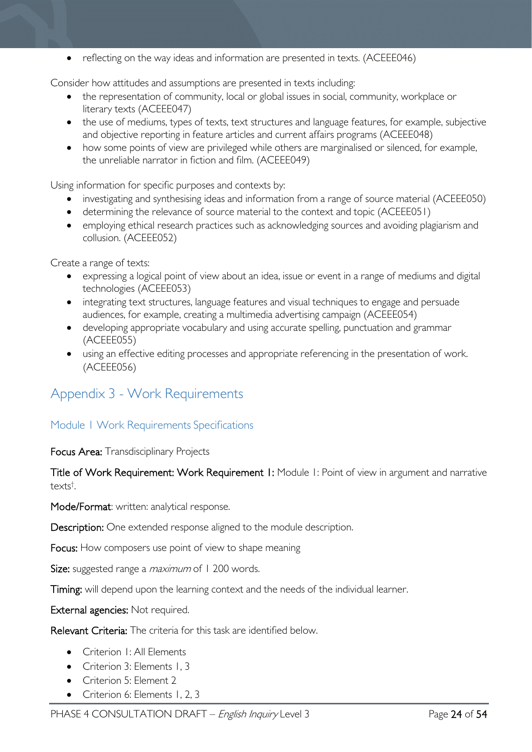- reflecting on the way ideas and information are presented in texts. (ACEEE046)

Consider how attitudes and assumptions are presented in texts including:

- the representation of community, local or global issues in social, community, workplace or literary texts (ACEEE047)
- the use of mediums, types of texts, text structures and language features, for example, subjective and objective reporting in feature articles and current affairs programs (ACEEE048)
- how some points of view are privileged while others are marginalised or silenced, for example, the unreliable narrator in fiction and film. (ACEEE049)

Using information for specific purposes and contexts by:

- investigating and synthesising ideas and information from a range of source material (ACEEE050)
- determining the relevance of source material to the context and topic (ACEEE051)
- employing ethical research practices such as acknowledging sources and avoiding plagiarism and collusion. (ACEEE052)

Create a range of texts:

- expressing a logical point of view about an idea, issue or event in a range of mediums and digital technologies (ACEEE053)
- integrating text structures, language features and visual techniques to engage and persuade audiences, for example, creating a multimedia advertising campaign (ACEEE054)
- developing appropriate vocabulary and using accurate spelling, punctuation and grammar (ACEEE055)
- using an effective editing processes and appropriate referencing in the presentation of work. (ACEEE056)

## Appendix 3 - Work Requirements

### Module 1 Work Requirements Specifications

**Focus Area:** Transdisciplinary Projects

**Title of Work Requirement: Work Requirement 1:** Module 1: Point of view in argument and narrative texts†.

**Mode/Format**: written: analytical response.

**Description:** One extended response aligned to the module description.

**Focus:** How composers use point of view to shape meaning

**Size:** suggested range a *maximum* of 1 200 words.

**Timing:** will depend upon the learning context and the needs of the individual learner.

**External agencies:** Not required.

**Relevant Criteria:** The criteria for this task are identified below.

- Criterion 1: All Elements
- Criterion 3: Elements 1, 3
- Criterion 5: Element 2
- Criterion 6: Elements 1, 2, 3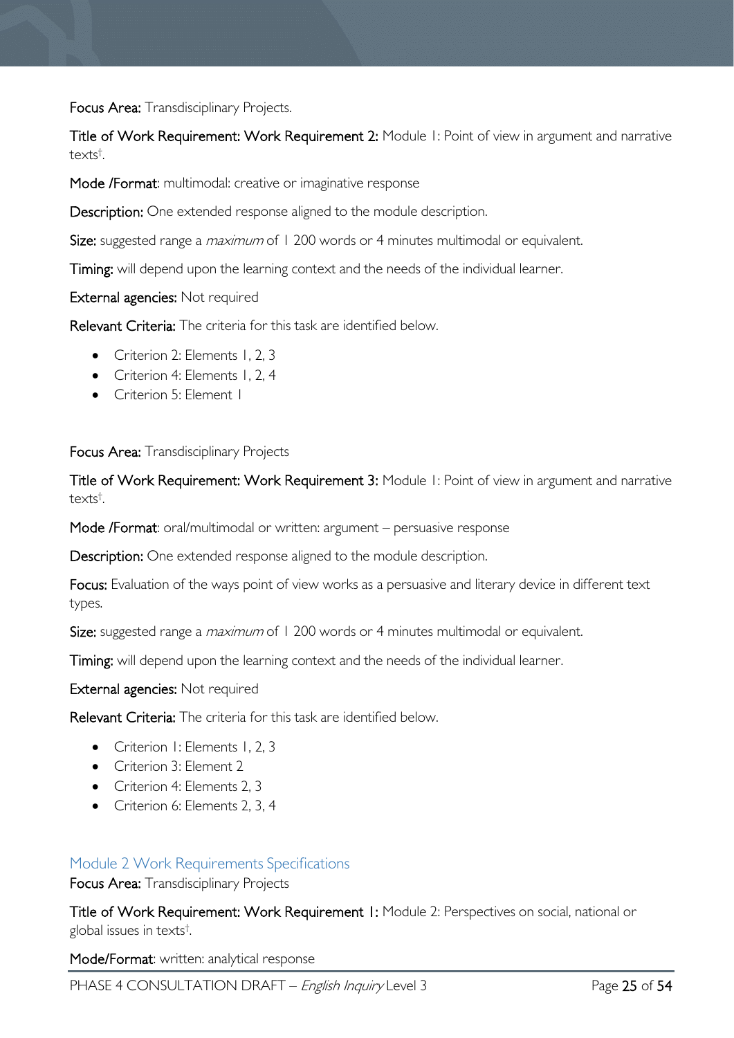**Focus Area:** Transdisciplinary Projects.

**Title of Work Requirement: Work Requirement 2:** Module 1: Point of view in argument and narrative texts[†].

**Mode /Format**: multimodal: creative or imaginative response

**Description:** One extended response aligned to the module description.

**Size:** suggested range a *maximum* of 1 200 words or 4 minutes multimodal or equivalent.

**Timing:** will depend upon the learning context and the needs of the individual learner.

**External agencies:** Not required

**Relevant Criteria:** The criteria for this task are identified below.

- Criterion 2: Elements 1, 2, 3
- Criterion 4: Elements 1, 2, 4
- Criterion 5: Element 1

**Focus Area:** Transdisciplinary Projects

**Title of Work Requirement: Work Requirement 3:** Module 1: Point of view in argument and narrative texts[†].

**Mode /Format**: oral/multimodal or written: argument – persuasive response

**Description:** One extended response aligned to the module description.

**Focus:** Evaluation of the ways point of view works as a persuasive and literary device in different text types.

**Size:** suggested range a *maximum* of 1 200 words or 4 minutes multimodal or equivalent.

**Timing:** will depend upon the learning context and the needs of the individual learner.

**External agencies:** Not required

**Relevant Criteria:** The criteria for this task are identified below.

- Criterion 1: Elements 1, 2, 3
- Criterion 3: Element 2
- Criterion 4: Elements 2, 3
- Criterion 6: Elements 2, 3, 4

### Module 2 Work Requirements Specifications

**Focus Area:** Transdisciplinary Projects

**Title of Work Requirement: Work Requirement 1:** Module 2: Perspectives on social, national or global issues in texts[†].

**Mode/Format**: written: analytical response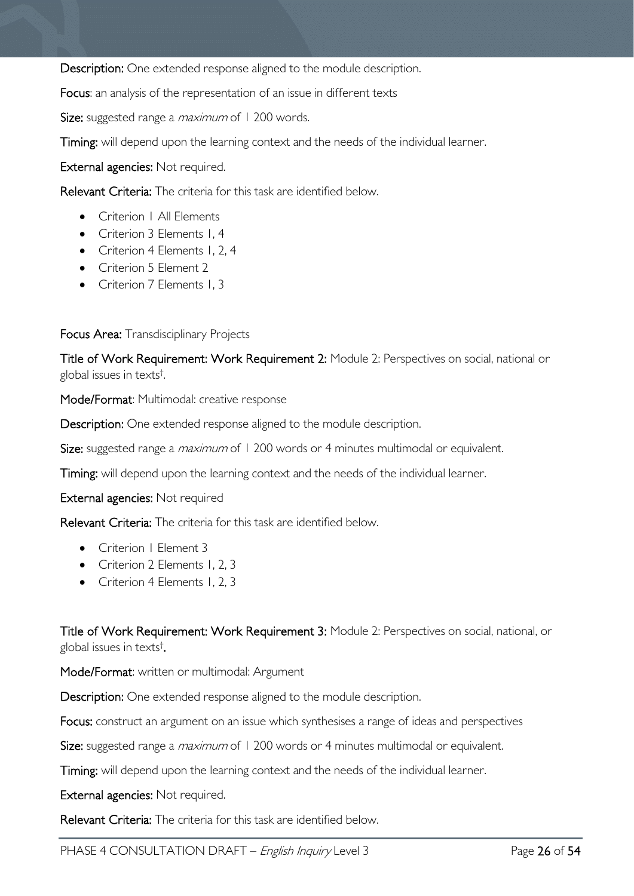**Description:** One extended response aligned to the module description.

**Focus**: an analysis of the representation of an issue in different texts

**Size:** suggested range a *maximum* of 1 200 words.

**Timing:** will depend upon the learning context and the needs of the individual learner.

**External agencies:** Not required.

**Relevant Criteria:** The criteria for this task are identified below.

- Criterion 1 All Elements
- Criterion 3 Elements 1, 4
- Criterion 4 Elements 1, 2, 4
- Criterion 5 Element 2
- Criterion 7 Elements 1, 3

**Focus Area:** Transdisciplinary Projects

**Title of Work Requirement: Work Requirement 2:** Module 2: Perspectives on social, national or global issues in texts†.

**Mode/Format**: Multimodal: creative response

**Description:** One extended response aligned to the module description.

**Size:** suggested range a *maximum* of 1 200 words or 4 minutes multimodal or equivalent.

**Timing:** will depend upon the learning context and the needs of the individual learner.

**External agencies:** Not required

**Relevant Criteria:** The criteria for this task are identified below.

- Criterion 1 Element 3
- Criterion 2 Elements 1, 2, 3
- Criterion 4 Elements 1, 2, 3

**Title of Work Requirement: Work Requirement 3:** Module 2: Perspectives on social, national, or global issues in texts†.

**Mode/Format**: written or multimodal: Argument

**Description:** One extended response aligned to the module description.

**Focus:** construct an argument on an issue which synthesises a range of ideas and perspectives

**Size:** suggested range a *maximum* of 1 200 words or 4 minutes multimodal or equivalent.

**Timing:** will depend upon the learning context and the needs of the individual learner.

**External agencies:** Not required.

**Relevant Criteria:** The criteria for this task are identified below.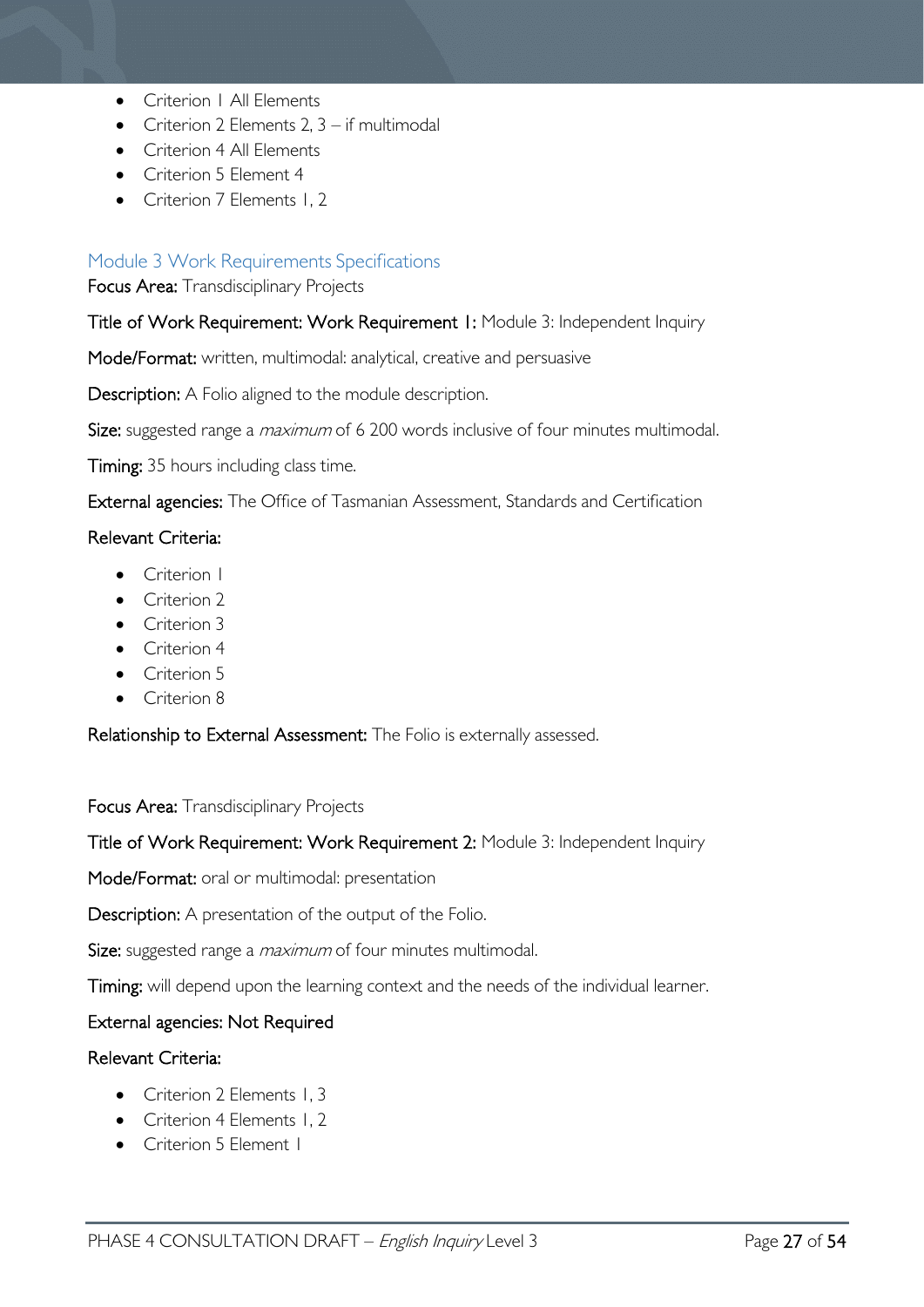- Criterion 1 All Elements
- Criterion 2 Elements 2, 3 – if multimodal
- Criterion 4 All Elements
- Criterion 5 Element 4
- Criterion 7 Elements 1, 2

### Module 3 Work Requirements Specifications

**Focus Area:** Transdisciplinary Projects

**Title of Work Requirement: Work Requirement 1:** Module 3: Independent Inquiry

**Mode/Format:** written, multimodal: analytical, creative and persuasive

**Description:** A Folio aligned to the module description.

**Size:** suggested range a *maximum* of 6 200 words inclusive of four minutes multimodal.

**Timing:** 35 hours including class time.

**External agencies:** The Office of Tasmanian Assessment, Standards and Certification

**Relevant Criteria:**

- Criterion 1
- Criterion 2
- Criterion 3
- Criterion 4
- Criterion 5
- Criterion 8

**Relationship to External Assessment:** The Folio is externally assessed.

**Focus Area:** Transdisciplinary Projects

**Title of Work Requirement: Work Requirement 2:** Module 3: Independent Inquiry

**Mode/Format:** oral or multimodal: presentation

**Description:** A presentation of the output of the Folio.

**Size:** suggested range a *maximum* of four minutes multimodal.

**Timing:** will depend upon the learning context and the needs of the individual learner.

**External agencies: Not Required**

**Relevant Criteria:**

- Criterion 2 Elements 1, 3
- Criterion 4 Elements 1, 2
- Criterion 5 Element 1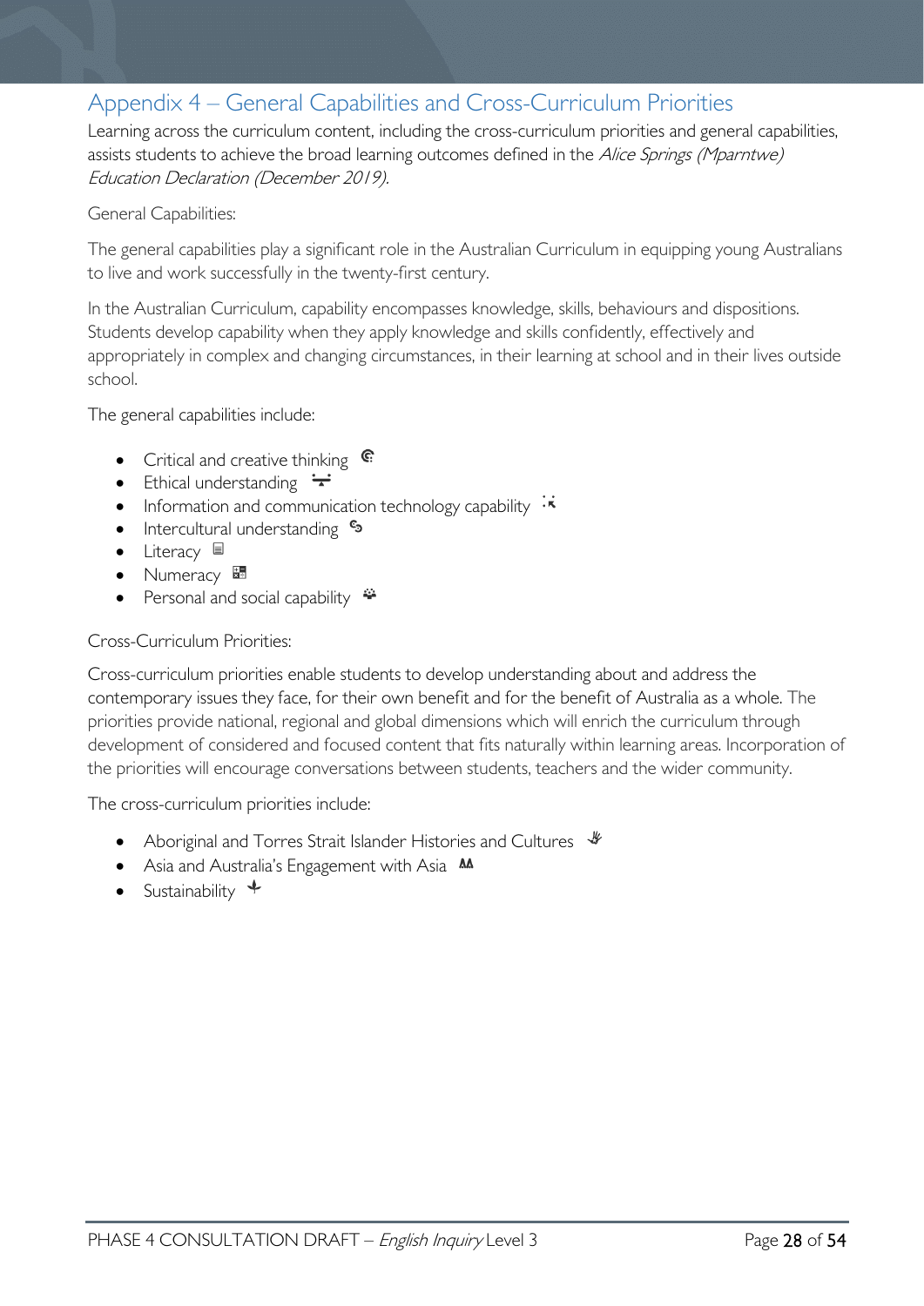## Appendix 4 – General Capabilities and Cross-Curriculum Priorities

Learning across the curriculum content, including the cross-curriculum priorities and general capabilities, assists students to achieve the broad learning outcomes defined in the *Alice Springs (Mparntwe) Education Declaration (December 2019).*

General Capabilities:

The general capabilities play a significant role in the Australian Curriculum in equipping young Australians to live and work successfully in the twenty-first century.

In the Australian Curriculum, capability encompasses knowledge, skills, behaviours and dispositions. Students develop capability when they apply knowledge and skills confidently, effectively and appropriately in complex and changing circumstances, in their learning at school and in their lives outside school.

The general capabilities include:

- Critical and creative thinking
- Ethical understanding
- Information and communication technology capability
- Intercultural understanding
- Literacy
- Numeracy
- Personal and social capability

Cross-Curriculum Priorities:

Cross-curriculum priorities enable students to develop understanding about and address the contemporary issues they face, for their own benefit and for the benefit of Australia as a whole. The priorities provide national, regional and global dimensions which will enrich the curriculum through development of considered and focused content that fits naturally within learning areas. Incorporation of the priorities will encourage conversations between students, teachers and the wider community.

The cross-curriculum priorities include:

- Aboriginal and Torres Strait Islander Histories and Cultures
- Asia and Australia's Engagement with Asia
- Sustainability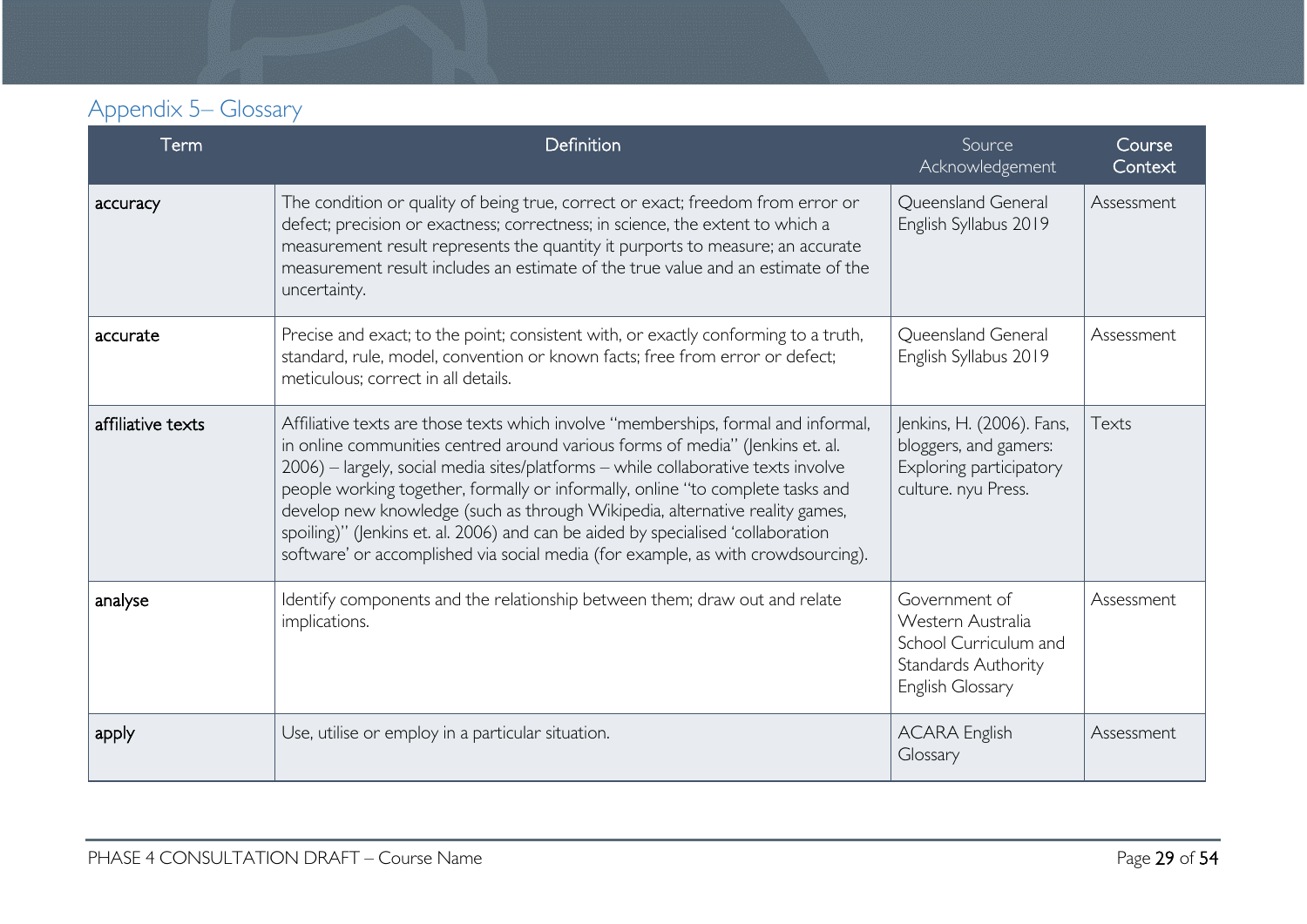## Appendix 5– Glossary

| Term | Definition | Source Acknowledgement | Course Context |
|---|---|---|---|
| **accuracy** | The condition or quality of being true, correct or exact; freedom from error or defect; precision or exactness; correctness; in science, the extent to which a measurement result represents the quantity it purports to measure; an accurate measurement result includes an estimate of the true value and an estimate of the uncertainty. | Queensland General English Syllabus 2019 | Assessment |
| **accurate** | Precise and exact; to the point; consistent with, or exactly conforming to a truth, standard, rule, model, convention or known facts; free from error or defect; meticulous; correct in all details. | Queensland General English Syllabus 2019 | Assessment |
| **affiliative texts** | Affiliative texts are those texts which involve "memberships, formal and informal, in online communities centred around various forms of media" (Jenkins et. al. 2006) – largely, social media sites/platforms – while collaborative texts involve people working together, formally or informally, online "to complete tasks and develop new knowledge (such as through Wikipedia, alternative reality games, spoiling)" (Jenkins et. al. 2006) and can be aided by specialised 'collaboration software' or accomplished via social media (for example, as with crowdsourcing). | Jenkins, H. (2006). Fans, bloggers, and gamers: Exploring participatory culture. nyu Press. | Texts |
| **analyse** | Identify components and the relationship between them; draw out and relate implications. | Government of Western Australia School Curriculum and Standards Authority English Glossary | Assessment |
| **apply** | Use, utilise or employ in a particular situation. | ACARA English Glossary | Assessment |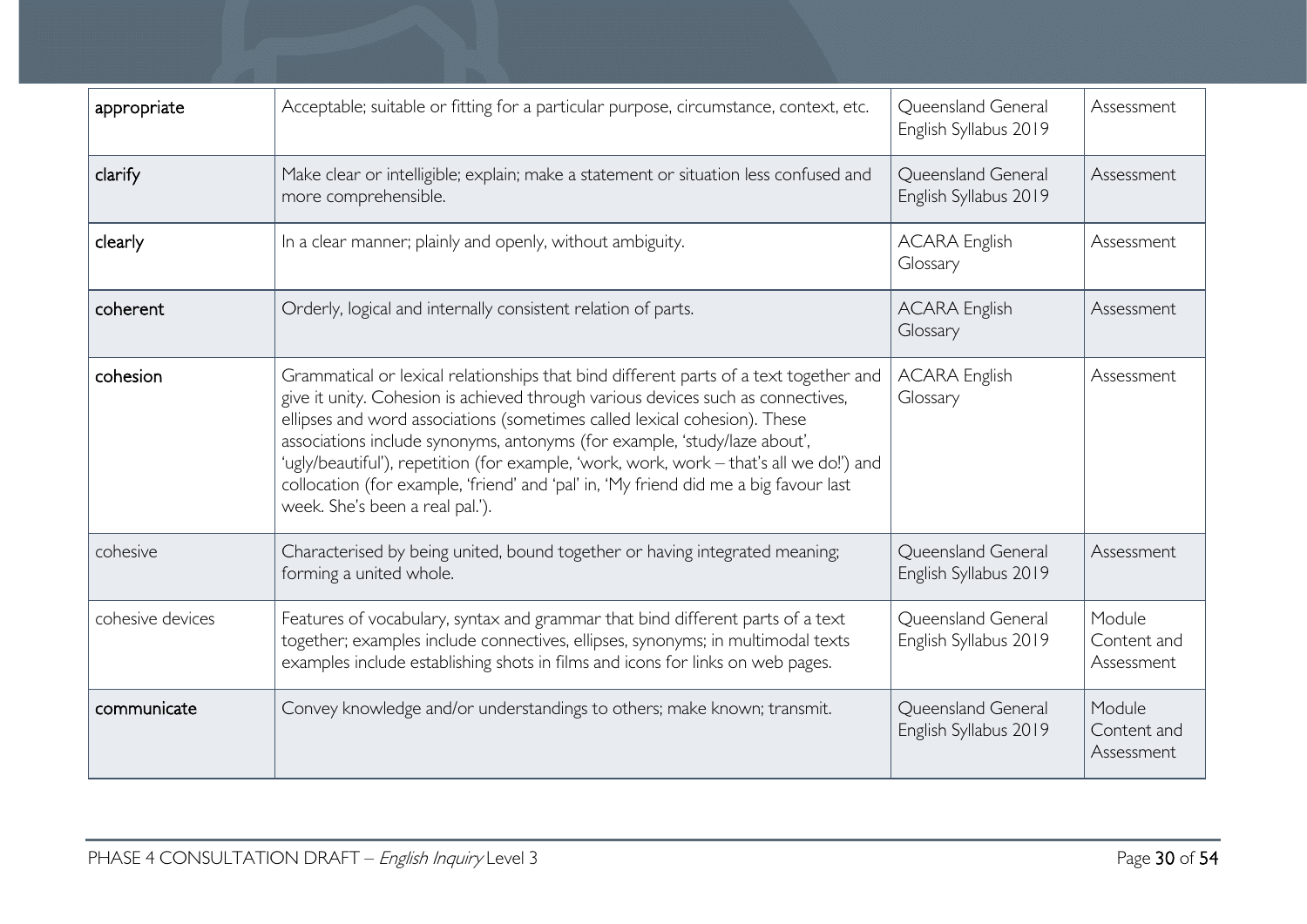| appropriate | Acceptable; suitable or fitting for a particular purpose, circumstance, context, etc. | Queensland General English Syllabus 2019 | Assessment |
|---|---|---|---|
| clarify | Make clear or intelligible; explain; make a statement or situation less confused and more comprehensible. | Queensland General English Syllabus 2019 | Assessment |
| clearly | In a clear manner; plainly and openly, without ambiguity. | ACARA English Glossary | Assessment |
| coherent | Orderly, logical and internally consistent relation of parts. | ACARA English Glossary | Assessment |
| cohesion | Grammatical or lexical relationships that bind different parts of a text together and give it unity. Cohesion is achieved through various devices such as connectives, ellipses and word associations (sometimes called lexical cohesion). These associations include synonyms, antonyms (for example, 'study/laze about', 'ugly/beautiful'), repetition (for example, 'work, work, work – that's all we do!') and collocation (for example, 'friend' and 'pal' in, 'My friend did me a big favour last week. She's been a real pal.'). | ACARA English Glossary | Assessment |
| cohesive | Characterised by being united, bound together or having integrated meaning; forming a united whole. | Queensland General English Syllabus 2019 | Assessment |
| cohesive devices | Features of vocabulary, syntax and grammar that bind different parts of a text together; examples include connectives, ellipses, synonyms; in multimodal texts examples include establishing shots in films and icons for links on web pages. | Queensland General English Syllabus 2019 | Module Content and Assessment |
| communicate | Convey knowledge and/or understandings to others; make known; transmit. | Queensland General English Syllabus 2019 | Module Content and Assessment |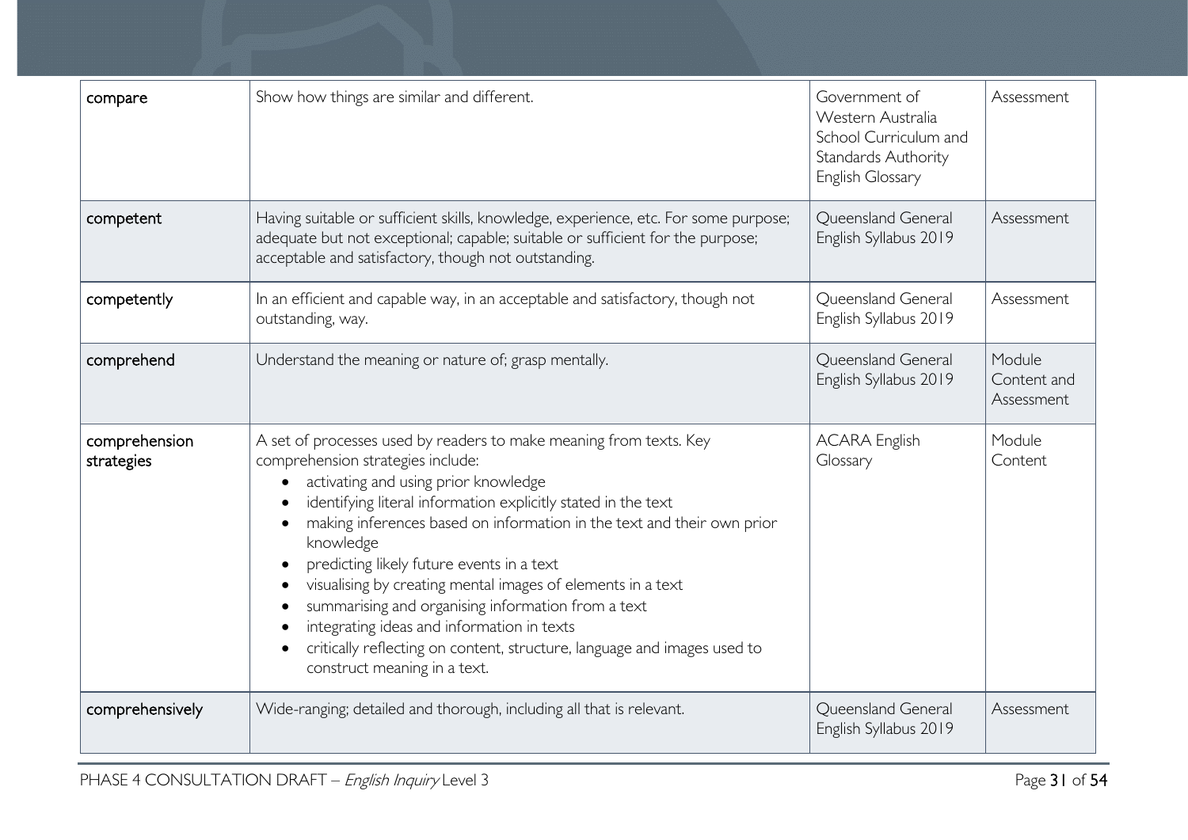| compare | Show how things are similar and different. | Government of Western Australia School Curriculum and Standards Authority English Glossary | Assessment |
|---|---|---|---|
| competent | Having suitable or sufficient skills, knowledge, experience, etc. For some purpose; adequate but not exceptional; capable; suitable or sufficient for the purpose; acceptable and satisfactory, though not outstanding. | Queensland General English Syllabus 2019 | Assessment |
| competently | In an efficient and capable way, in an acceptable and satisfactory, though not outstanding, way. | Queensland General English Syllabus 2019 | Assessment |
| comprehend | Understand the meaning or nature of; grasp mentally. | Queensland General English Syllabus 2019 | Module Content and Assessment |
| comprehension strategies | A set of processes used by readers to make meaning from texts. Key comprehension strategies include:<br>• activating and using prior knowledge<br>• identifying literal information explicitly stated in the text<br>• making inferences based on information in the text and their own prior knowledge<br>• predicting likely future events in a text<br>• visualising by creating mental images of elements in a text<br>• summarising and organising information from a text<br>• integrating ideas and information in texts<br>• critically reflecting on content, structure, language and images used to construct meaning in a text. | ACARA English Glossary | Module Content |
| comprehensively | Wide-ranging; detailed and thorough, including all that is relevant. | Queensland General English Syllabus 2019 | Assessment |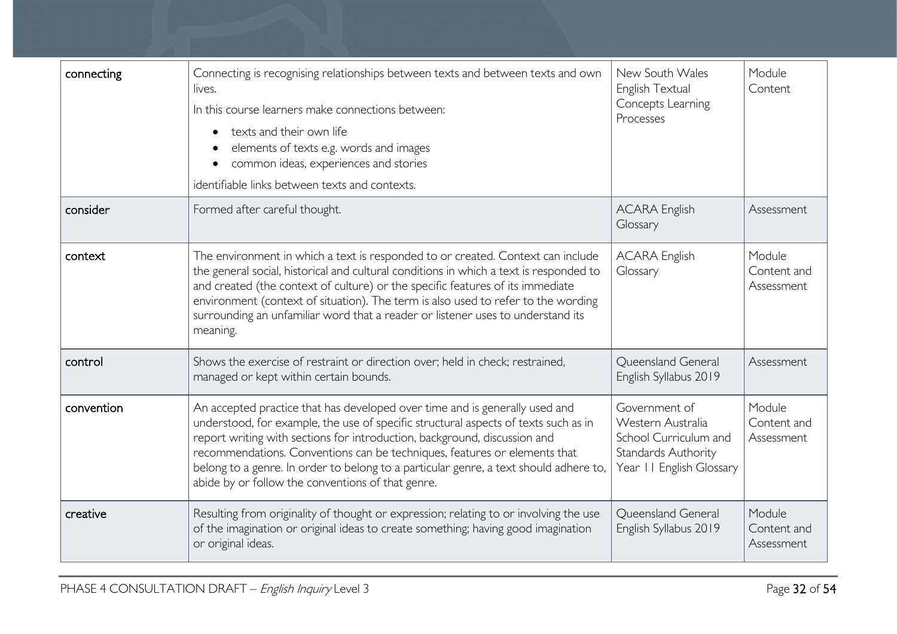| connecting | Connecting is recognising relationships between texts and between texts and own lives.<br>In this course learners make connections between:<br>• texts and their own life<br>• elements of texts e.g. words and images<br>• common ideas, experiences and stories<br>identifiable links between texts and contexts. | New South Wales English Textual Concepts Learning Processes | Module Content |
|---|---|---|---|
| consider | Formed after careful thought. | ACARA English Glossary | Assessment |
| context | The environment in which a text is responded to or created. Context can include the general social, historical and cultural conditions in which a text is responded to and created (the context of culture) or the specific features of its immediate environment (context of situation). The term is also used to refer to the wording surrounding an unfamiliar word that a reader or listener uses to understand its meaning. | ACARA English Glossary | Module Content and Assessment |
| control | Shows the exercise of restraint or direction over; held in check; restrained, managed or kept within certain bounds. | Queensland General English Syllabus 2019 | Assessment |
| convention | An accepted practice that has developed over time and is generally used and understood, for example, the use of specific structural aspects of texts such as in report writing with sections for introduction, background, discussion and recommendations. Conventions can be techniques, features or elements that belong to a genre. In order to belong to a particular genre, a text should adhere to, abide by or follow the conventions of that genre. | Government of Western Australia School Curriculum and Standards Authority Year 11 English Glossary | Module Content and Assessment |
| creative | Resulting from originality of thought or expression; relating to or involving the use of the imagination or original ideas to create something; having good imagination or original ideas. | Queensland General English Syllabus 2019 | Module Content and Assessment |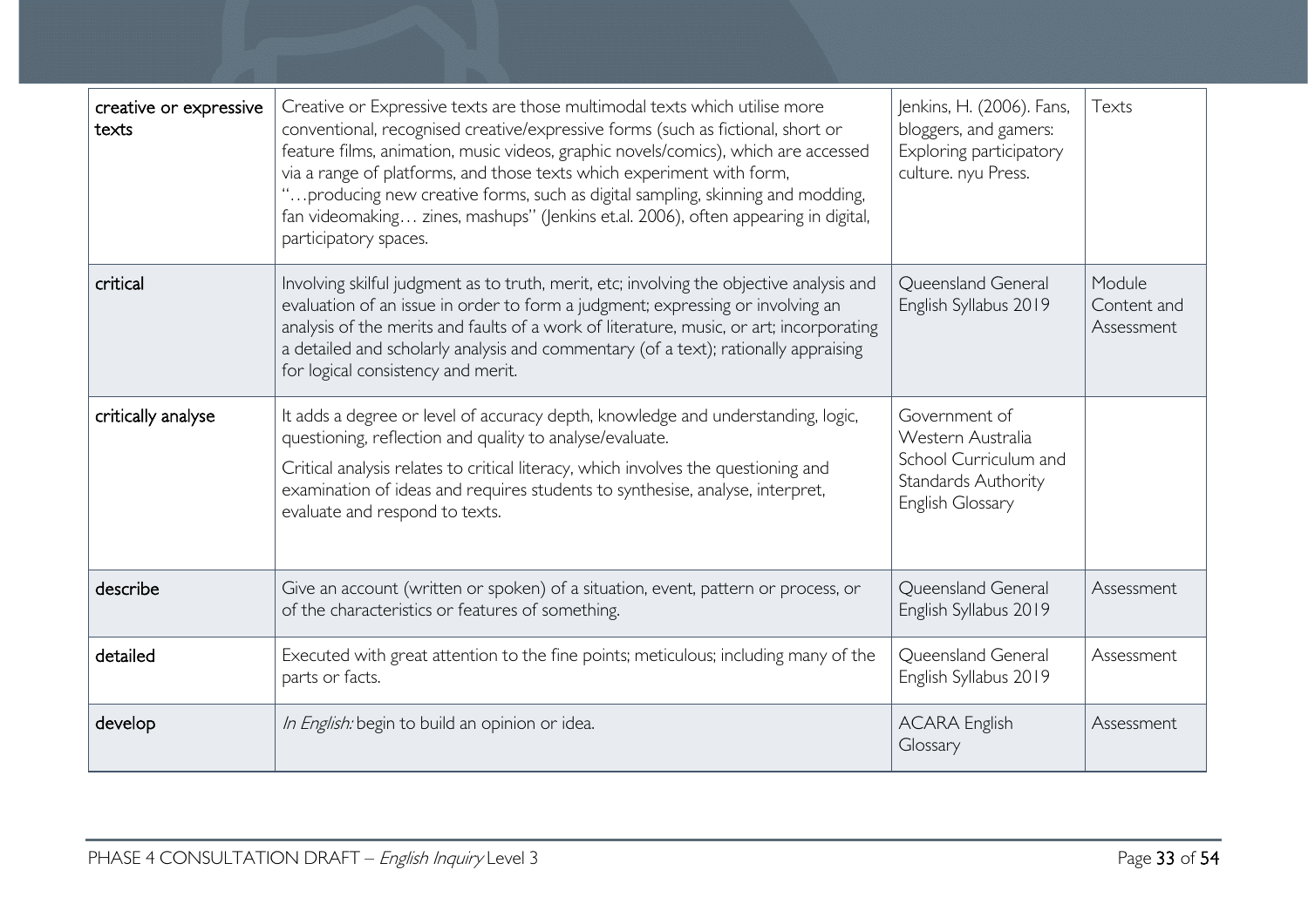| creative or expressive texts | Creative or Expressive texts are those multimodal texts which utilise more conventional, recognised creative/expressive forms (such as fictional, short or feature films, animation, music videos, graphic novels/comics), which are accessed via a range of platforms, and those texts which experiment with form, "…producing new creative forms, such as digital sampling, skinning and modding, fan videomaking… zines, mashups" (Jenkins et.al. 2006), often appearing in digital, participatory spaces. | Jenkins, H. (2006). Fans, bloggers, and gamers: Exploring participatory culture. nyu Press. | Texts |
|---|---|---|---|
| critical | Involving skilful judgment as to truth, merit, etc; involving the objective analysis and evaluation of an issue in order to form a judgment; expressing or involving an analysis of the merits and faults of a work of literature, music, or art; incorporating a detailed and scholarly analysis and commentary (of a text); rationally appraising for logical consistency and merit. | Queensland General English Syllabus 2019 | Module Content and Assessment |
| critically analyse | It adds a degree or level of accuracy depth, knowledge and understanding, logic, questioning, reflection and quality to analyse/evaluate.<br><br>Critical analysis relates to critical literacy, which involves the questioning and examination of ideas and requires students to synthesise, analyse, interpret, evaluate and respond to texts. | Government of Western Australia School Curriculum and Standards Authority English Glossary | |
| describe | Give an account (written or spoken) of a situation, event, pattern or process, or of the characteristics or features of something. | Queensland General English Syllabus 2019 | Assessment |
| detailed | Executed with great attention to the fine points; meticulous; including many of the parts or facts. | Queensland General English Syllabus 2019 | Assessment |
| develop | *In English:* begin to build an opinion or idea. | ACARA English Glossary | Assessment |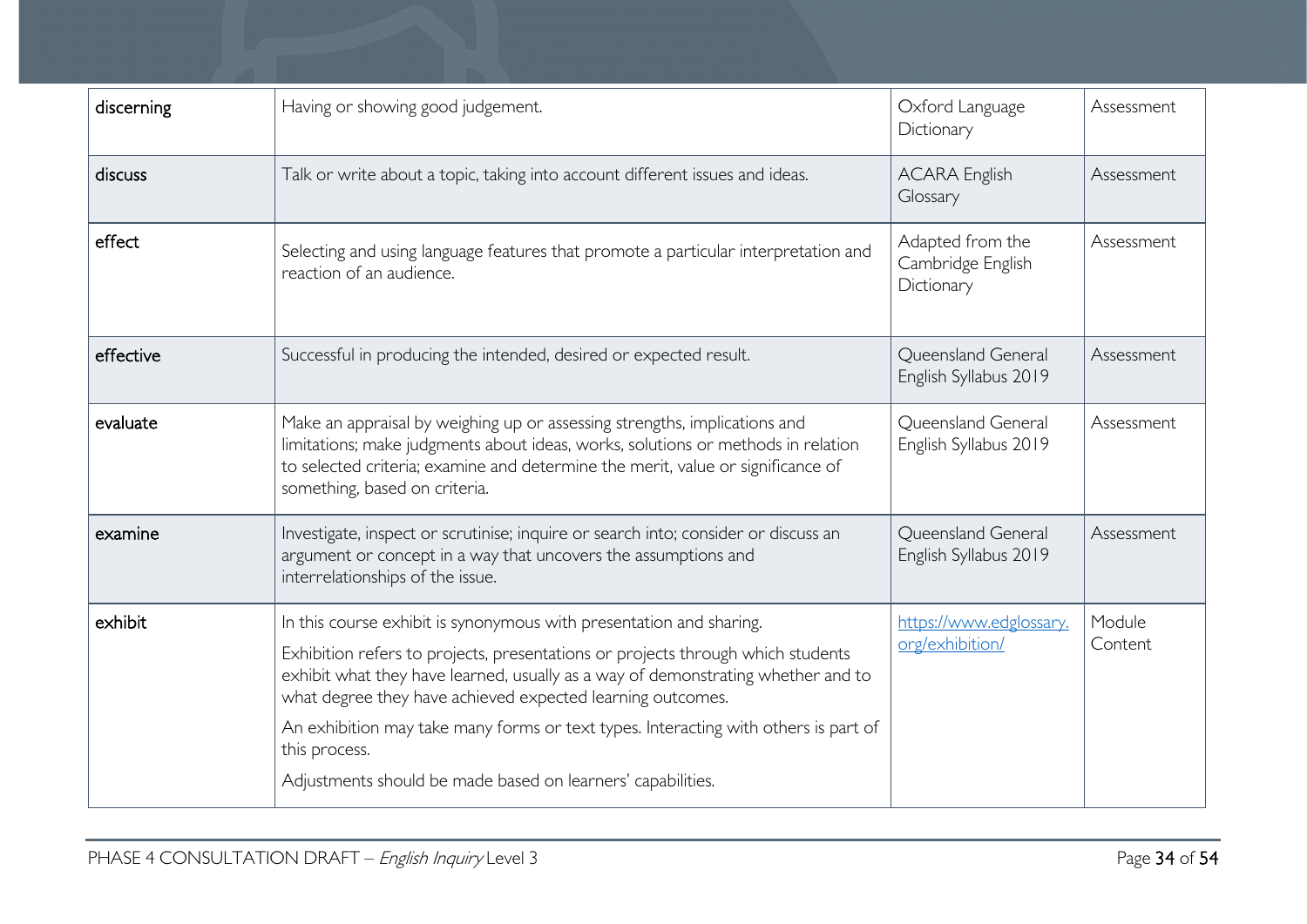| | | | |
|---|---|---|---|
| discerning | Having or showing good judgement. | Oxford Language Dictionary | Assessment |
| discuss | Talk or write about a topic, taking into account different issues and ideas. | ACARA English Glossary | Assessment |
| effect | Selecting and using language features that promote a particular interpretation and reaction of an audience. | Adapted from the Cambridge English Dictionary | Assessment |
| effective | Successful in producing the intended, desired or expected result. | Queensland General English Syllabus 2019 | Assessment |
| evaluate | Make an appraisal by weighing up or assessing strengths, implications and limitations; make judgments about ideas, works, solutions or methods in relation to selected criteria; examine and determine the merit, value or significance of something, based on criteria. | Queensland General English Syllabus 2019 | Assessment |
| examine | Investigate, inspect or scrutinise; inquire or search into; consider or discuss an argument or concept in a way that uncovers the assumptions and interrelationships of the issue. | Queensland General English Syllabus 2019 | Assessment |
| exhibit | In this course exhibit is synonymous with presentation and sharing.<br><br>Exhibition refers to projects, presentations or projects through which students exhibit what they have learned, usually as a way of demonstrating whether and to what degree they have achieved expected learning outcomes.<br><br>An exhibition may take many forms or text types. Interacting with others is part of this process.<br><br>Adjustments should be made based on learners' capabilities. | [https://www.edglossary.org/exhibition/](https://www.edglossary.org/exhibition/) | Module Content |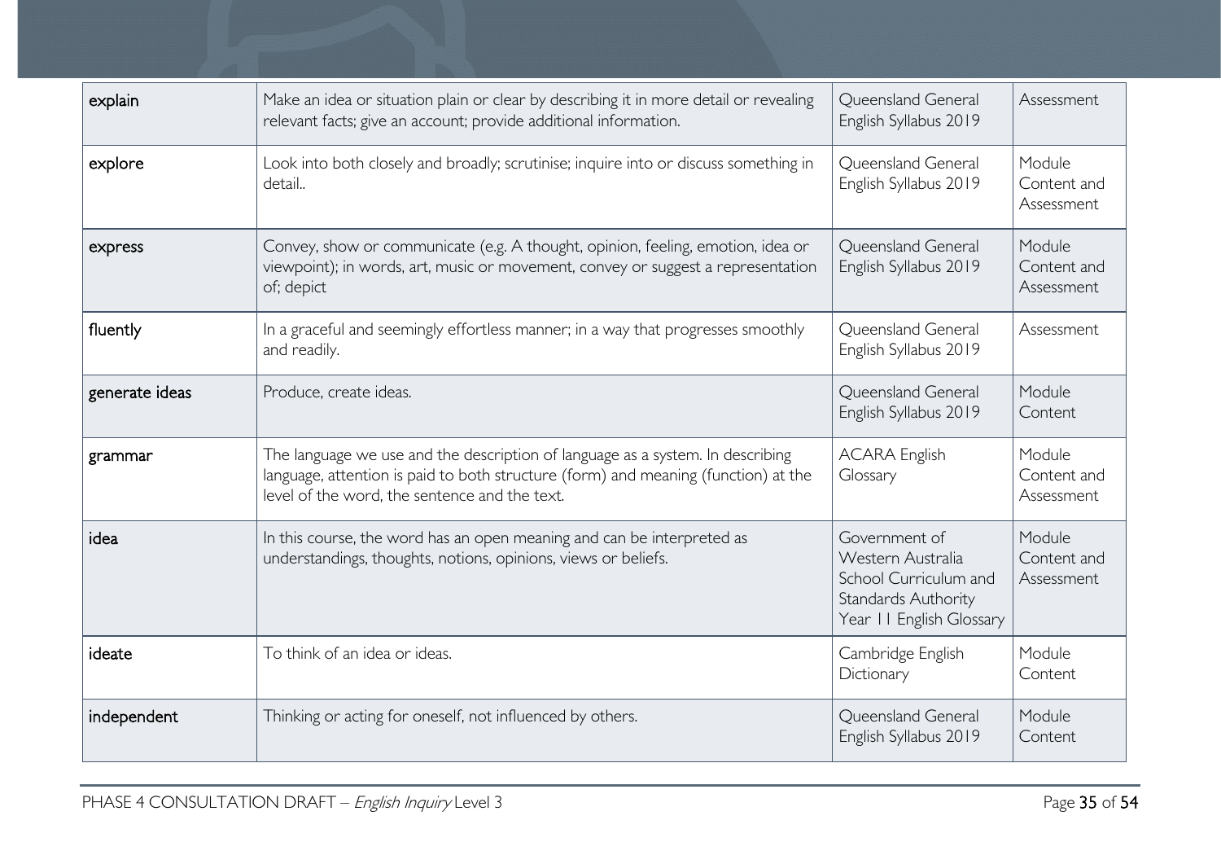| explain | Make an idea or situation plain or clear by describing it in more detail or revealing relevant facts; give an account; provide additional information. | Queensland General English Syllabus 2019 | Assessment |
|---|---|---|---|
| explore | Look into both closely and broadly; scrutinise; inquire into or discuss something in detail.. | Queensland General English Syllabus 2019 | Module Content and Assessment |
| express | Convey, show or communicate (e.g. A thought, opinion, feeling, emotion, idea or viewpoint); in words, art, music or movement, convey or suggest a representation of; depict | Queensland General English Syllabus 2019 | Module Content and Assessment |
| fluently | In a graceful and seemingly effortless manner; in a way that progresses smoothly and readily. | Queensland General English Syllabus 2019 | Assessment |
| generate ideas | Produce, create ideas. | Queensland General English Syllabus 2019 | Module Content |
| grammar | The language we use and the description of language as a system. In describing language, attention is paid to both structure (form) and meaning (function) at the level of the word, the sentence and the text. | ACARA English Glossary | Module Content and Assessment |
| idea | In this course, the word has an open meaning and can be interpreted as understandings, thoughts, notions, opinions, views or beliefs. | Government of Western Australia School Curriculum and Standards Authority Year 11 English Glossary | Module Content and Assessment |
| ideate | To think of an idea or ideas. | Cambridge English Dictionary | Module Content |
| independent | Thinking or acting for oneself, not influenced by others. | Queensland General English Syllabus 2019 | Module Content |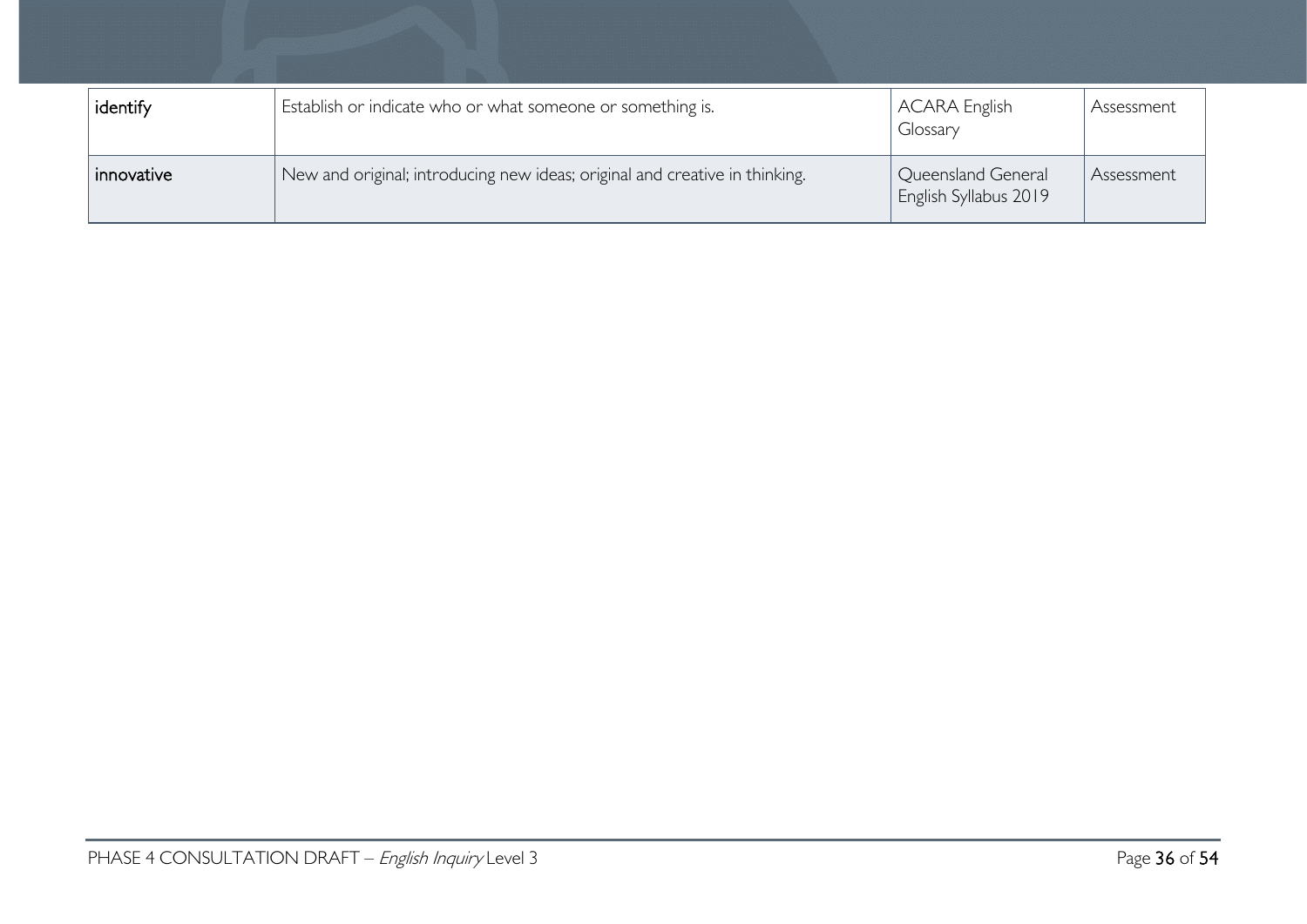| identify | Establish or indicate who or what someone or something is. | ACARA English Glossary | Assessment |
|---|---|---|---|
| innovative | New and original; introducing new ideas; original and creative in thinking. | Queensland General English Syllabus 2019 | Assessment |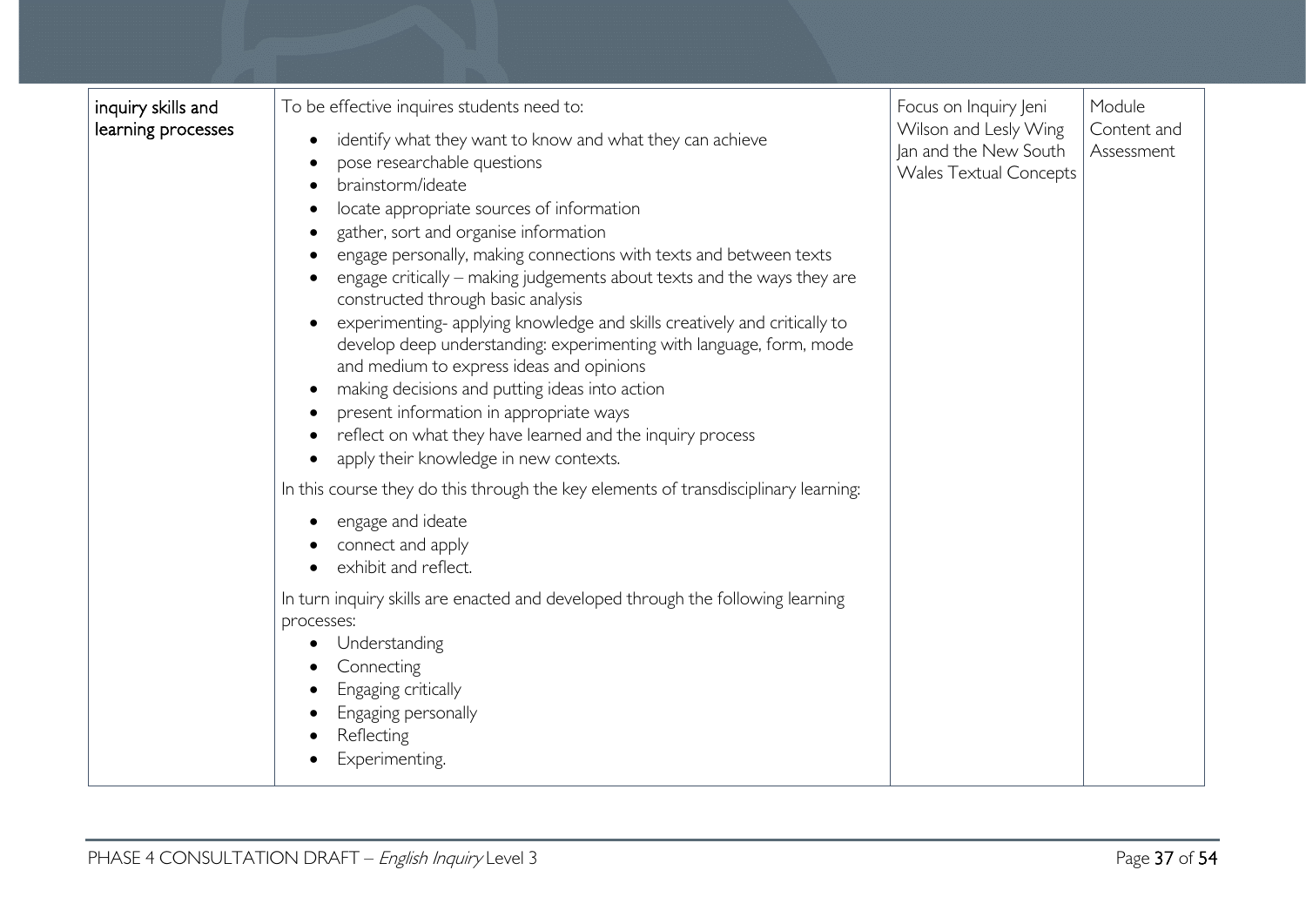| | | | |
|---|---|---|---|
| inquiry skills and learning processes | To be effective inquires students need to:<br>• identify what they want to know and what they can achieve<br>• pose researchable questions<br>• brainstorm/ideate<br>• locate appropriate sources of information<br>• gather, sort and organise information<br>• engage personally, making connections with texts and between texts<br>• engage critically – making judgements about texts and the ways they are constructed through basic analysis<br>• experimenting- applying knowledge and skills creatively and critically to develop deep understanding: experimenting with language, form, mode and medium to express ideas and opinions<br>• making decisions and putting ideas into action<br>• present information in appropriate ways<br>• reflect on what they have learned and the inquiry process<br>• apply their knowledge in new contexts.<br><br>In this course they do this through the key elements of transdisciplinary learning:<br>• engage and ideate<br>• connect and apply<br>• exhibit and reflect.<br><br>In turn inquiry skills are enacted and developed through the following learning processes:<br>• Understanding<br>• Connecting<br>• Engaging critically<br>• Engaging personally<br>• Reflecting<br>• Experimenting. | Focus on Inquiry Jeni Wilson and Lesly Wing Jan and the New South Wales Textual Concepts | Module Content and Assessment |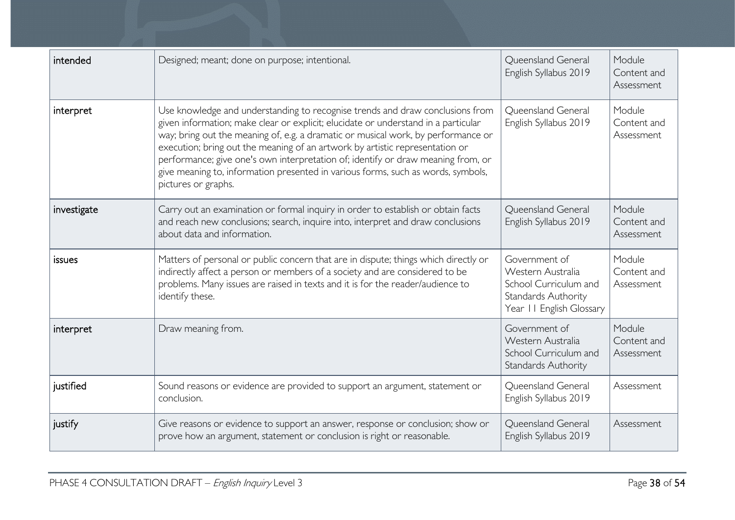| | | | |
|---|---|---|---|
| intended | Designed; meant; done on purpose; intentional. | Queensland General English Syllabus 2019 | Module Content and Assessment |
| interpret | Use knowledge and understanding to recognise trends and draw conclusions from given information; make clear or explicit; elucidate or understand in a particular way; bring out the meaning of, e.g. a dramatic or musical work, by performance or execution; bring out the meaning of an artwork by artistic representation or performance; give one's own interpretation of; identify or draw meaning from, or give meaning to, information presented in various forms, such as words, symbols, pictures or graphs. | Queensland General English Syllabus 2019 | Module Content and Assessment |
| investigate | Carry out an examination or formal inquiry in order to establish or obtain facts and reach new conclusions; search, inquire into, interpret and draw conclusions about data and information. | Queensland General English Syllabus 2019 | Module Content and Assessment |
| issues | Matters of personal or public concern that are in dispute; things which directly or indirectly affect a person or members of a society and are considered to be problems. Many issues are raised in texts and it is for the reader/audience to identify these. | Government of Western Australia School Curriculum and Standards Authority Year 11 English Glossary | Module Content and Assessment |
| interpret | Draw meaning from. | Government of Western Australia School Curriculum and Standards Authority | Module Content and Assessment |
| justified | Sound reasons or evidence are provided to support an argument, statement or conclusion. | Queensland General English Syllabus 2019 | Assessment |
| justify | Give reasons or evidence to support an answer, response or conclusion; show or prove how an argument, statement or conclusion is right or reasonable. | Queensland General English Syllabus 2019 | Assessment |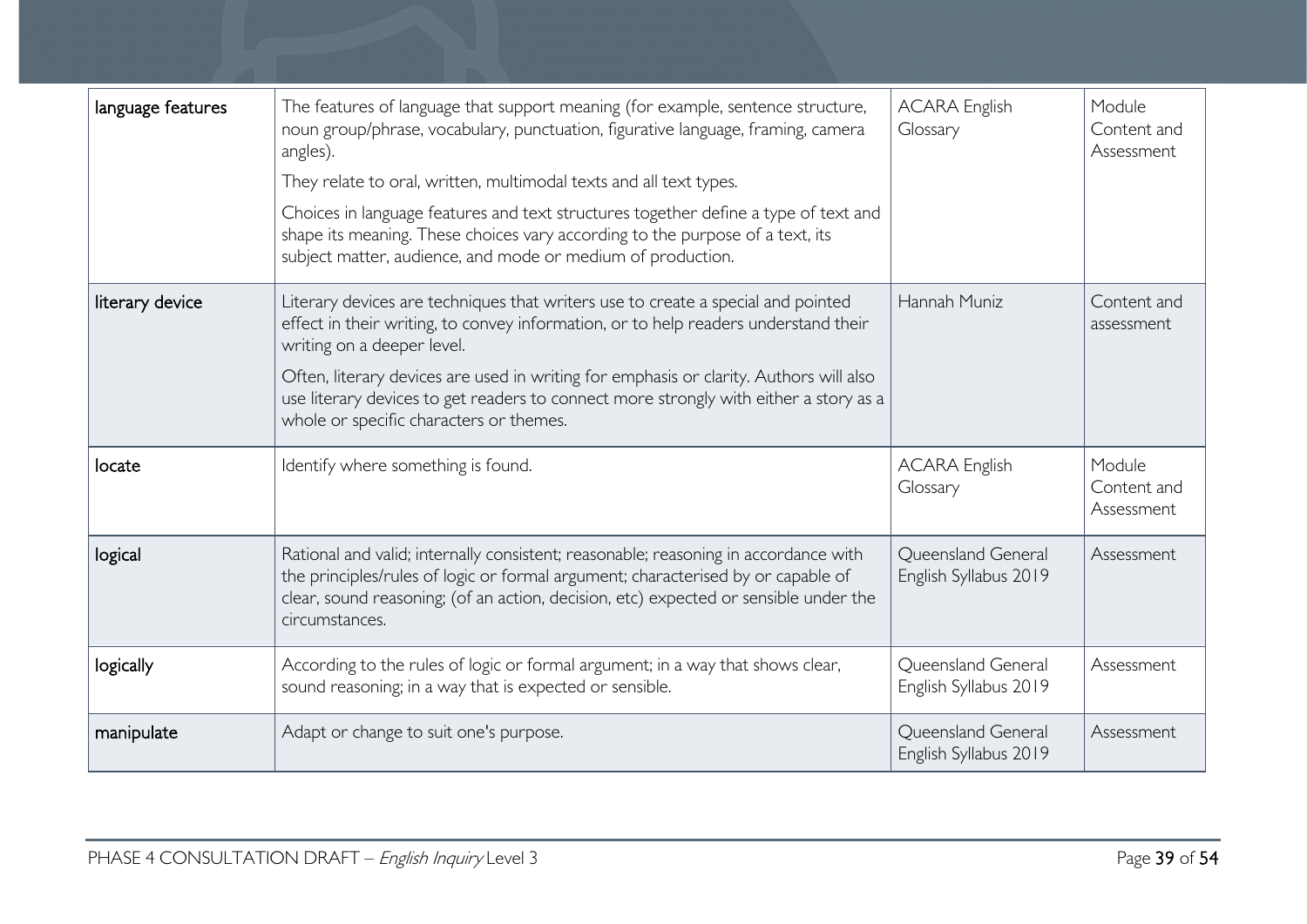| language features | The features of language that support meaning (for example, sentence structure, noun group/phrase, vocabulary, punctuation, figurative language, framing, camera angles).<br>They relate to oral, written, multimodal texts and all text types.<br>Choices in language features and text structures together define a type of text and shape its meaning. These choices vary according to the purpose of a text, its subject matter, audience, and mode or medium of production. | ACARA English Glossary | Module Content and Assessment |
|---|---|---|---|
| literary device | Literary devices are techniques that writers use to create a special and pointed effect in their writing, to convey information, or to help readers understand their writing on a deeper level.<br>Often, literary devices are used in writing for emphasis or clarity. Authors will also use literary devices to get readers to connect more strongly with either a story as a whole or specific characters or themes. | Hannah Muniz | Content and assessment |
| locate | Identify where something is found. | ACARA English Glossary | Module Content and Assessment |
| logical | Rational and valid; internally consistent; reasonable; reasoning in accordance with the principles/rules of logic or formal argument; characterised by or capable of clear, sound reasoning; (of an action, decision, etc) expected or sensible under the circumstances. | Queensland General English Syllabus 2019 | Assessment |
| logically | According to the rules of logic or formal argument; in a way that shows clear, sound reasoning; in a way that is expected or sensible. | Queensland General English Syllabus 2019 | Assessment |
| manipulate | Adapt or change to suit one's purpose. | Queensland General English Syllabus 2019 | Assessment |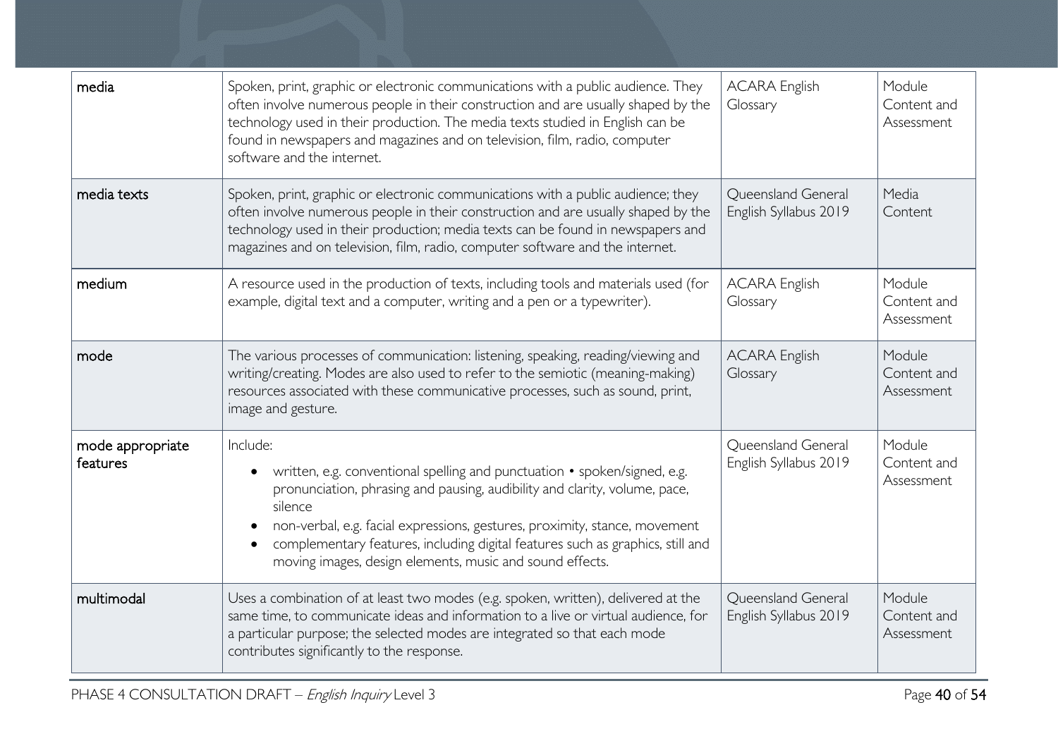| media | Spoken, print, graphic or electronic communications with a public audience. They often involve numerous people in their construction and are usually shaped by the technology used in their production. The media texts studied in English can be found in newspapers and magazines and on television, film, radio, computer software and the internet. | ACARA English Glossary | Module Content and Assessment |
|---|---|---|---|
| media texts | Spoken, print, graphic or electronic communications with a public audience; they often involve numerous people in their construction and are usually shaped by the technology used in their production; media texts can be found in newspapers and magazines and on television, film, radio, computer software and the internet. | Queensland General English Syllabus 2019 | Media Content |
| medium | A resource used in the production of texts, including tools and materials used (for example, digital text and a computer, writing and a pen or a typewriter). | ACARA English Glossary | Module Content and Assessment |
| mode | The various processes of communication: listening, speaking, reading/viewing and writing/creating. Modes are also used to refer to the semiotic (meaning-making) resources associated with these communicative processes, such as sound, print, image and gesture. | ACARA English Glossary | Module Content and Assessment |
| mode appropriate features | Include:<br>• written, e.g. conventional spelling and punctuation • spoken/signed, e.g. pronunciation, phrasing and pausing, audibility and clarity, volume, pace, silence<br>• non-verbal, e.g. facial expressions, gestures, proximity, stance, movement<br>• complementary features, including digital features such as graphics, still and moving images, design elements, music and sound effects. | Queensland General English Syllabus 2019 | Module Content and Assessment |
| multimodal | Uses a combination of at least two modes (e.g. spoken, written), delivered at the same time, to communicate ideas and information to a live or virtual audience, for a particular purpose; the selected modes are integrated so that each mode contributes significantly to the response. | Queensland General English Syllabus 2019 | Module Content and Assessment |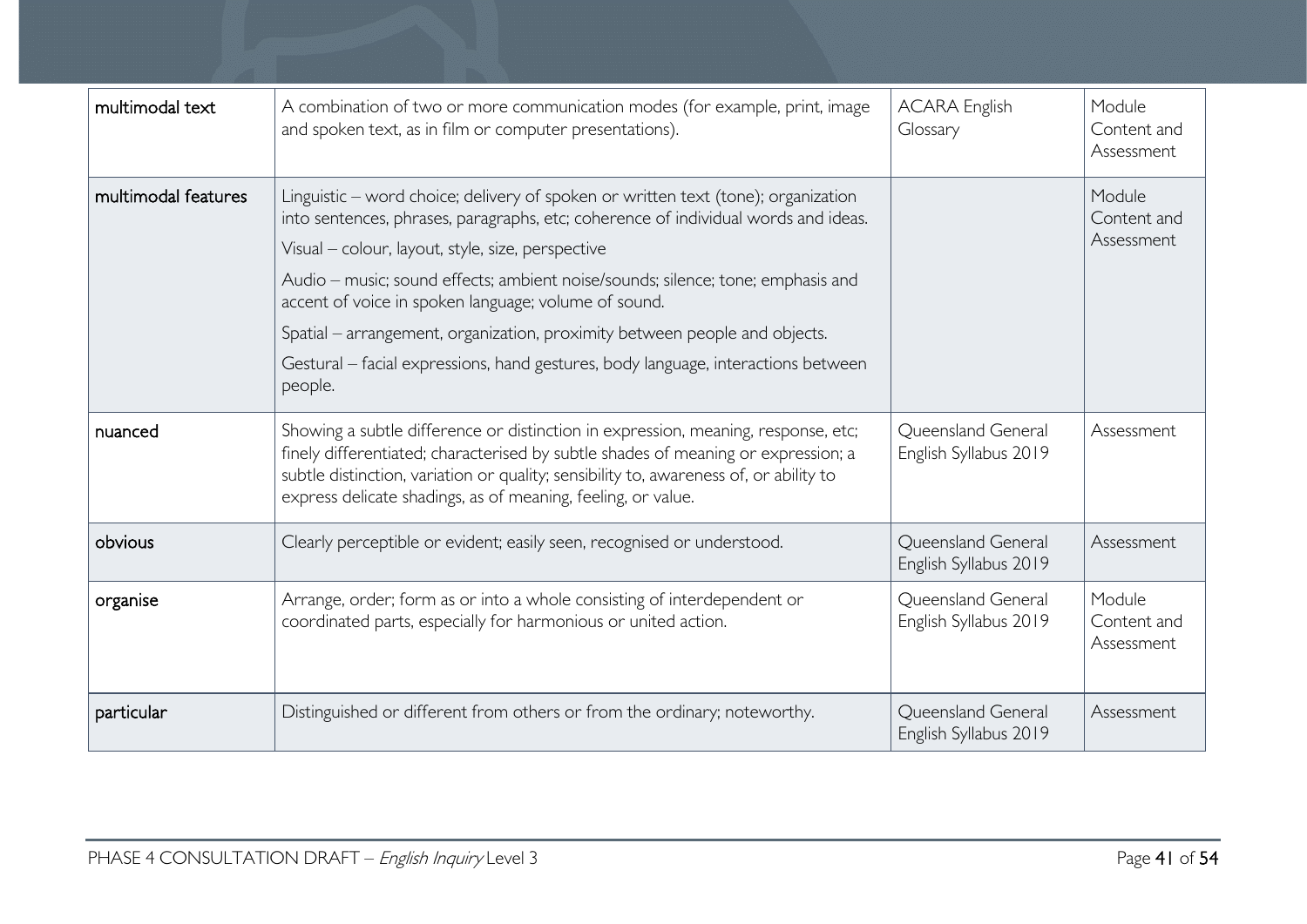| multimodal text | A combination of two or more communication modes (for example, print, image and spoken text, as in film or computer presentations). | ACARA English Glossary | Module Content and Assessment |
|---|---|---|---|
| multimodal features | Linguistic – word choice; delivery of spoken or written text (tone); organization into sentences, phrases, paragraphs, etc; coherence of individual words and ideas.<br>Visual – colour, layout, style, size, perspective<br>Audio – music; sound effects; ambient noise/sounds; silence; tone; emphasis and accent of voice in spoken language; volume of sound.<br>Spatial – arrangement, organization, proximity between people and objects.<br>Gestural – facial expressions, hand gestures, body language, interactions between people. | | Module Content and Assessment |
| nuanced | Showing a subtle difference or distinction in expression, meaning, response, etc; finely differentiated; characterised by subtle shades of meaning or expression; a subtle distinction, variation or quality; sensibility to, awareness of, or ability to express delicate shadings, as of meaning, feeling, or value. | Queensland General English Syllabus 2019 | Assessment |
| obvious | Clearly perceptible or evident; easily seen, recognised or understood. | Queensland General English Syllabus 2019 | Assessment |
| organise | Arrange, order; form as or into a whole consisting of interdependent or coordinated parts, especially for harmonious or united action. | Queensland General English Syllabus 2019 | Module Content and Assessment |
| particular | Distinguished or different from others or from the ordinary; noteworthy. | Queensland General English Syllabus 2019 | Assessment |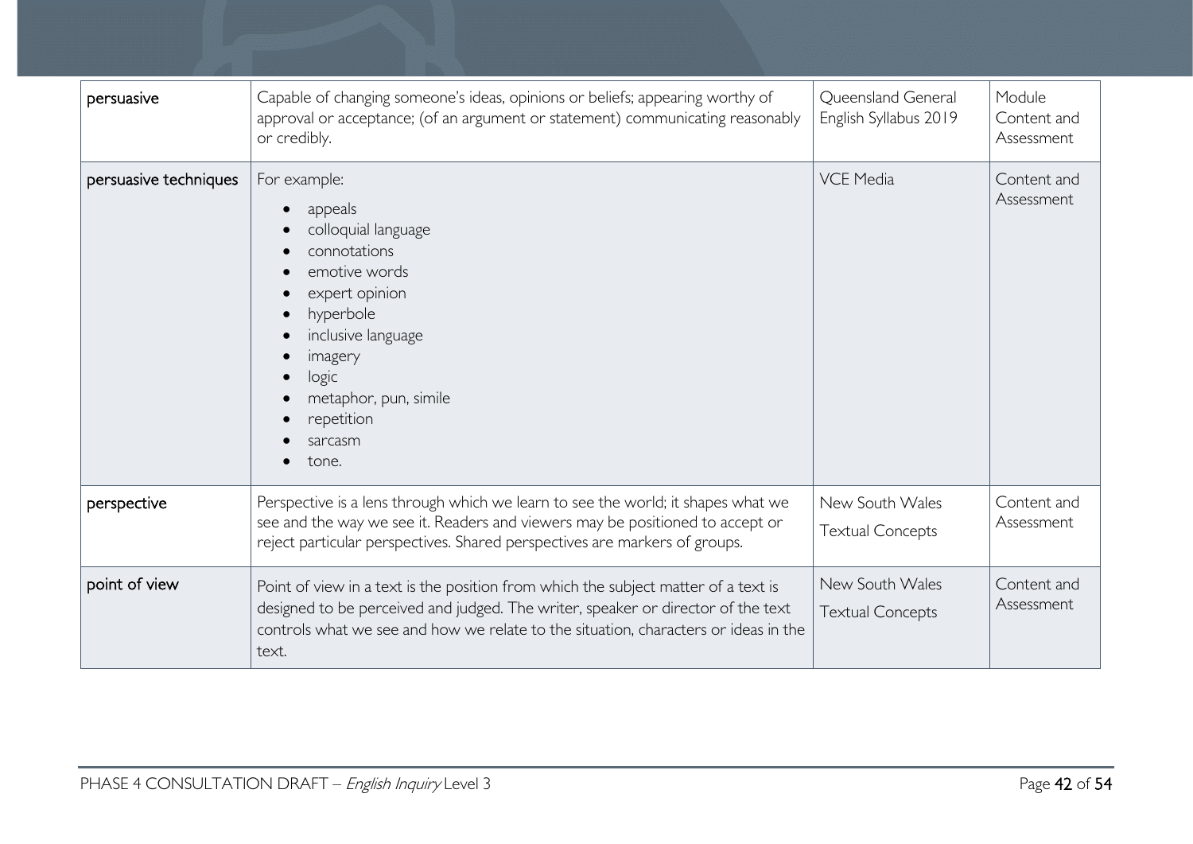| | | | |
|---|---|---|---|
| persuasive | Capable of changing someone's ideas, opinions or beliefs; appearing worthy of approval or acceptance; (of an argument or statement) communicating reasonably or credibly. | Queensland General English Syllabus 2019 | Module Content and Assessment |
| persuasive techniques | For example:<br>• appeals<br>• colloquial language<br>• connotations<br>• emotive words<br>• expert opinion<br>• hyperbole<br>• inclusive language<br>• imagery<br>• logic<br>• metaphor, pun, simile<br>• repetition<br>• sarcasm<br>• tone. | VCE Media | Content and Assessment |
| perspective | Perspective is a lens through which we learn to see the world; it shapes what we see and the way we see it. Readers and viewers may be positioned to accept or reject particular perspectives. Shared perspectives are markers of groups. | New South Wales Textual Concepts | Content and Assessment |
| point of view | Point of view in a text is the position from which the subject matter of a text is designed to be perceived and judged. The writer, speaker or director of the text controls what we see and how we relate to the situation, characters or ideas in the text. | New South Wales Textual Concepts | Content and Assessment |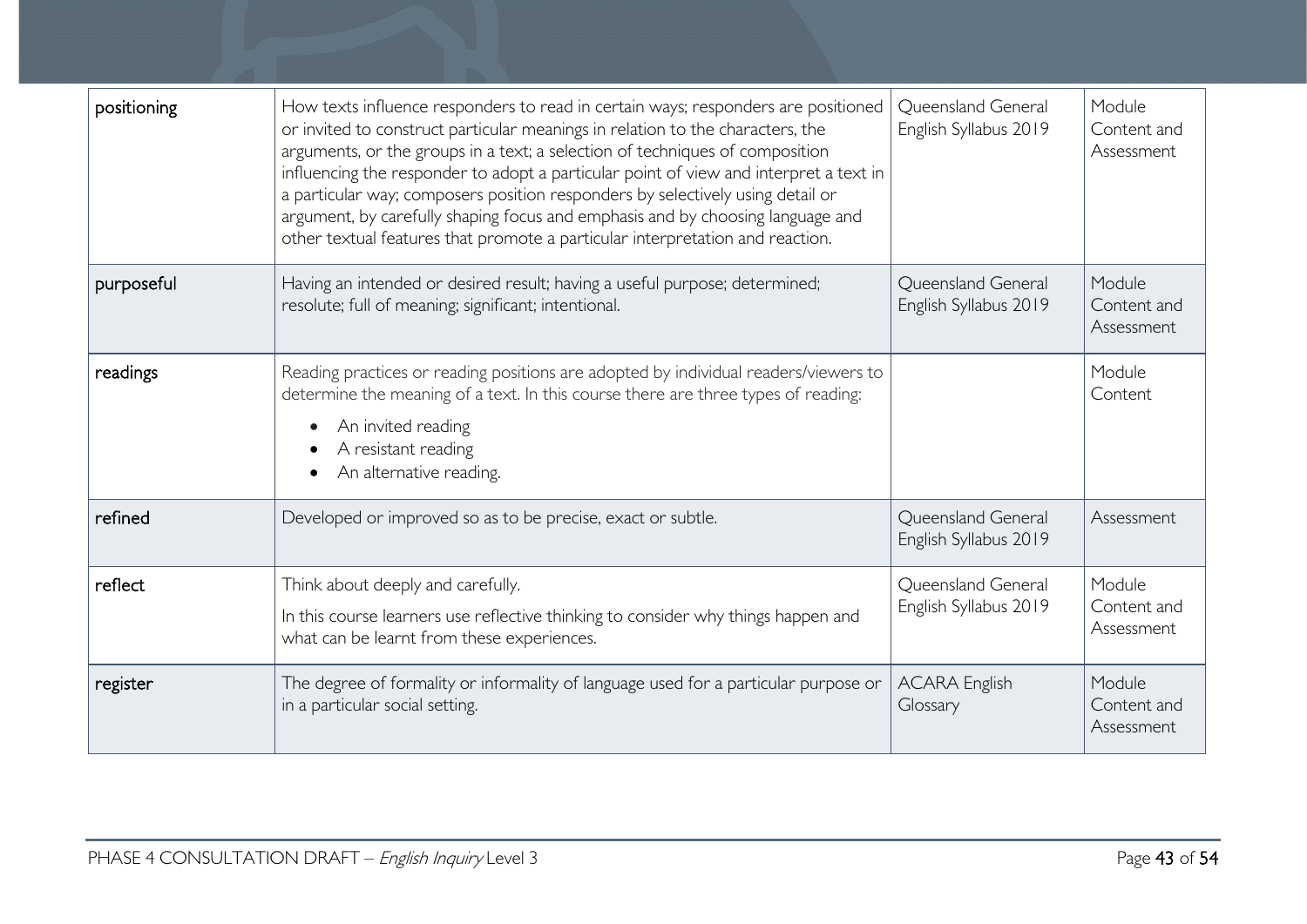| positioning | How texts influence responders to read in certain ways; responders are positioned or invited to construct particular meanings in relation to the characters, the arguments, or the groups in a text; a selection of techniques of composition influencing the responder to adopt a particular point of view and interpret a text in a particular way; composers position responders by selectively using detail or argument, by carefully shaping focus and emphasis and by choosing language and other textual features that promote a particular interpretation and reaction. | Queensland General English Syllabus 2019 | Module Content and Assessment |
|---|---|---|---|
| purposeful | Having an intended or desired result; having a useful purpose; determined; resolute; full of meaning; significant; intentional. | Queensland General English Syllabus 2019 | Module Content and Assessment |
| readings | Reading practices or reading positions are adopted by individual readers/viewers to determine the meaning of a text. In this course there are three types of reading:<br>• An invited reading<br>• A resistant reading<br>• An alternative reading. | | Module Content |
| refined | Developed or improved so as to be precise, exact or subtle. | Queensland General English Syllabus 2019 | Assessment |
| reflect | Think about deeply and carefully.<br>In this course learners use reflective thinking to consider why things happen and what can be learnt from these experiences. | Queensland General English Syllabus 2019 | Module Content and Assessment |
| register | The degree of formality or informality of language used for a particular purpose or in a particular social setting. | ACARA English Glossary | Module Content and Assessment |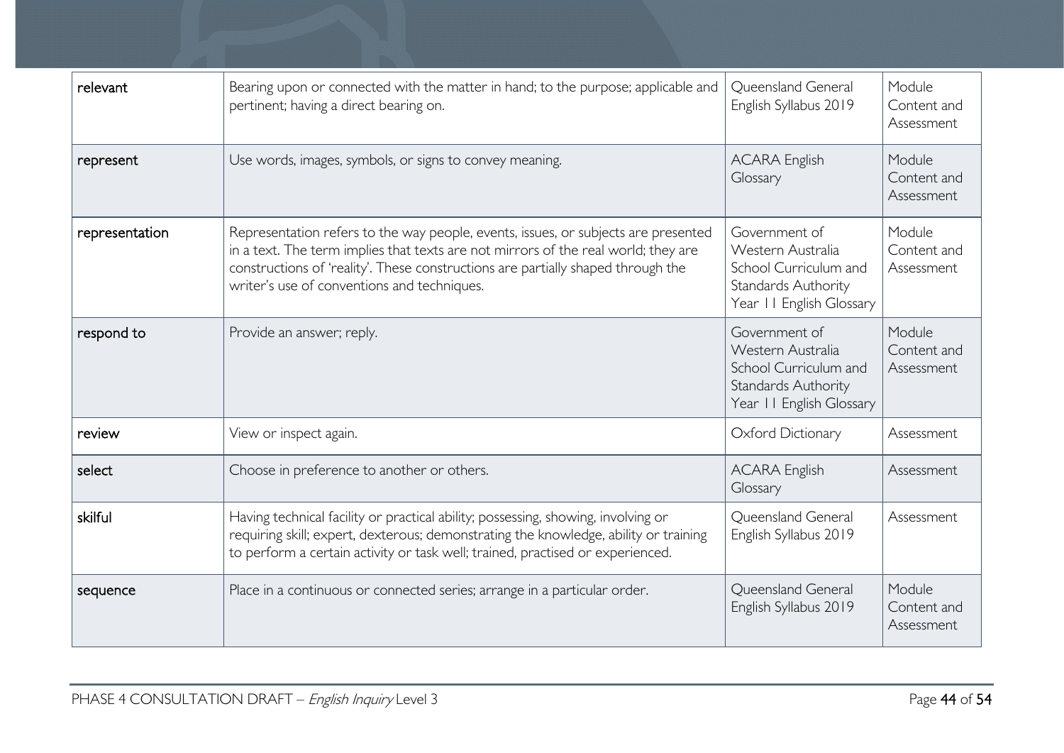| relevant | Bearing upon or connected with the matter in hand; to the purpose; applicable and pertinent; having a direct bearing on. | Queensland General English Syllabus 2019 | Module Content and Assessment |
|---|---|---|---|
| represent | Use words, images, symbols, or signs to convey meaning. | ACARA English Glossary | Module Content and Assessment |
| representation | Representation refers to the way people, events, issues, or subjects are presented in a text. The term implies that texts are not mirrors of the real world; they are constructions of 'reality'. These constructions are partially shaped through the writer's use of conventions and techniques. | Government of Western Australia School Curriculum and Standards Authority Year 11 English Glossary | Module Content and Assessment |
| respond to | Provide an answer; reply. | Government of Western Australia School Curriculum and Standards Authority Year 11 English Glossary | Module Content and Assessment |
| review | View or inspect again. | Oxford Dictionary | Assessment |
| select | Choose in preference to another or others. | ACARA English Glossary | Assessment |
| skilful | Having technical facility or practical ability; possessing, showing, involving or requiring skill; expert, dexterous; demonstrating the knowledge, ability or training to perform a certain activity or task well; trained, practised or experienced. | Queensland General English Syllabus 2019 | Assessment |
| sequence | Place in a continuous or connected series; arrange in a particular order. | Queensland General English Syllabus 2019 | Module Content and Assessment |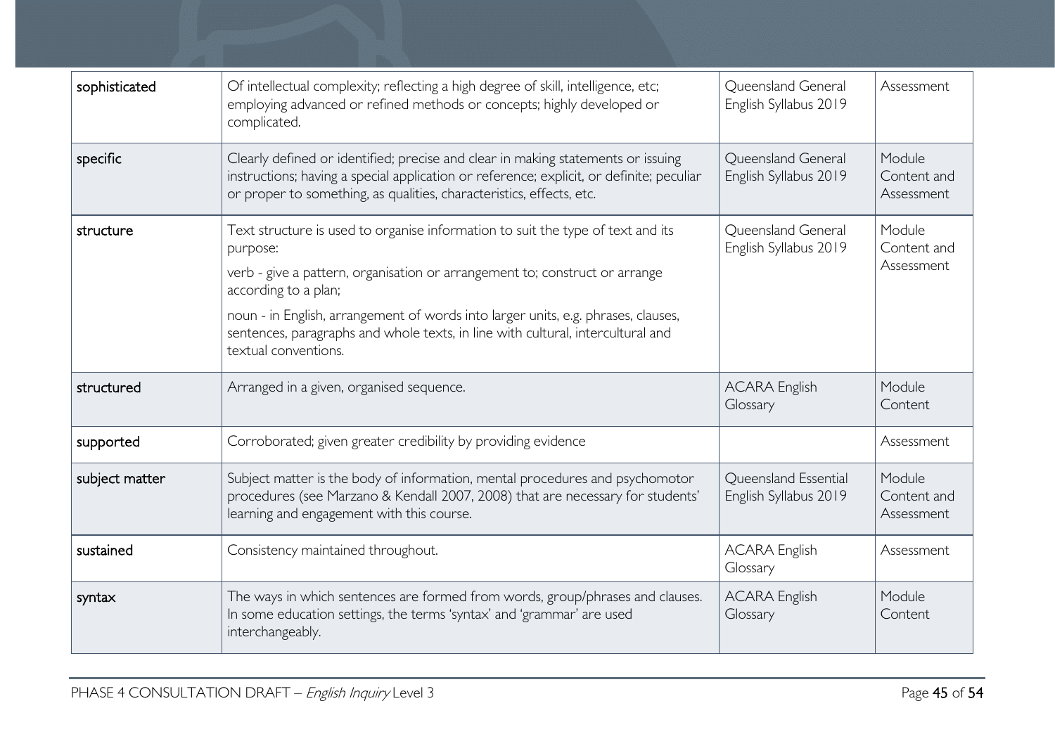| | | | |
|---|---|---|---|
| sophisticated | Of intellectual complexity; reflecting a high degree of skill, intelligence, etc; employing advanced or refined methods or concepts; highly developed or complicated. | Queensland General English Syllabus 2019 | Assessment |
| specific | Clearly defined or identified; precise and clear in making statements or issuing instructions; having a special application or reference; explicit, or definite; peculiar or proper to something, as qualities, characteristics, effects, etc. | Queensland General English Syllabus 2019 | Module Content and Assessment |
| structure | Text structure is used to organise information to suit the type of text and its purpose:<br>verb - give a pattern, organisation or arrangement to; construct or arrange according to a plan;<br>noun - in English, arrangement of words into larger units, e.g. phrases, clauses, sentences, paragraphs and whole texts, in line with cultural, intercultural and textual conventions. | Queensland General English Syllabus 2019 | Module Content and Assessment |
| structured | Arranged in a given, organised sequence. | ACARA English Glossary | Module Content |
| supported | Corroborated; given greater credibility by providing evidence | | Assessment |
| subject matter | Subject matter is the body of information, mental procedures and psychomotor procedures (see Marzano & Kendall 2007, 2008) that are necessary for students' learning and engagement with this course. | Queensland Essential English Syllabus 2019 | Module Content and Assessment |
| sustained | Consistency maintained throughout. | ACARA English Glossary | Assessment |
| syntax | The ways in which sentences are formed from words, group/phrases and clauses. In some education settings, the terms 'syntax' and 'grammar' are used interchangeably. | ACARA English Glossary | Module Content |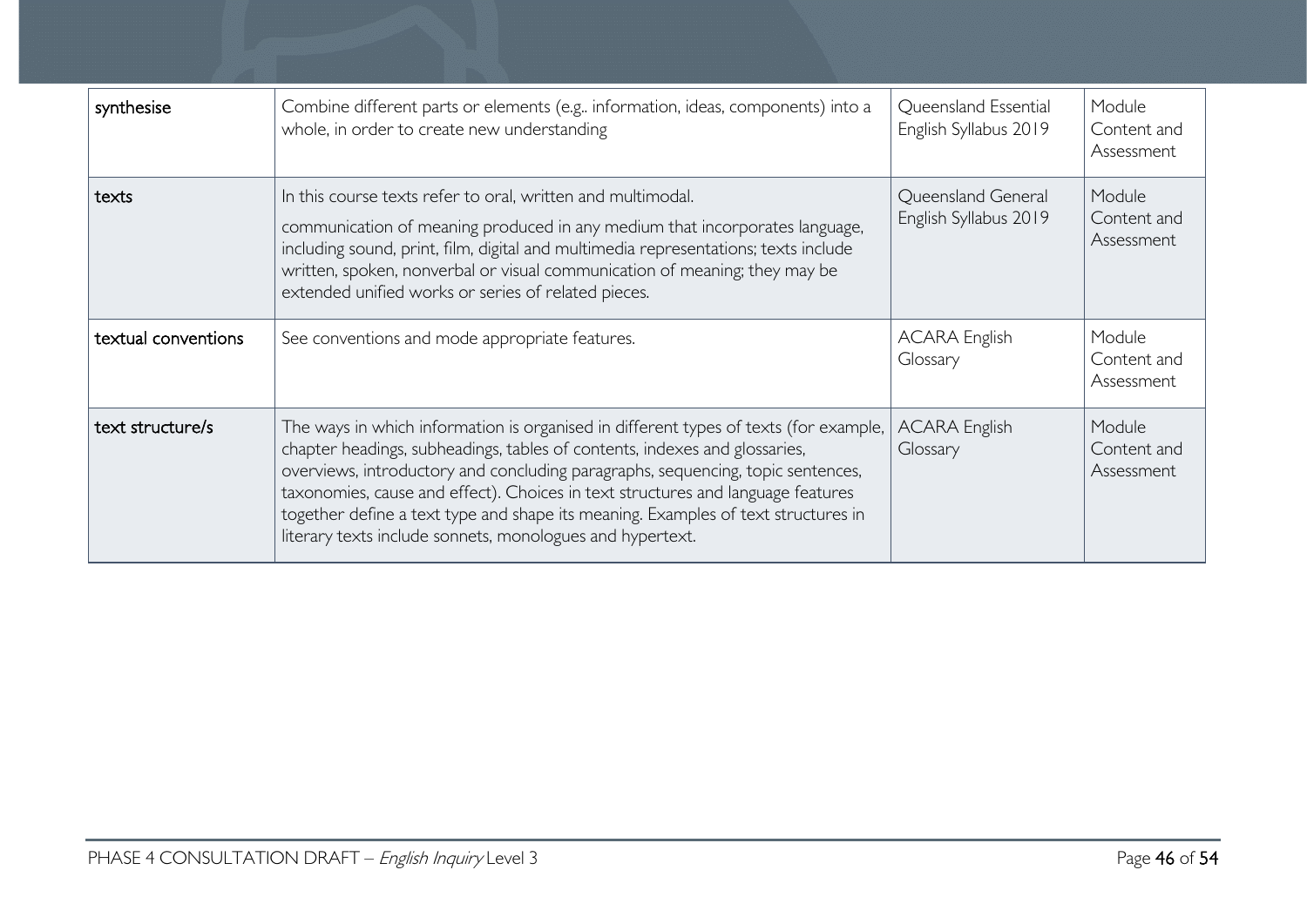| synthesise | Combine different parts or elements (e.g.. information, ideas, components) into a whole, in order to create new understanding | Queensland Essential English Syllabus 2019 | Module Content and Assessment |
|---|---|---|---|
| texts | In this course texts refer to oral, written and multimodal.<br>communication of meaning produced in any medium that incorporates language, including sound, print, film, digital and multimedia representations; texts include written, spoken, nonverbal or visual communication of meaning; they may be extended unified works or series of related pieces. | Queensland General English Syllabus 2019 | Module Content and Assessment |
| textual conventions | See conventions and mode appropriate features. | ACARA English Glossary | Module Content and Assessment |
| text structure/s | The ways in which information is organised in different types of texts (for example, chapter headings, subheadings, tables of contents, indexes and glossaries, overviews, introductory and concluding paragraphs, sequencing, topic sentences, taxonomies, cause and effect). Choices in text structures and language features together define a text type and shape its meaning. Examples of text structures in literary texts include sonnets, monologues and hypertext. | ACARA English Glossary | Module Content and Assessment |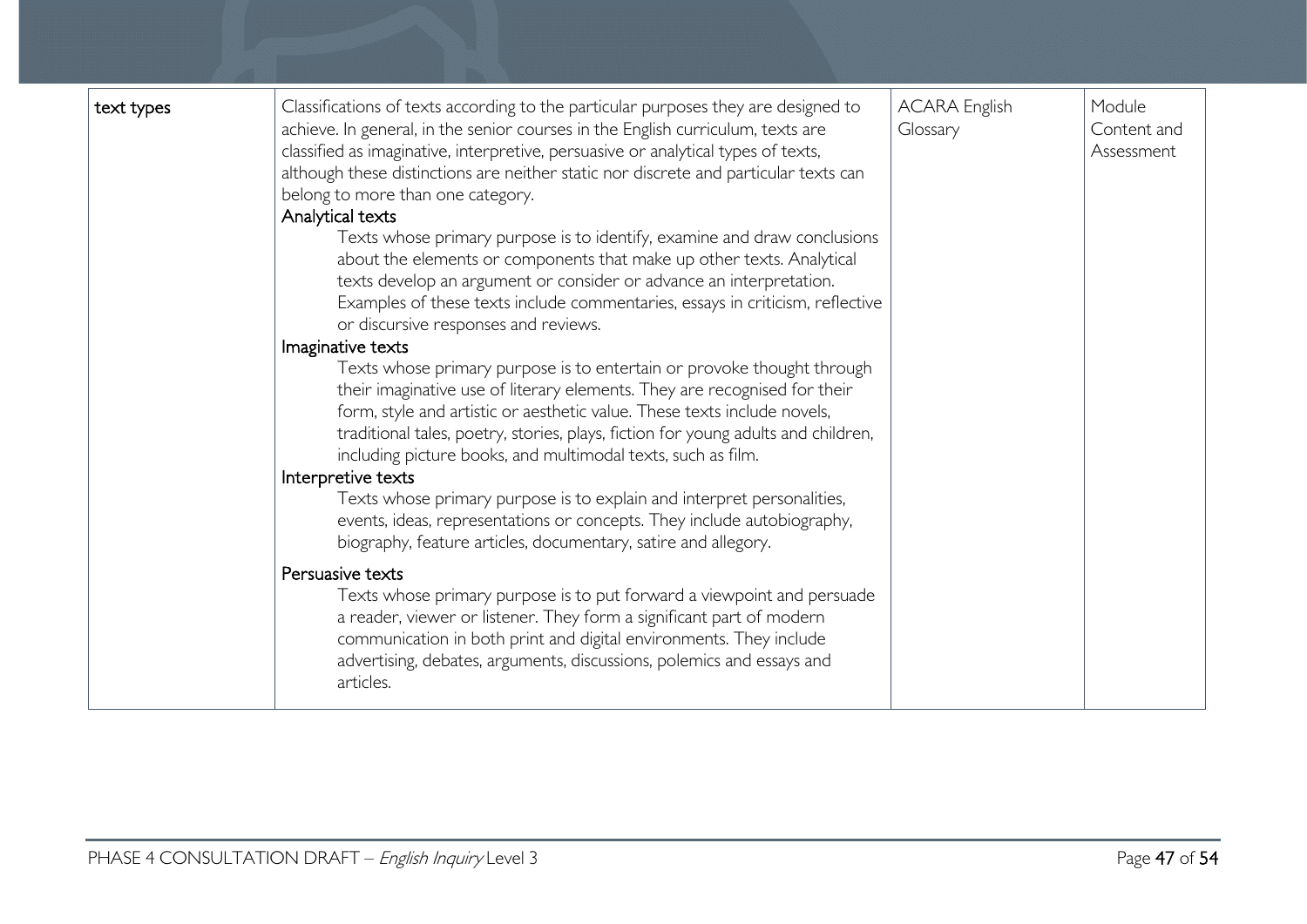| text types | Classifications of texts according to the particular purposes they are designed to achieve. In general, in the senior courses in the English curriculum, texts are classified as imaginative, interpretive, persuasive or analytical types of texts, although these distinctions are neither static nor discrete and particular texts can belong to more than one category.<br>Analytical texts<br>Texts whose primary purpose is to identify, examine and draw conclusions about the elements or components that make up other texts. Analytical texts develop an argument or consider or advance an interpretation. Examples of these texts include commentaries, essays in criticism, reflective or discursive responses and reviews.<br>Imaginative texts<br>Texts whose primary purpose is to entertain or provoke thought through their imaginative use of literary elements. They are recognised for their form, style and artistic or aesthetic value. These texts include novels, traditional tales, poetry, stories, plays, fiction for young adults and children, including picture books, and multimodal texts, such as film.<br>Interpretive texts<br>Texts whose primary purpose is to explain and interpret personalities, events, ideas, representations or concepts. They include autobiography, biography, feature articles, documentary, satire and allegory.<br>Persuasive texts<br>Texts whose primary purpose is to put forward a viewpoint and persuade a reader, viewer or listener. They form a significant part of modern communication in both print and digital environments. They include advertising, debates, arguments, discussions, polemics and essays and articles. | ACARA English Glossary | Module Content and Assessment |
|---|---|---|---|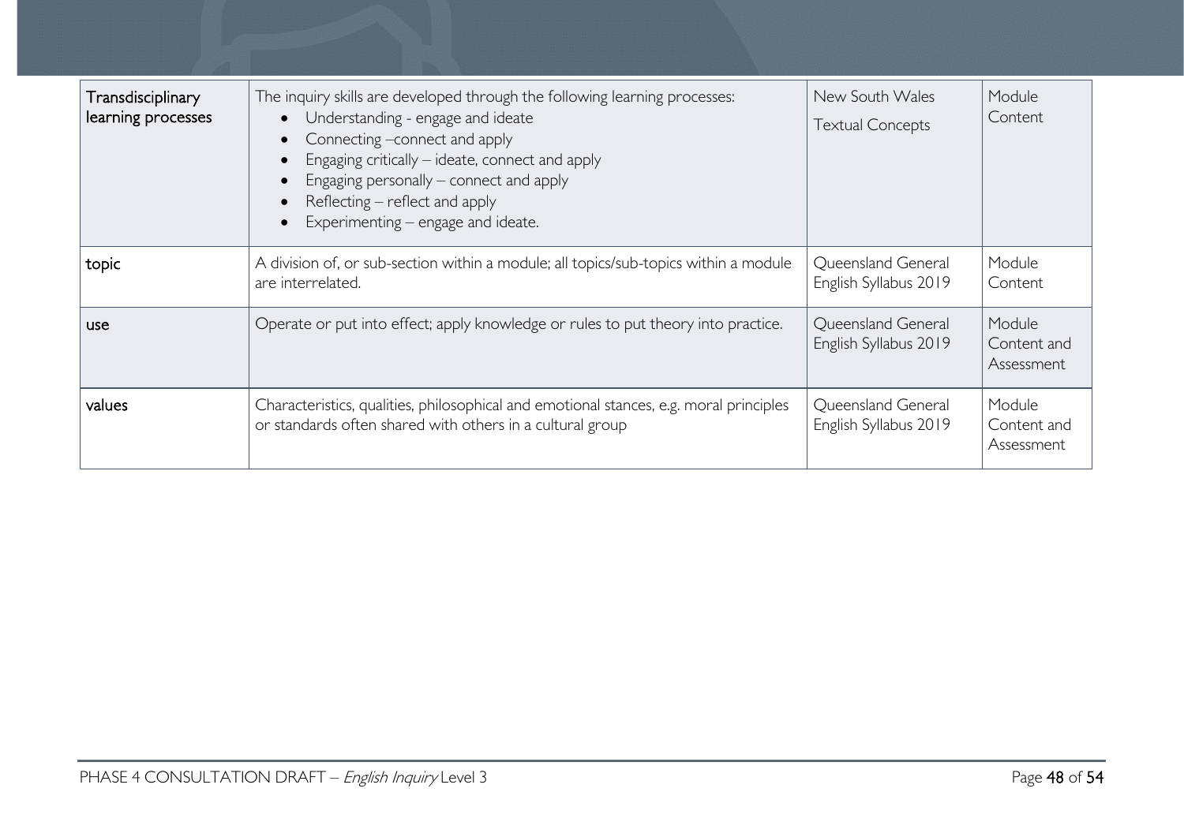| Transdisciplinary learning processes | The inquiry skills are developed through the following learning processes:<br>• Understanding - engage and ideate<br>• Connecting –connect and apply<br>• Engaging critically – ideate, connect and apply<br>• Engaging personally – connect and apply<br>• Reflecting – reflect and apply<br>• Experimenting – engage and ideate. | New South Wales Textual Concepts | Module Content |
|---|---|---|---|
| topic | A division of, or sub-section within a module; all topics/sub-topics within a module are interrelated. | Queensland General English Syllabus 2019 | Module Content |
| use | Operate or put into effect; apply knowledge or rules to put theory into practice. | Queensland General English Syllabus 2019 | Module Content and Assessment |
| values | Characteristics, qualities, philosophical and emotional stances, e.g. moral principles or standards often shared with others in a cultural group | Queensland General English Syllabus 2019 | Module Content and Assessment |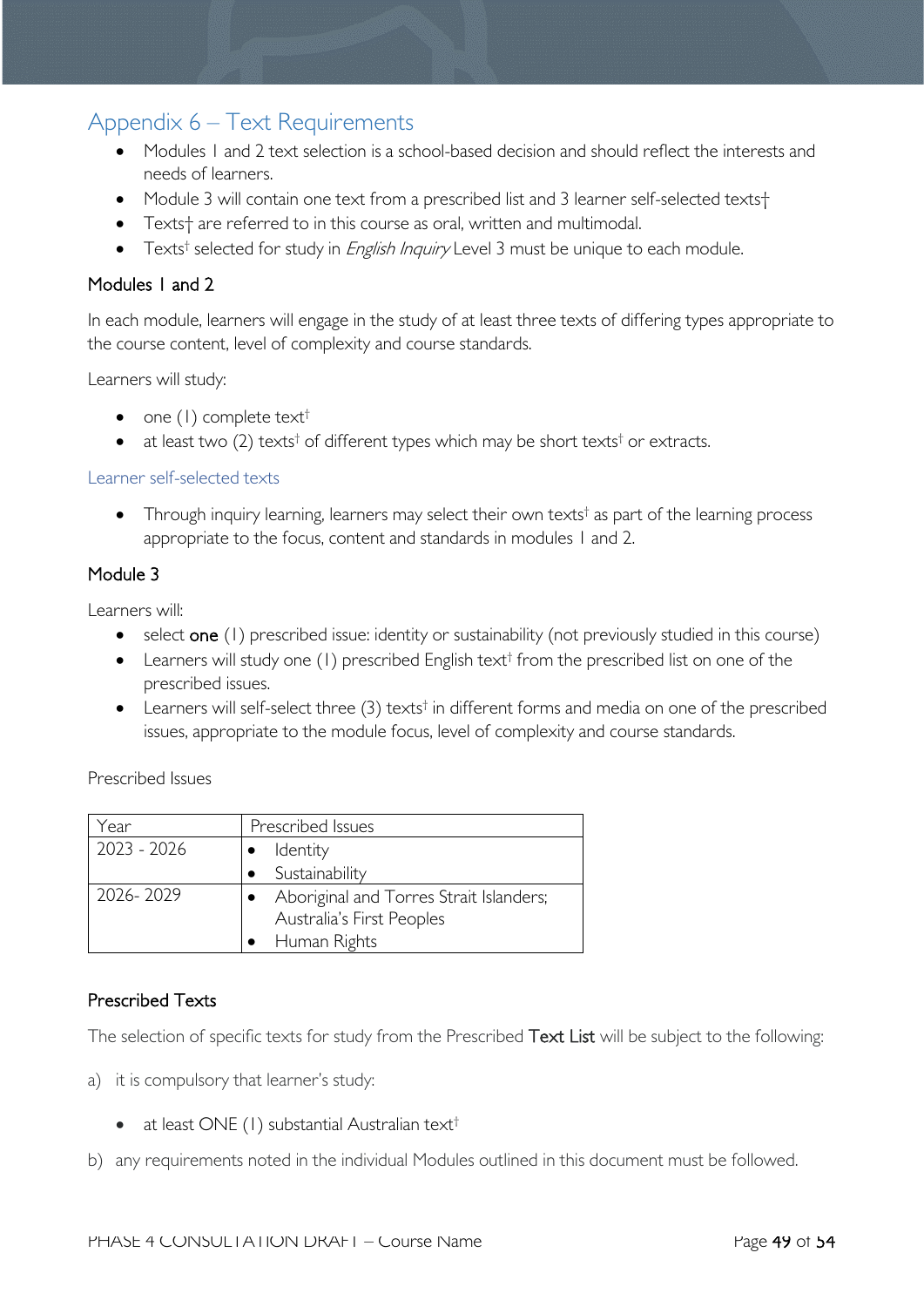## Appendix 6 – Text Requirements

- Modules 1 and 2 text selection is a school-based decision and should reflect the interests and needs of learners.
- Module 3 will contain one text from a prescribed list and 3 learner self-selected texts†
- Texts† are referred to in this course as oral, written and multimodal.
- Texts† selected for study in *English Inquiry* Level 3 must be unique to each module.

### Modules 1 and 2

In each module, learners will engage in the study of at least three texts of differing types appropriate to the course content, level of complexity and course standards.

Learners will study:

- one (1) complete text†
- at least two (2) texts† of different types which may be short texts† or extracts.

#### Learner self-selected texts

- Through inquiry learning, learners may select their own texts† as part of the learning process appropriate to the focus, content and standards in modules 1 and 2.

### Module 3

Learners will:

- select **one** (1) prescribed issue: identity or sustainability (not previously studied in this course)
- Learners will study one (1) prescribed English text† from the prescribed list on one of the prescribed issues.
- Learners will self-select three (3) texts† in different forms and media on one of the prescribed issues, appropriate to the module focus, level of complexity and course standards.

Prescribed Issues

| Year | Prescribed Issues |
|---|---|
| 2023 - 2026 | • Identity<br>• Sustainability |
| 2026- 2029 | • Aboriginal and Torres Strait Islanders; Australia's First Peoples<br>• Human Rights |

### Prescribed Texts

The selection of specific texts for study from the Prescribed **Text List** will be subject to the following:

a) it is compulsory that learner's study:

- at least ONE (1) substantial Australian text†

b) any requirements noted in the individual Modules outlined in this document must be followed.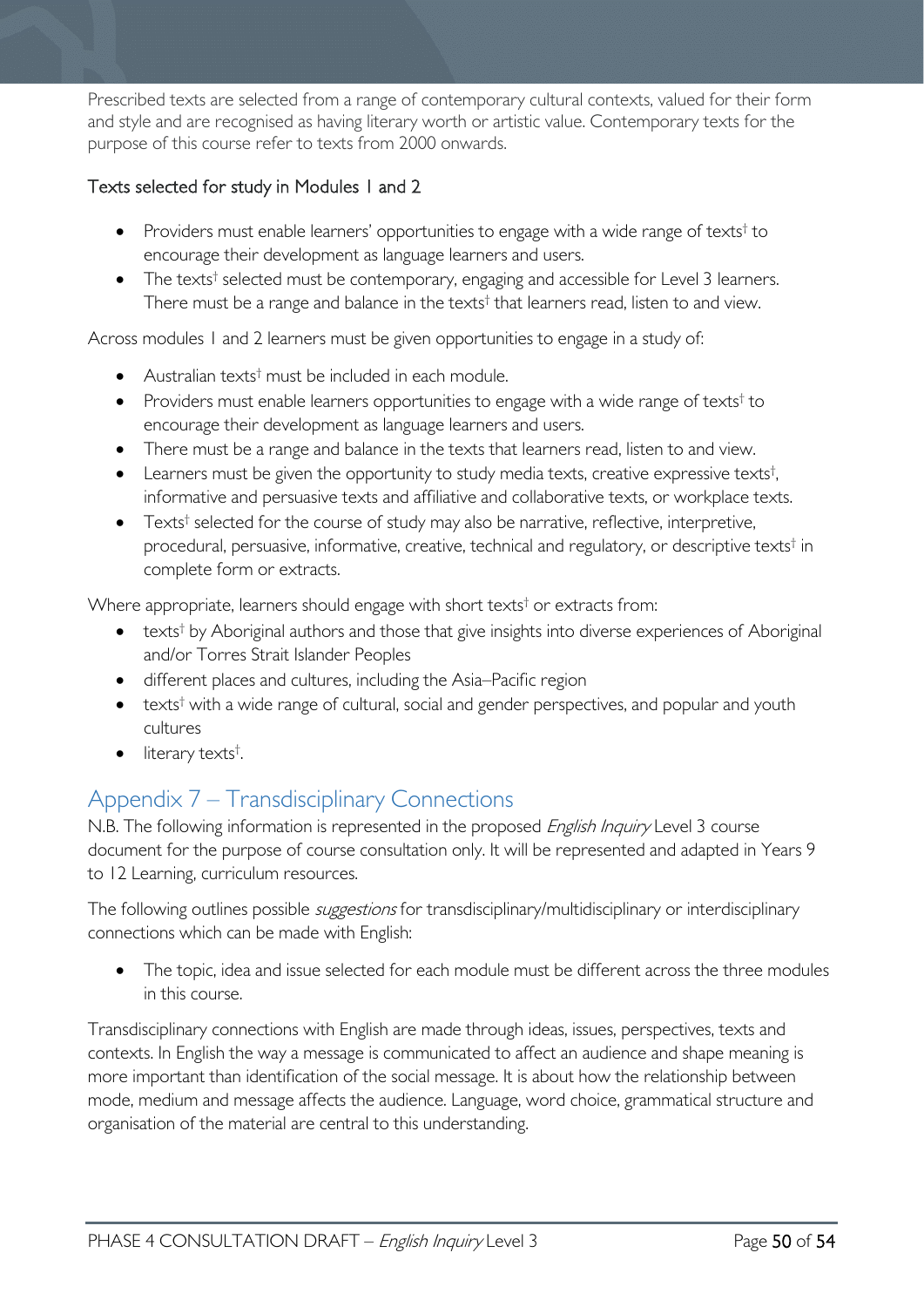Prescribed texts are selected from a range of contemporary cultural contexts, valued for their form and style and are recognised as having literary worth or artistic value. Contemporary texts for the purpose of this course refer to texts from 2000 onwards.

### Texts selected for study in Modules 1 and 2

- Providers must enable learners' opportunities to engage with a wide range of texts† to encourage their development as language learners and users.
- The texts† selected must be contemporary, engaging and accessible for Level 3 learners. There must be a range and balance in the texts† that learners read, listen to and view.

Across modules 1 and 2 learners must be given opportunities to engage in a study of:

- Australian texts† must be included in each module.
- Providers must enable learners opportunities to engage with a wide range of texts† to encourage their development as language learners and users.
- There must be a range and balance in the texts that learners read, listen to and view.
- Learners must be given the opportunity to study media texts, creative expressive texts†, informative and persuasive texts and affiliative and collaborative texts, or workplace texts.
- Texts† selected for the course of study may also be narrative, reflective, interpretive, procedural, persuasive, informative, creative, technical and regulatory, or descriptive texts† in complete form or extracts.

Where appropriate, learners should engage with short texts† or extracts from:

- texts† by Aboriginal authors and those that give insights into diverse experiences of Aboriginal and/or Torres Strait Islander Peoples
- different places and cultures, including the Asia–Pacific region
- texts† with a wide range of cultural, social and gender perspectives, and popular and youth cultures
- literary texts†.

## Appendix 7 – Transdisciplinary Connections

N.B. The following information is represented in the proposed *English Inquiry* Level 3 course document for the purpose of course consultation only. It will be represented and adapted in Years 9 to 12 Learning, curriculum resources.

The following outlines possible *suggestions* for transdisciplinary/multidisciplinary or interdisciplinary connections which can be made with English:

- The topic, idea and issue selected for each module must be different across the three modules in this course.

Transdisciplinary connections with English are made through ideas, issues, perspectives, texts and contexts. In English the way a message is communicated to affect an audience and shape meaning is more important than identification of the social message. It is about how the relationship between mode, medium and message affects the audience. Language, word choice, grammatical structure and organisation of the material are central to this understanding.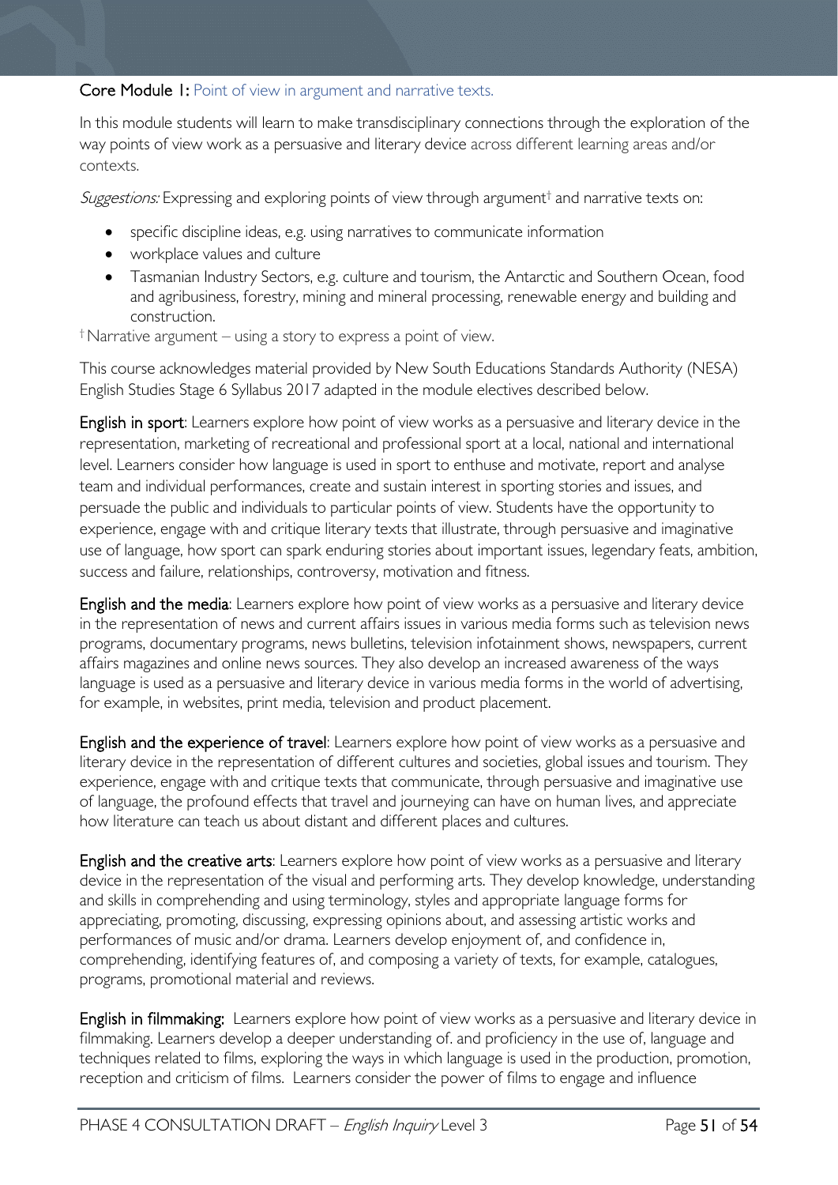**Core Module 1:** Point of view in argument and narrative texts.

In this module students will learn to make transdisciplinary connections through the exploration of the way points of view work as a persuasive and literary device across different learning areas and/or contexts.

*Suggestions:* Expressing and exploring points of view through argument† and narrative texts on:

- specific discipline ideas, e.g. using narratives to communicate information
- workplace values and culture
- Tasmanian Industry Sectors, e.g. culture and tourism, the Antarctic and Southern Ocean, food and agribusiness, forestry, mining and mineral processing, renewable energy and building and construction.

† Narrative argument – using a story to express a point of view.

This course acknowledges material provided by New South Educations Standards Authority (NESA) English Studies Stage 6 Syllabus 2017 adapted in the module electives described below.

**English in sport**: Learners explore how point of view works as a persuasive and literary device in the representation, marketing of recreational and professional sport at a local, national and international level. Learners consider how language is used in sport to enthuse and motivate, report and analyse team and individual performances, create and sustain interest in sporting stories and issues, and persuade the public and individuals to particular points of view. Students have the opportunity to experience, engage with and critique literary texts that illustrate, through persuasive and imaginative use of language, how sport can spark enduring stories about important issues, legendary feats, ambition, success and failure, relationships, controversy, motivation and fitness.

**English and the media**: Learners explore how point of view works as a persuasive and literary device in the representation of news and current affairs issues in various media forms such as television news programs, documentary programs, news bulletins, television infotainment shows, newspapers, current affairs magazines and online news sources. They also develop an increased awareness of the ways language is used as a persuasive and literary device in various media forms in the world of advertising, for example, in websites, print media, television and product placement.

**English and the experience of travel**: Learners explore how point of view works as a persuasive and literary device in the representation of different cultures and societies, global issues and tourism. They experience, engage with and critique texts that communicate, through persuasive and imaginative use of language, the profound effects that travel and journeying can have on human lives, and appreciate how literature can teach us about distant and different places and cultures.

**English and the creative arts**: Learners explore how point of view works as a persuasive and literary device in the representation of the visual and performing arts. They develop knowledge, understanding and skills in comprehending and using terminology, styles and appropriate language forms for appreciating, promoting, discussing, expressing opinions about, and assessing artistic works and performances of music and/or drama. Learners develop enjoyment of, and confidence in, comprehending, identifying features of, and composing a variety of texts, for example, catalogues, programs, promotional material and reviews.

**English in filmmaking:** Learners explore how point of view works as a persuasive and literary device in filmmaking. Learners develop a deeper understanding of. and proficiency in the use of, language and techniques related to films, exploring the ways in which language is used in the production, promotion, reception and criticism of films. Learners consider the power of films to engage and influence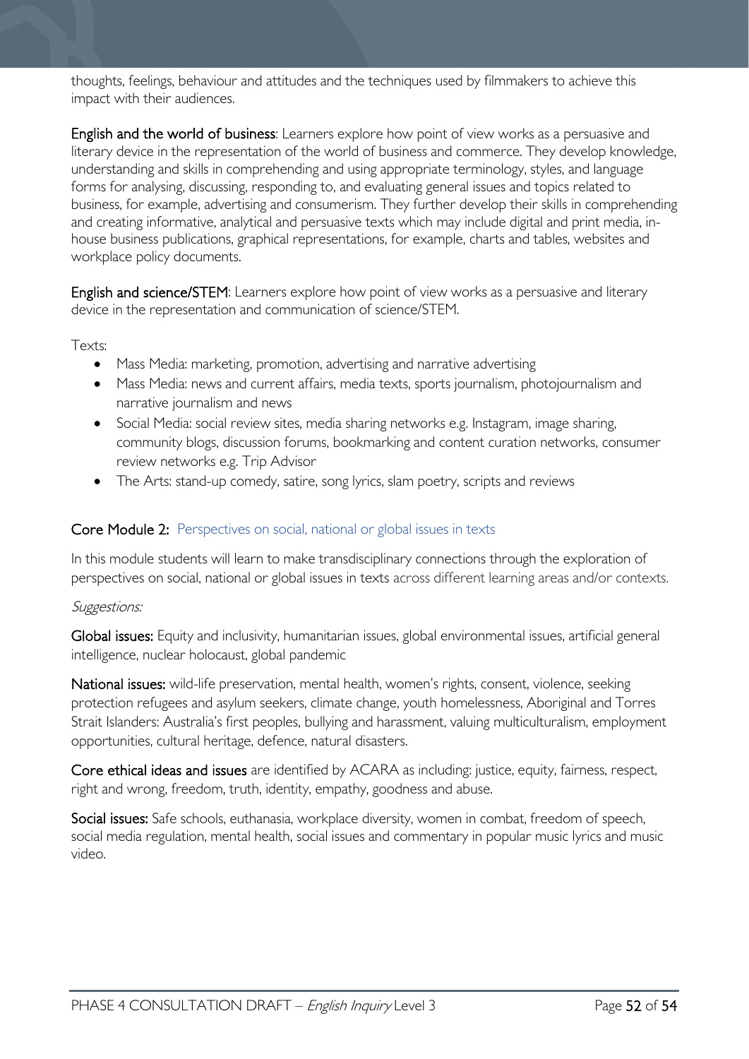thoughts, feelings, behaviour and attitudes and the techniques used by filmmakers to achieve this impact with their audiences.

**English and the world of business**: Learners explore how point of view works as a persuasive and literary device in the representation of the world of business and commerce. They develop knowledge, understanding and skills in comprehending and using appropriate terminology, styles, and language forms for analysing, discussing, responding to, and evaluating general issues and topics related to business, for example, advertising and consumerism. They further develop their skills in comprehending and creating informative, analytical and persuasive texts which may include digital and print media, in-house business publications, graphical representations, for example, charts and tables, websites and workplace policy documents.

**English and science/STEM**: Learners explore how point of view works as a persuasive and literary device in the representation and communication of science/STEM.

Texts:

- Mass Media: marketing, promotion, advertising and narrative advertising
- Mass Media: news and current affairs, media texts, sports journalism, photojournalism and narrative journalism and news
- Social Media: social review sites, media sharing networks e.g. Instagram, image sharing, community blogs, discussion forums, bookmarking and content curation networks, consumer review networks e.g. Trip Advisor
- The Arts: stand-up comedy, satire, song lyrics, slam poetry, scripts and reviews

### Core Module 2: Perspectives on social, national or global issues in texts

In this module students will learn to make transdisciplinary connections through the exploration of perspectives on social, national or global issues in texts across different learning areas and/or contexts.

*Suggestions:*

**Global issues:** Equity and inclusivity, humanitarian issues, global environmental issues, artificial general intelligence, nuclear holocaust, global pandemic

**National issues:** wild-life preservation, mental health, women's rights, consent, violence, seeking protection refugees and asylum seekers, climate change, youth homelessness, Aboriginal and Torres Strait Islanders: Australia's first peoples, bullying and harassment, valuing multiculturalism, employment opportunities, cultural heritage, defence, natural disasters.

**Core ethical ideas and issues** are identified by ACARA as including: justice, equity, fairness, respect, right and wrong, freedom, truth, identity, empathy, goodness and abuse.

**Social issues:** Safe schools, euthanasia, workplace diversity, women in combat, freedom of speech, social media regulation, mental health, social issues and commentary in popular music lyrics and music video.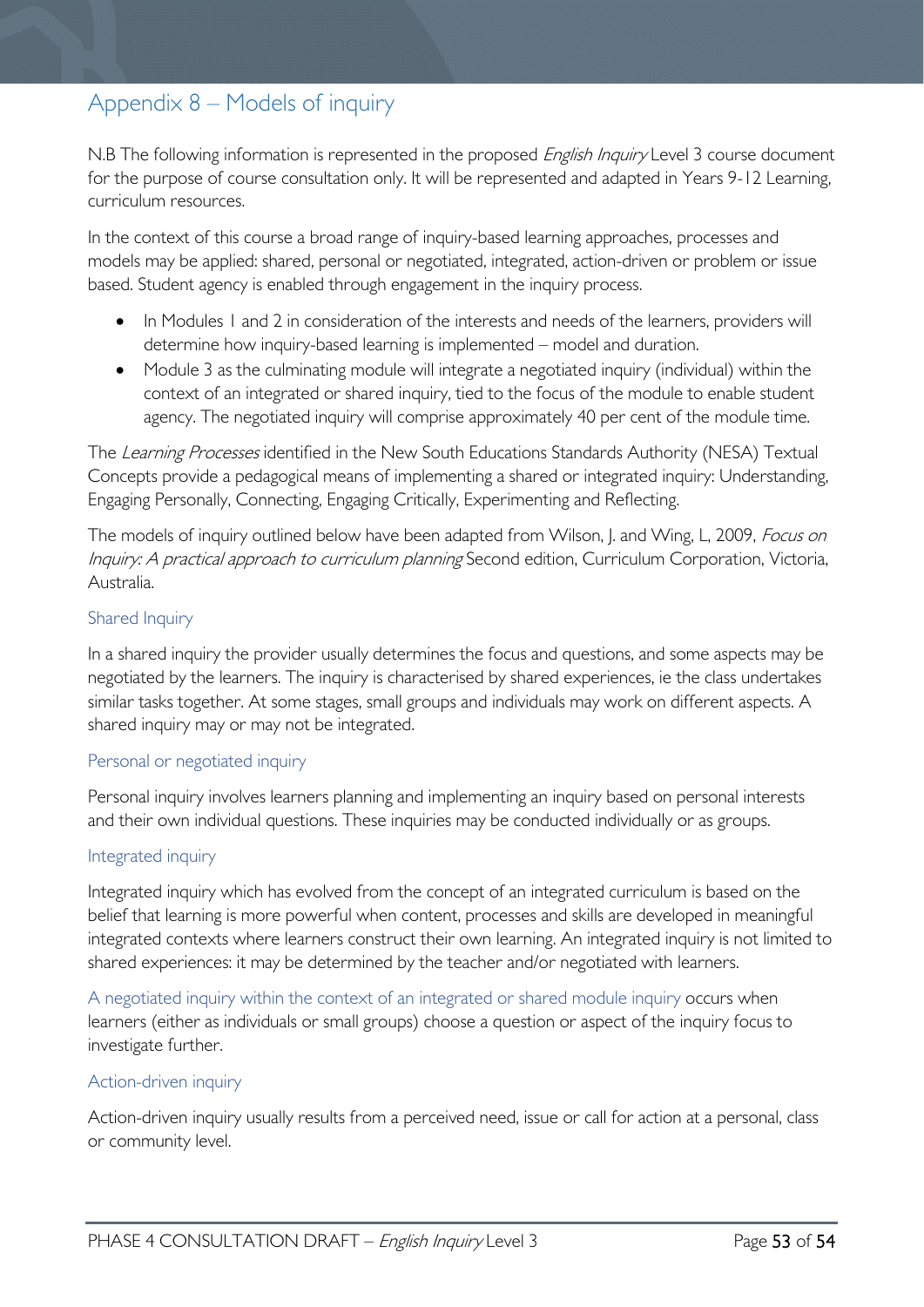# Appendix 8 – Models of inquiry

N.B The following information is represented in the proposed *English Inquiry* Level 3 course document for the purpose of course consultation only. It will be represented and adapted in Years 9-12 Learning, curriculum resources.

In the context of this course a broad range of inquiry-based learning approaches, processes and models may be applied: shared, personal or negotiated, integrated, action-driven or problem or issue based. Student agency is enabled through engagement in the inquiry process.

- In Modules 1 and 2 in consideration of the interests and needs of the learners, providers will determine how inquiry-based learning is implemented – model and duration.
- Module 3 as the culminating module will integrate a negotiated inquiry (individual) within the context of an integrated or shared inquiry, tied to the focus of the module to enable student agency. The negotiated inquiry will comprise approximately 40 per cent of the module time.

The *Learning Processes* identified in the New South Educations Standards Authority (NESA) Textual Concepts provide a pedagogical means of implementing a shared or integrated inquiry: Understanding, Engaging Personally, Connecting, Engaging Critically, Experimenting and Reflecting.

The models of inquiry outlined below have been adapted from Wilson, J. and Wing, L, 2009, *Focus on Inquiry: A practical approach to curriculum planning* Second edition, Curriculum Corporation, Victoria, Australia.

## Shared Inquiry

In a shared inquiry the provider usually determines the focus and questions, and some aspects may be negotiated by the learners. The inquiry is characterised by shared experiences, ie the class undertakes similar tasks together. At some stages, small groups and individuals may work on different aspects. A shared inquiry may or may not be integrated.

## Personal or negotiated inquiry

Personal inquiry involves learners planning and implementing an inquiry based on personal interests and their own individual questions. These inquiries may be conducted individually or as groups.

## Integrated inquiry

Integrated inquiry which has evolved from the concept of an integrated curriculum is based on the belief that learning is more powerful when content, processes and skills are developed in meaningful integrated contexts where learners construct their own learning. An integrated inquiry is not limited to shared experiences: it may be determined by the teacher and/or negotiated with learners.

A negotiated inquiry within the context of an integrated or shared module inquiry occurs when learners (either as individuals or small groups) choose a question or aspect of the inquiry focus to investigate further.

## Action-driven inquiry

Action-driven inquiry usually results from a perceived need, issue or call for action at a personal, class or community level.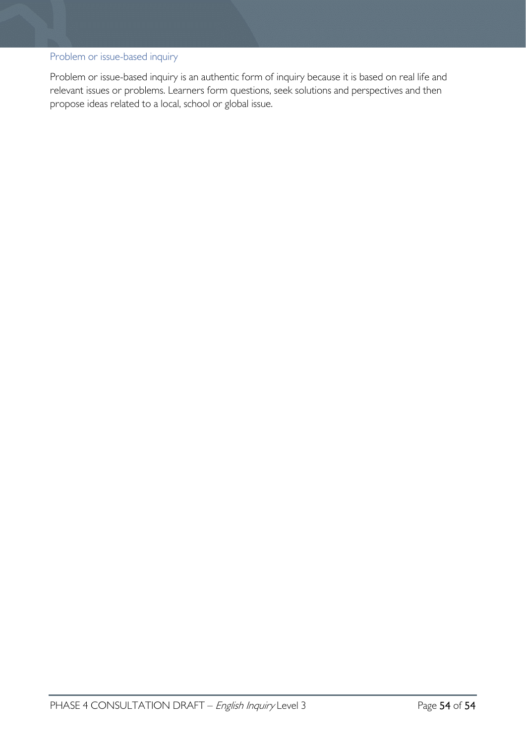### Problem or issue-based inquiry

Problem or issue-based inquiry is an authentic form of inquiry because it is based on real life and relevant issues or problems. Learners form questions, seek solutions and perspectives and then propose ideas related to a local, school or global issue.